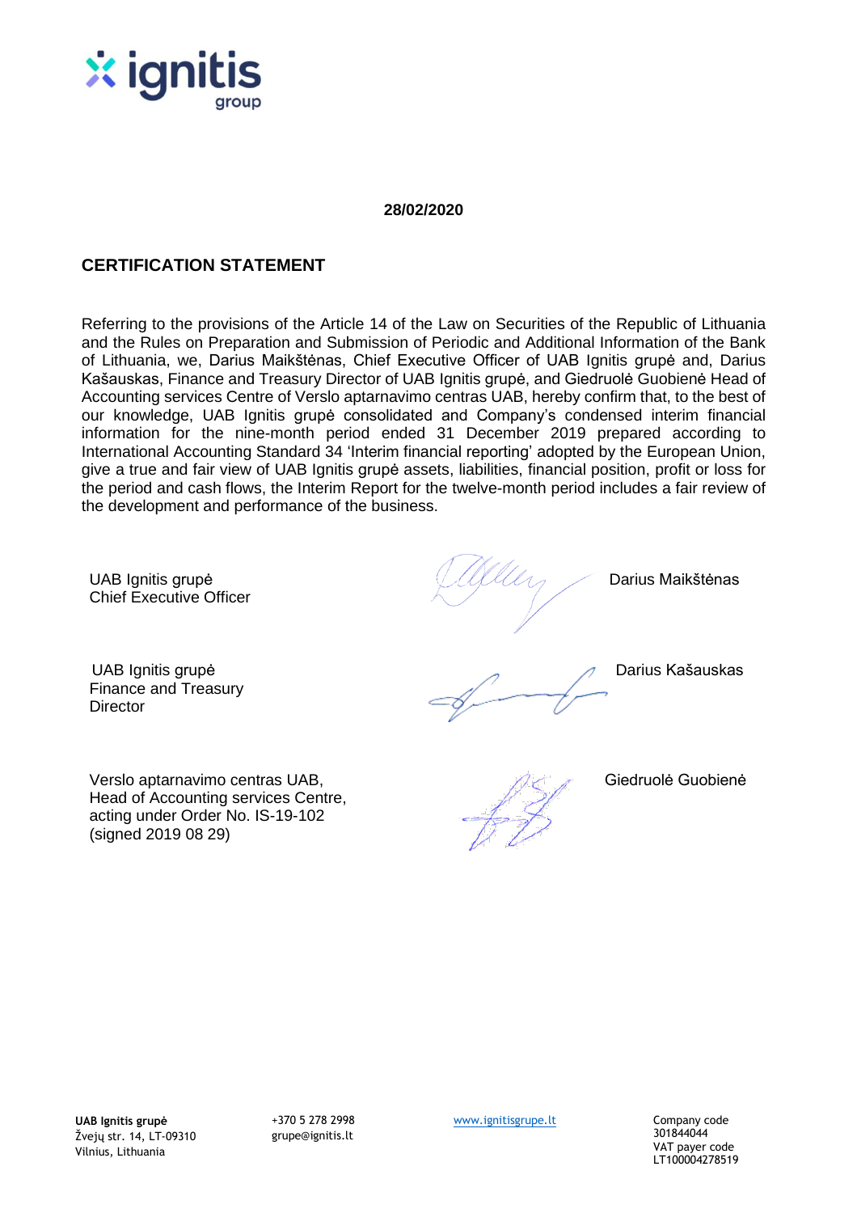**28/02/2020**

## CERTIFICATION STATEMENT

Referring to the provisions of the Article 14 of the Law on Securities of the Republic of Lithuania and the Rules on Preparation and Submission of Periodic and Additional Information of the Bank of Lithuania, we, Darius Maikštėnas, Chief Executive Officer of UAB Ignitis grupė and, Darius Kašauskas, Finance and Treasury Director of UAB Ignitis grupė, and Giedruolė Guobienė Head of Accounting services Centre of Verslo aptarnavimo centras UAB, hereby confirm that, to the best of our knowledge, UAB Ignitis grupė consolidated and Company's condensed interim financial information for the nine-month period ended 31 December 2019 prepared according to International Accounting Standard 34 'Interim financial reporting' adopted by the European Union, give a true and fair view of UAB Ignitis grupė assets, liabilities, financial position, profit or loss for the period and cash flows, the Interim Report for the twelve-month period includes a fair review of the development and performance of the business.

UAB Ignitis grupė
Chief Executive Officer

Darius Maikštėnas

UAB Ignitis grupė
Finance and Treasury
Director

Darius Kašauskas

Verslo aptarnavimo centras UAB,
Head of Accounting services Centre,
acting under Order No. IS-19-102
(signed 2019 08 29)

Giedruolė Guobienė

**UAB Ignitis grupė**
Žvejų str. 14, LT-09310
Vilnius, Lithuania

+370 5 278 2998
grupe@ignitis.lt

www.ignitisgrupe.lt

Company code
301844044
VAT payer code
LT100004278519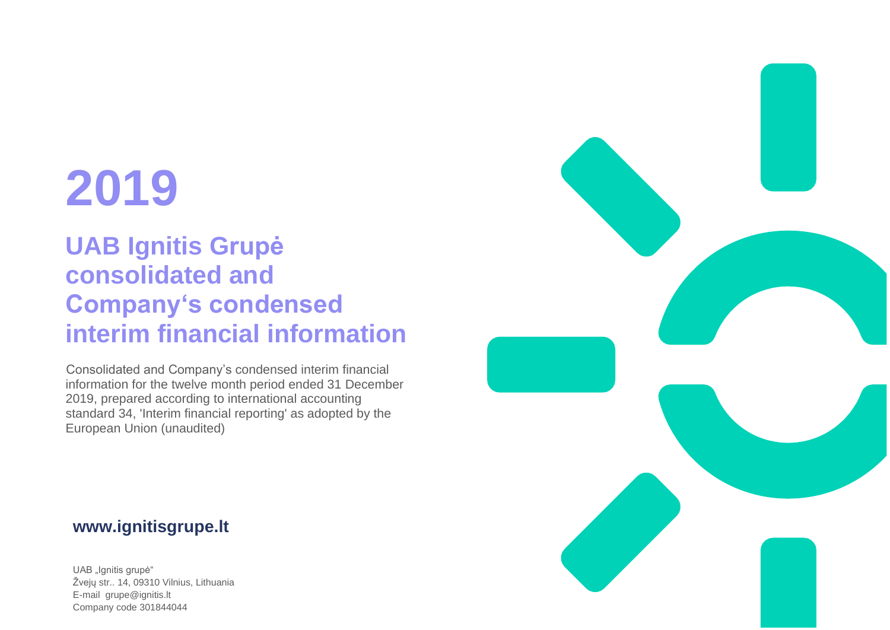# 2019

## UAB Ignitis Grupė consolidated and Company‘s condensed interim financial information

Consolidated and Company's condensed interim financial information for the twelve month period ended 31 December 2019, prepared according to international accounting standard 34, 'Interim financial reporting' as adopted by the European Union (unaudited)

**www.ignitisgrupe.lt**

UAB „Ignitis grupė"
Žvejų str.. 14, 09310 Vilnius, Lithuania
E-mail grupe@ignitis.lt
Company code 301844044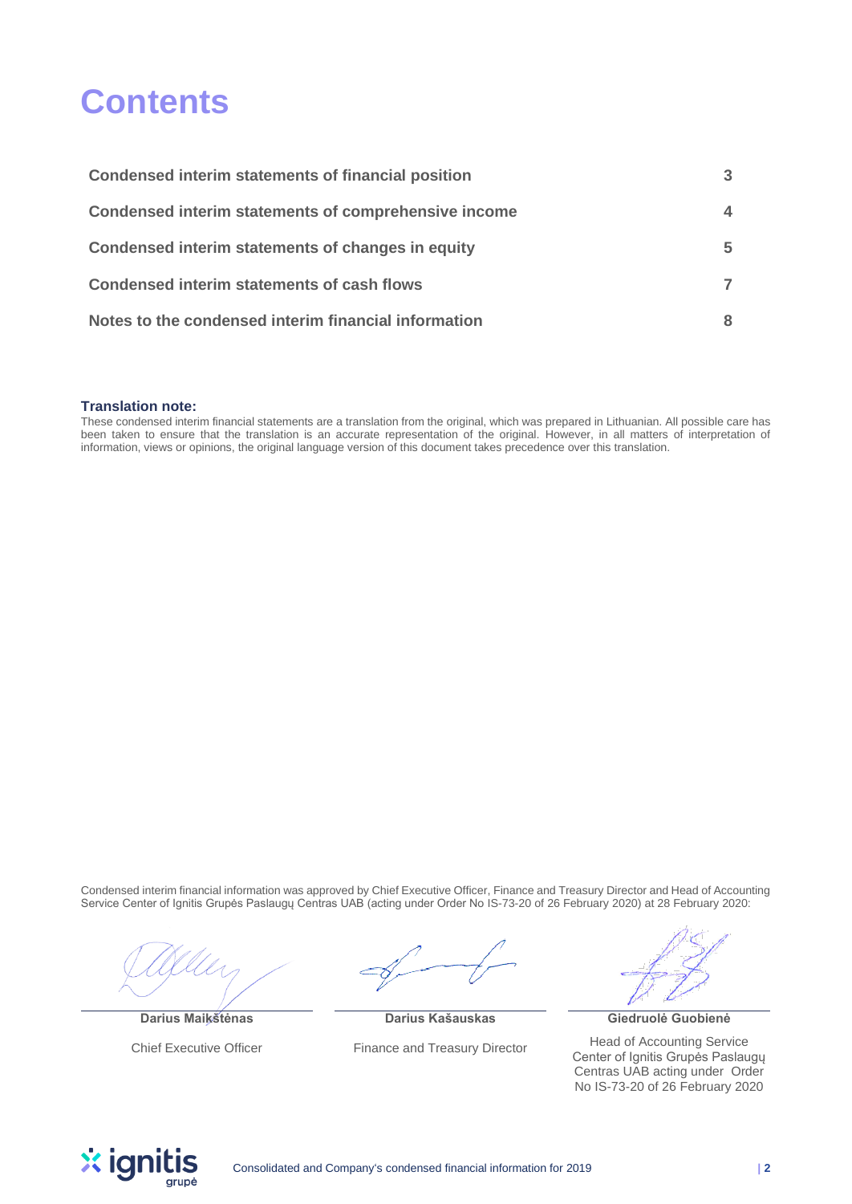# Contents

| | |
|---|---|
| **Condensed interim statements of financial position** | **3** |
| **Condensed interim statements of comprehensive income** | **4** |
| **Condensed interim statements of changes in equity** | **5** |
| **Condensed interim statements of cash flows** | **7** |
| **Notes to the condensed interim financial information** | **8** |

**Translation note:**
These condensed interim financial statements are a translation from the original, which was prepared in Lithuanian. All possible care has been taken to ensure that the translation is an accurate representation of the original. However, in all matters of interpretation of information, views or opinions, the original language version of this document takes precedence over this translation.

Condensed interim financial information was approved by Chief Executive Officer, Finance and Treasury Director and Head of Accounting Service Center of Ignitis Grupės Paslaugų Centras UAB (acting under Order No IS-73-20 of 26 February 2020) at 28 February 2020:

| **Darius Maikštėnas** | **Darius Kašauskas** | **Giedruolė Guobienė** |
|---|---|---|
| Chief Executive Officer | Finance and Treasury Director | Head of Accounting Service Center of Ignitis Grupės Paslaugų Centras UAB acting under Order No IS-73-20 of 26 February 2020 |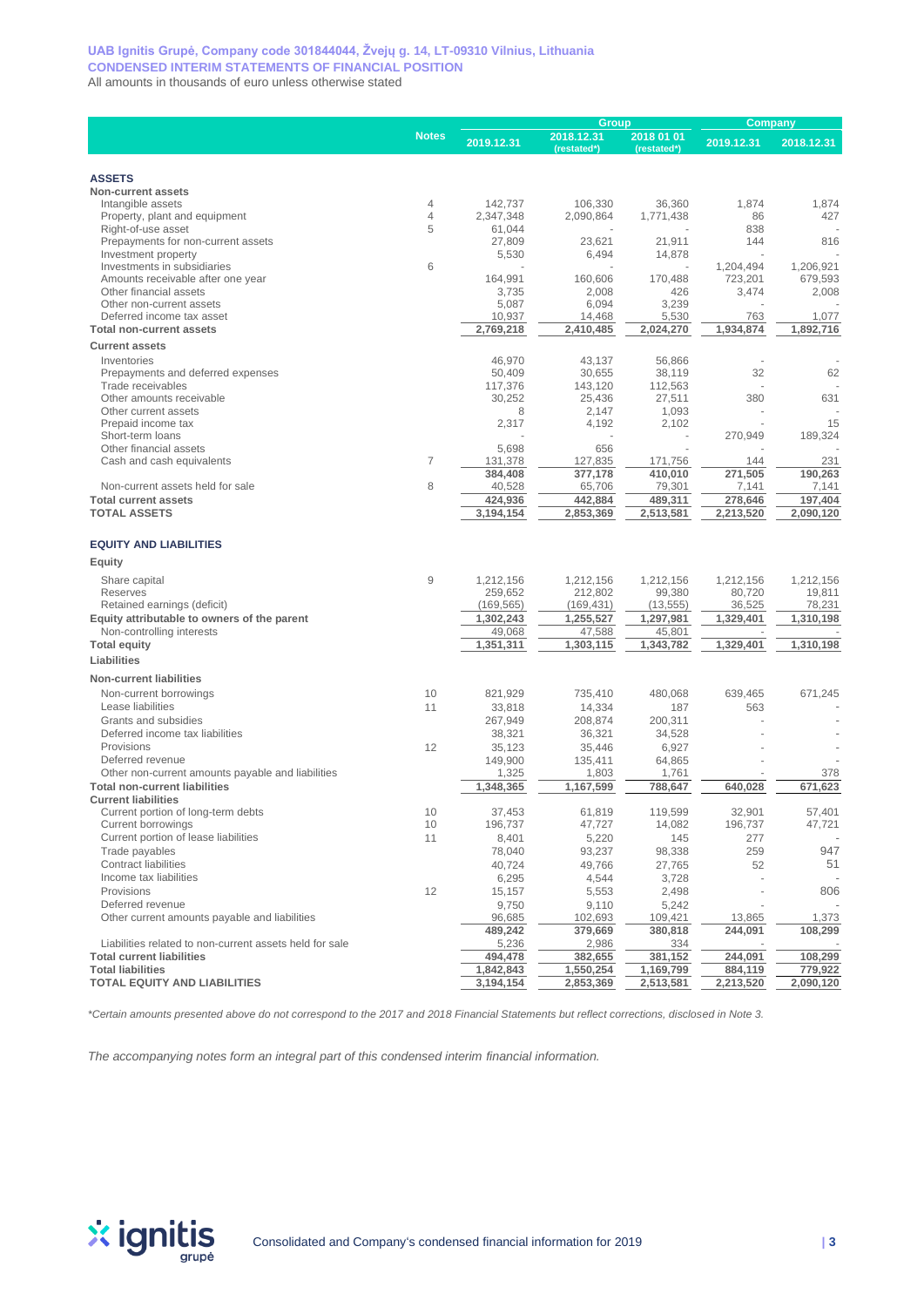**UAB Ignitis Grupė, Company code 301844044, Žvejų g. 14, LT-09310 Vilnius, Lithuania**
**CONDENSED INTERIM STATEMENTS OF FINANCIAL POSITION**
All amounts in thousands of euro unless otherwise stated

| | Notes | Group | | | Company | |
|---|---|---|---|---|---|---|
| | | 2019.12.31 | 2018.12.31 (restated*) | 2018 01 01 (restated*) | 2019.12.31 | 2018.12.31 |
| **ASSETS** | | | | | | |
| **Non-current assets** | | | | | | |
| Intangible assets | 4 | 142,737 | 106,330 | 36,360 | 1,874 | 1,874 |
| Property, plant and equipment | 4 | 2,347,348 | 2,090,864 | 1,771,438 | 86 | 427 |
| Right-of-use asset | 5 | 61,044 | - | - | 838 | - |
| Prepayments for non-current assets | | 27,809 | 23,621 | 21,911 | 144 | 816 |
| Investment property | | 5,530 | 6,494 | 14,878 | - | - |
| Investments in subsidiaries | 6 | - | - | - | 1,204,494 | 1,206,921 |
| Amounts receivable after one year | | 164,991 | 160,606 | 170,488 | 723,201 | 679,593 |
| Other financial assets | | 3,735 | 2,008 | 426 | 3,474 | 2,008 |
| Other non-current assets | | 5,087 | 6,094 | 3,239 | - | - |
| Deferred income tax asset | | 10,937 | 14,468 | 5,530 | 763 | 1,077 |
| **Total non-current assets** | | **2,769,218** | **2,410,485** | **2,024,270** | **1,934,874** | **1,892,716** |
| **Current assets** | | | | | | |
| Inventories | | 46,970 | 43,137 | 56,866 | - | - |
| Prepayments and deferred expenses | | 50,409 | 30,655 | 38,119 | 32 | 62 |
| Trade receivables | | 117,376 | 143,120 | 112,563 | - | - |
| Other amounts receivable | | 30,252 | 25,436 | 27,511 | 380 | 631 |
| Other current assets | | 8 | 2,147 | 1,093 | - | - |
| Prepaid income tax | | 2,317 | 4,192 | 2,102 | - | 15 |
| Short-term loans | | - | - | - | 270,949 | 189,324 |
| Other financial assets | | 5,698 | 656 | - | - | - |
| Cash and cash equivalents | 7 | 131,378 | 127,835 | 171,756 | 144 | 231 |
| | | **384,408** | **377,178** | **410,010** | **271,505** | **190,263** |
| Non-current assets held for sale | 8 | 40,528 | 65,706 | 79,301 | 7,141 | 7,141 |
| **Total current assets** | | **424,936** | **442,884** | **489,311** | **278,646** | **197,404** |
| **TOTAL ASSETS** | | **3,194,154** | **2,853,369** | **2,513,581** | **2,213,520** | **2,090,120** |
| **EQUITY AND LIABILITIES** | | | | | | |
| **Equity** | | | | | | |
| Share capital | 9 | 1,212,156 | 1,212,156 | 1,212,156 | 1,212,156 | 1,212,156 |
| Reserves | | 259,652 | 212,802 | 99,380 | 80,720 | 19,811 |
| Retained earnings (deficit) | | (169,565) | (169,431) | (13,555) | 36,525 | 78,231 |
| **Equity attributable to owners of the parent** | | **1,302,243** | **1,255,527** | **1,297,981** | **1,329,401** | **1,310,198** |
| Non-controlling interests | | 49,068 | 47,588 | 45,801 | - | - |
| **Total equity** | | **1,351,311** | **1,303,115** | **1,343,782** | **1,329,401** | **1,310,198** |
| **Liabilities** | | | | | | |
| **Non-current liabilities** | | | | | | |
| Non-current borrowings | 10 | 821,929 | 735,410 | 480,068 | 639,465 | 671,245 |
| Lease liabilities | 11 | 33,818 | 14,334 | 187 | 563 | - |
| Grants and subsidies | | 267,949 | 208,874 | 200,311 | - | - |
| Deferred income tax liabilities | | 38,321 | 36,321 | 34,528 | - | - |
| Provisions | 12 | 35,123 | 35,446 | 6,927 | - | - |
| Deferred revenue | | 149,900 | 135,411 | 64,865 | - | - |
| Other non-current amounts payable and liabilities | | 1,325 | 1,803 | 1,761 | - | 378 |
| **Total non-current liabilities** | | **1,348,365** | **1,167,599** | **788,647** | **640,028** | **671,623** |
| **Current liabilities** | | | | | | |
| Current portion of long-term debts | 10 | 37,453 | 61,819 | 119,599 | 32,901 | 57,401 |
| Current borrowings | 10 | 196,737 | 47,727 | 14,082 | 196,737 | 47,721 |
| Current portion of lease liabilities | 11 | 8,401 | 5,220 | 145 | 277 | - |
| Trade payables | | 78,040 | 93,237 | 98,338 | 259 | 947 |
| Contract liabilities | | 40,724 | 49,766 | 27,765 | 52 | 51 |
| Income tax liabilities | | 6,295 | 4,544 | 3,728 | - | - |
| Provisions | 12 | 15,157 | 5,553 | 2,498 | - | 806 |
| Deferred revenue | | 9,750 | 9,110 | 5,242 | - | - |
| Other current amounts payable and liabilities | | 96,685 | 102,693 | 109,421 | 13,865 | 1,373 |
| | | **489,242** | **379,669** | **380,818** | **244,091** | **108,299** |
| Liabilities related to non-current assets held for sale | | 5,236 | 2,986 | 334 | - | - |
| **Total current liabilities** | | **494,478** | **382,655** | **381,152** | **244,091** | **108,299** |
| **Total liabilities** | | **1,842,843** | **1,550,254** | **1,169,799** | **884,119** | **779,922** |
| **TOTAL EQUITY AND LIABILITIES** | | **3,194,154** | **2,853,369** | **2,513,581** | **2,213,520** | **2,090,120** |

*\*Certain amounts presented above do not correspond to the 2017 and 2018 Financial Statements but reflect corrections, disclosed in Note 3.*

*The accompanying notes form an integral part of this condensed interim financial information.*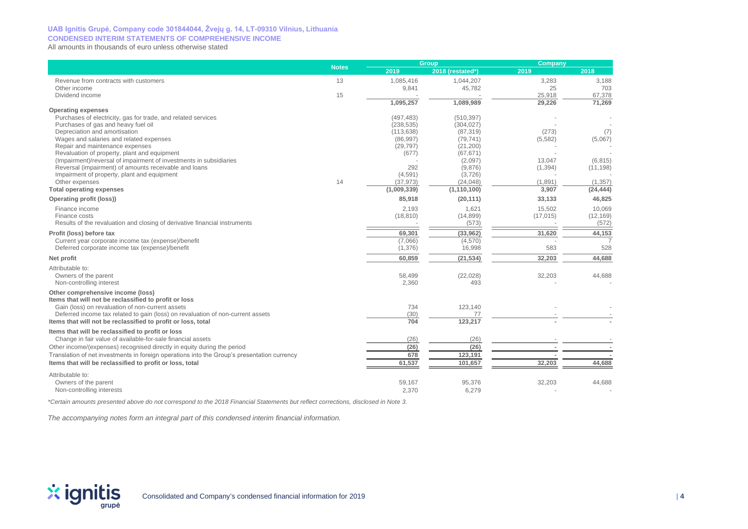**UAB Ignitis Grupė, Company code 301844044, Žvejų g. 14, LT-09310 Vilnius, Lithuania**
**CONDENSED INTERIM STATEMENTS OF COMPREHENSIVE INCOME**
All amounts in thousands of euro unless otherwise stated

| | Notes | Group | | Company | |
|---|---|---|---|---|---|
| | | 2019 | 2018 (restated*) | 2019 | 2018 |
| Revenue from contracts with customers | 13 | 1,085,416 | 1,044,207 | 3,283 | 3,188 |
| Other income | | 9,841 | 45,782 | 25 | 703 |
| Dividend income | 15 | - | - | 25,918 | 67,378 |
| | | **1,095,257** | **1,089,989** | **29,226** | **71,269** |
| **Operating expenses** | | | | | |
| Purchases of electricity, gas for trade, and related services | | (497,483) | (510,397) | - | - |
| Purchases of gas and heavy fuel oil | | (238,535) | (304,027) | - | - |
| Depreciation and amortisation | | (113,638) | (87,319) | (273) | (7) |
| Wages and salaries and related expenses | | (86,997) | (79,741) | (5,582) | (5,067) |
| Repair and maintenance expenses | | (29,797) | (21,200) | - | - |
| Revaluation of property, plant and equipment | | (677) | (67,671) | - | - |
| (Impairment)/reversal of impairment of investments in subsidiaries | | - | (2,097) | 13,047 | (6,815) |
| Reversal (impairment) of amounts receivable and loans | | 292 | (9,876) | (1,394) | (11,198) |
| Impairment of property, plant and equipment | | (4,591) | (3,726) | - | - |
| Other expenses | 14 | (37,973) | (24,048) | (1,891) | (1,357) |
| **Total operating expenses** | | **(1,009,339)** | **(1,110,100)** | **3,907** | **(24,444)** |
| **Operating profit (loss))** | | **85,918** | **(20,111)** | **33,133** | **46,825** |
| Finance income | | 2,193 | 1,621 | 15,502 | 10,069 |
| Finance costs | | (18,810) | (14,899) | (17,015) | (12,169) |
| Results of the revaluation and closing of derivative financial instruments | | - | (573) | - | (572) |
| **Profit (loss) before tax** | | **69,301** | **(33,962)** | **31,620** | **44,153** |
| Current year corporate income tax (expense)/benefit | | (7,066) | (4,570) | - | 7 |
| Deferred corporate income tax (expense)/benefit | | (1,376) | 16,998 | 583 | 528 |
| **Net profit** | | **60,859** | **(21,534)** | **32,203** | **44,688** |
| Attributable to: | | | | | |
| Owners of the parent | | 58,499 | (22,028) | 32,203 | 44,688 |
| Non-controlling interest | | 2,360 | 493 | - | - |
| **Other comprehensive income (loss)** | | | | | |
| **Items that will not be reclassified to profit or loss** | | | | | |
| Gain (loss) on revaluation of non-current assets | | 734 | 123,140 | - | - |
| Deferred income tax related to gain (loss) on revaluation of non-current assets | | (30) | 77 | - | - |
| **Items that will not be reclassified to profit or loss, total** | | **704** | **123,217** | **-** | **-** |
| **Items that will be reclassified to profit or loss** | | | | | |
| Change in fair value of available-for-sale financial assets | | (26) | (26) | - | - |
| Other income/(expenses) recognised directly in equity during the period | | **(26)** | **(26)** | **-** | **-** |
| Translation of net investments in foreign operations into the Group's presentation currency | | **678** | **123,191** | **-** | **-** |
| **Items that will be reclassified to profit or loss, total** | | **61,537** | **101,657** | **32,203** | **44,688** |
| Attributable to: | | | | | |
| Owners of the parent | | 59,167 | 95,376 | 32,203 | 44,688 |
| Non-controlling interests | | 2,370 | 6,279 | - | - |

*\*Certain amounts presented above do not correspond to the 2018 Financial Statements but reflect corrections, disclosed in Note 3.*

*The accompanying notes form an integral part of this condensed interim financial information.*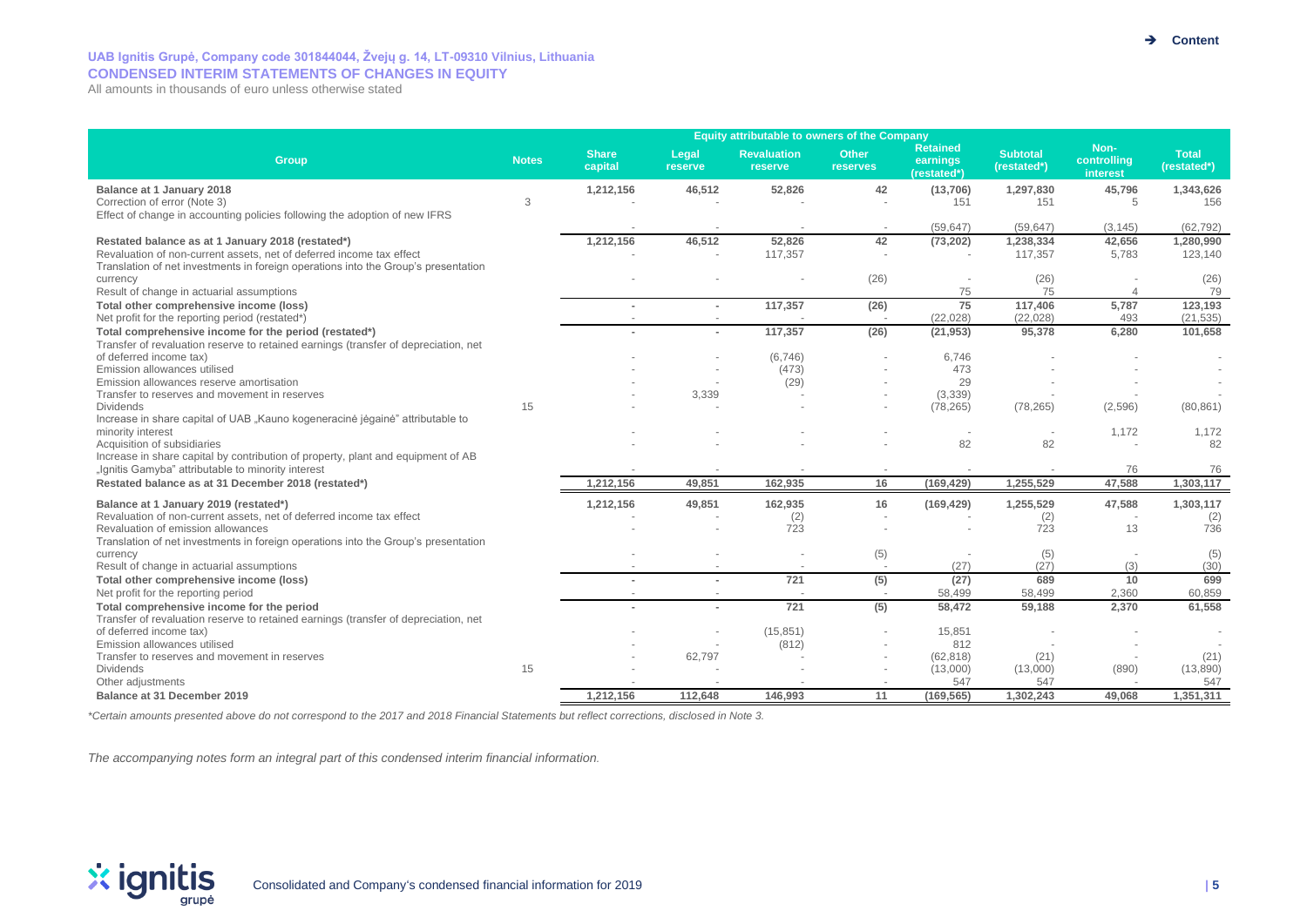**UAB Ignitis Grupė, Company code 301844044, Žvejų g. 14, LT-09310 Vilnius, Lithuania**

**CONDENSED INTERIM STATEMENTS OF CHANGES IN EQUITY**

All amounts in thousands of euro unless otherwise stated

| Group | Notes | Equity attributable to owners of the Company | | | | | | Non-controlling interest | Total (restated*) |
|---|---|---|---|---|---|---|---|---|---|
| | | Share capital | Legal reserve | Revaluation reserve | Other reserves | Retained earnings (restated*) | Subtotal (restated*) | | |
| **Balance at 1 January 2018** | | **1,212,156** | **46,512** | **52,826** | **42** | **(13,706)** | **1,297,830** | **45,796** | **1,343,626** |
| Correction of error (Note 3) | 3 | - | - | - | - | 151 | 151 | 5 | 156 |
| Effect of change in accounting policies following the adoption of new IFRS | | - | - | - | - | (59,647) | (59,647) | (3,145) | (62,792) |
| **Restated balance as at 1 January 2018 (restated*)** | | **1,212,156** | **46,512** | **52,826** | **42** | **(73,202)** | **1,238,334** | **42,656** | **1,280,990** |
| Revaluation of non-current assets, net of deferred income tax effect | | - | - | 117,357 | - | - | 117,357 | 5,783 | 123,140 |
| Translation of net investments in foreign operations into the Group's presentation currency | | - | - | - | (26) | - | (26) | - | (26) |
| Result of change in actuarial assumptions | | | | | | 75 | 75 | 4 | 79 |
| **Total other comprehensive income (loss)** | | **-** | **-** | **117,357** | **(26)** | **75** | **117,406** | **5,787** | **123,193** |
| Net profit for the reporting period (restated*) | | - | - | - | - | (22,028) | (22,028) | 493 | (21,535) |
| **Total comprehensive income for the period (restated*)** | | **-** | **-** | **117,357** | **(26)** | **(21,953)** | **95,378** | **6,280** | **101,658** |
| Transfer of revaluation reserve to retained earnings (transfer of depreciation, net of deferred income tax) | | - | - | (6,746) | - | 6,746 | - | - | - |
| Emission allowances utilised | | - | - | (473) | - | 473 | - | - | - |
| Emission allowances reserve amortisation | | - | - | (29) | - | 29 | - | - | - |
| Transfer to reserves and movement in reserves | | - | 3,339 | - | - | (3,339) | - | - | - |
| Dividends | 15 | - | - | - | - | (78,265) | (78,265) | (2,596) | (80,861) |
| Increase in share capital of UAB „Kauno kogeneracinė jėgainė" attributable to minority interest | | - | - | - | - | - | - | 1,172 | 1,172 |
| Acquisition of subsidiaries | | - | - | - | - | 82 | 82 | - | 82 |
| Increase in share capital by contribution of property, plant and equipment of AB „Ignitis Gamyba" attributable to minority interest | | - | - | - | - | - | - | 76 | 76 |
| **Restated balance as at 31 December 2018 (restated*)** | | **1,212,156** | **49,851** | **162,935** | **16** | **(169,429)** | **1,255,529** | **47,588** | **1,303,117** |
| **Balance at 1 January 2019 (restated*)** | | **1,212,156** | **49,851** | **162,935** | **16** | **(169,429)** | **1,255,529** | **47,588** | **1,303,117** |
| Revaluation of non-current assets, net of deferred income tax effect | | - | - | (2) | - | - | (2) | - | (2) |
| Revaluation of emission allowances | | - | - | 723 | - | - | 723 | 13 | 736 |
| Translation of net investments in foreign operations into the Group's presentation currency | | - | - | - | (5) | - | (5) | - | (5) |
| Result of change in actuarial assumptions | | - | - | - | - | (27) | (27) | (3) | (30) |
| **Total other comprehensive income (loss)** | | **-** | **-** | **721** | **(5)** | **(27)** | **689** | **10** | **699** |
| Net profit for the reporting period | | - | - | - | - | 58,499 | 58,499 | 2,360 | 60,859 |
| **Total comprehensive income for the period** | | **-** | **-** | **721** | **(5)** | **58,472** | **59,188** | **2,370** | **61,558** |
| Transfer of revaluation reserve to retained earnings (transfer of depreciation, net of deferred income tax) | | - | - | (15,851) | - | 15,851 | - | - | - |
| Emission allowances utilised | | - | - | (812) | - | 812 | - | - | - |
| Transfer to reserves and movement in reserves | | - | 62,797 | - | - | (62,818) | (21) | - | (21) |
| Dividends | 15 | - | - | - | - | (13,000) | (13,000) | (890) | (13,890) |
| Other adjustments | | - | - | - | - | 547 | 547 | - | 547 |
| **Balance at 31 December 2019** | | **1,212,156** | **112,648** | **146,993** | **11** | **(169,565)** | **1,302,243** | **49,068** | **1,351,311** |

*\*Certain amounts presented above do not correspond to the 2017 and 2018 Financial Statements but reflect corrections, disclosed in Note 3.*

*The accompanying notes form an integral part of this condensed interim financial information.*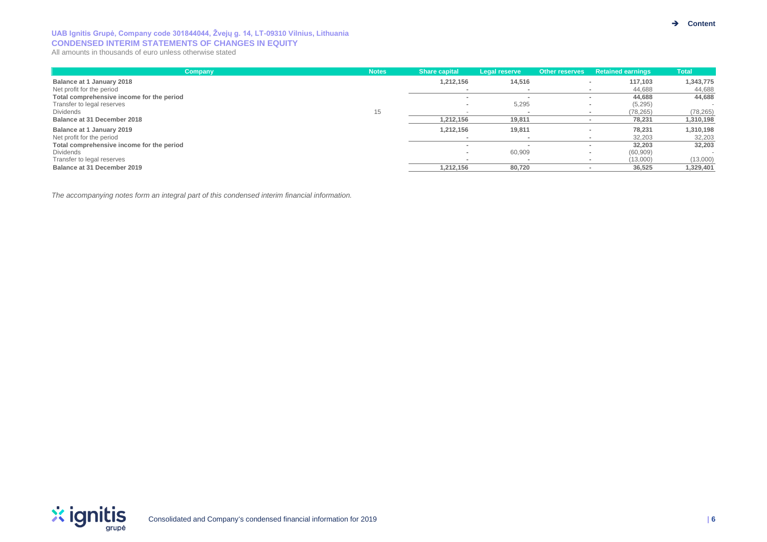**UAB Ignitis Grupė, Company code 301844044, Žvejų g. 14, LT-09310 Vilnius, Lithuania**

**CONDENSED INTERIM STATEMENTS OF CHANGES IN EQUITY**

All amounts in thousands of euro unless otherwise stated

| Company | Notes | Share capital | Legal reserve | Other reserves | Retained earnings | Total |
|---|---|---|---|---|---|---|
| **Balance at 1 January 2018** | | **1,212,156** | **14,516** | - | **117,103** | **1,343,775** |
| Net profit for the period | | - | - | - | 44,688 | 44,688 |
| **Total comprehensive income for the period** | | - | - | - | **44,688** | **44,688** |
| Transfer to legal reserves | | - | 5,295 | - | (5,295) | - |
| Dividends | 15 | - | - | - | (78,265) | (78,265) |
| **Balance at 31 December 2018** | | **1,212,156** | **19,811** | - | **78,231** | **1,310,198** |
| **Balance at 1 January 2019** | | **1,212,156** | **19,811** | - | **78,231** | **1,310,198** |
| Net profit for the period | | - | - | - | 32,203 | 32,203 |
| **Total comprehensive income for the period** | | - | - | - | **32,203** | **32,203** |
| Dividends | | - | 60,909 | - | (60,909) | - |
| Transfer to legal reserves | | - | - | - | (13,000) | (13,000) |
| **Balance at 31 December 2019** | | **1,212,156** | **80,720** | - | **36,525** | **1,329,401** |

*The accompanying notes form an integral part of this condensed interim financial information.*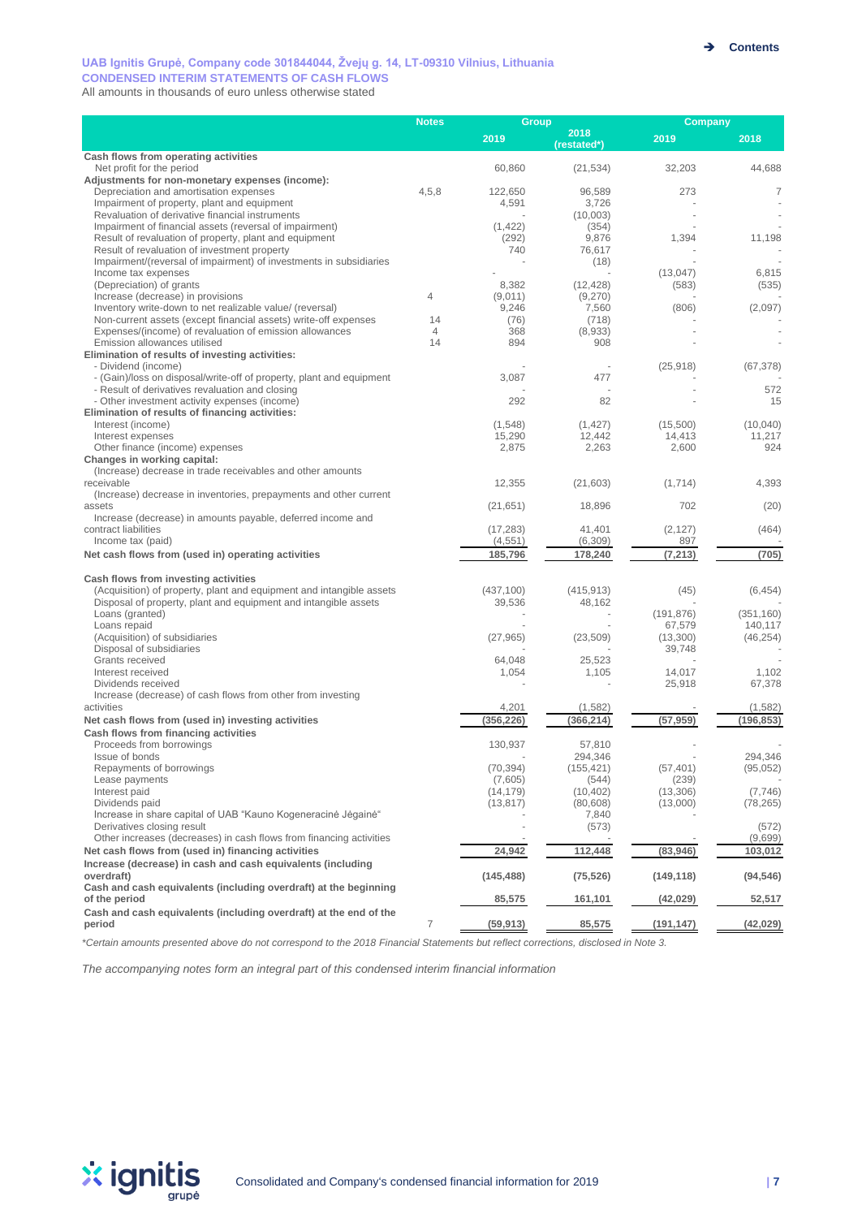**UAB Ignitis Grupė, Company code 301844044, Žvejų g. 14, LT-09310 Vilnius, Lithuania**
**CONDENSED INTERIM STATEMENTS OF CASH FLOWS**
All amounts in thousands of euro unless otherwise stated

| | Notes | Group | | Company | |
|---|---|---|---|---|---|
| | | 2019 | 2018 (restated*) | 2019 | 2018 |
| **Cash flows from operating activities** | | | | | |
| Net profit for the period | | 60,860 | (21,534) | 32,203 | 44,688 |
| **Adjustments for non-monetary expenses (income):** | | | | | |
| Depreciation and amortisation expenses | 4,5,8 | 122,650 | 96,589 | 273 | 7 |
| Impairment of property, plant and equipment | | 4,591 | 3,726 | - | - |
| Revaluation of derivative financial instruments | | - | (10,003) | - | - |
| Impairment of financial assets (reversal of impairment) | | (1,422) | (354) | - | - |
| Result of revaluation of property, plant and equipment | | (292) | 9,876 | 1,394 | 11,198 |
| Result of revaluation of investment property | | 740 | 76,617 | - | - |
| Impairment/(reversal of impairment) of investments in subsidiaries | | - | (18) | - | - |
| Income tax expenses | | - | - | (13,047) | 6,815 |
| (Depreciation) of grants | | 8,382 | (12,428) | (583) | (535) |
| Increase (decrease) in provisions | 4 | (9,011) | (9,270) | - | - |
| Inventory write-down to net realizable value/ (reversal) | | 9,246 | 7,560 | (806) | (2,097) |
| Non-current assets (except financial assets) write-off expenses | 14 | (76) | (718) | - | - |
| Expenses/(income) of revaluation of emission allowances | 4 | 368 | (8,933) | - | - |
| Emission allowances utilised | 14 | 894 | 908 | - | - |
| **Elimination of results of investing activities:** | | | | | |
| - Dividend (income) | | - | - | (25,918) | (67,378) |
| - (Gain)/loss on disposal/write-off of property, plant and equipment | | 3,087 | 477 | - | - |
| - Result of derivatives revaluation and closing | | - | - | - | 572 |
| - Other investment activity expenses (income) | | 292 | 82 | - | 15 |
| **Elimination of results of financing activities:** | | | | | |
| Interest (income) | | (1,548) | (1,427) | (15,500) | (10,040) |
| Interest expenses | | 15,290 | 12,442 | 14,413 | 11,217 |
| Other finance (income) expenses | | 2,875 | 2,263 | 2,600 | 924 |
| **Changes in working capital:** | | | | | |
| (Increase) decrease in trade receivables and other amounts receivable | | 12,355 | (21,603) | (1,714) | 4,393 |
| (Increase) decrease in inventories, prepayments and other current assets | | (21,651) | 18,896 | 702 | (20) |
| Increase (decrease) in amounts payable, deferred income and contract liabilities | | (17,283) | 41,401 | (2,127) | (464) |
| Income tax (paid) | | (4,551) | (6,309) | 897 | - |
| **Net cash flows from (used in) operating activities** | | **185,796** | **178,240** | **(7,213)** | **(705)** |
| **Cash flows from investing activities** | | | | | |
| (Acquisition) of property, plant and equipment and intangible assets | | (437,100) | (415,913) | (45) | (6,454) |
| Disposal of property, plant and equipment and intangible assets | | 39,536 | 48,162 | - | - |
| Loans (granted) | | - | - | (191,876) | (351,160) |
| Loans repaid | | - | - | 67,579 | 140,117 |
| (Acquisition) of subsidiaries | | (27,965) | (23,509) | (13,300) | (46,254) |
| Disposal of subsidiaries | | - | - | 39,748 | - |
| Grants received | | 64,048 | 25,523 | - | - |
| Interest received | | 1,054 | 1,105 | 14,017 | 1,102 |
| Dividends received | | - | - | 25,918 | 67,378 |
| Increase (decrease) of cash flows from other from investing activities | | 4,201 | (1,582) | - | (1,582) |
| **Net cash flows from (used in) investing activities** | | **(356,226)** | **(366,214)** | **(57,959)** | **(196,853)** |
| **Cash flows from financing activities** | | | | | |
| Proceeds from borrowings | | 130,937 | 57,810 | - | - |
| Issue of bonds | | - | 294,346 | - | 294,346 |
| Repayments of borrowings | | (70,394) | (155,421) | (57,401) | (95,052) |
| Lease payments | | (7,605) | (544) | (239) | - |
| Interest paid | | (14,179) | (10,402) | (13,306) | (7,746) |
| Dividends paid | | (13,817) | (80,608) | (13,000) | (78,265) |
| Increase in share capital of UAB "Kauno Kogeneracinė Jėgainė" | | - | 7,840 | - | - |
| Derivatives closing result | | - | (573) | | (572) |
| Other increases (decreases) in cash flows from financing activities | | - | - | - | (9,699) |
| **Net cash flows from (used in) financing activities** | | **24,942** | **112,448** | **(83,946)** | **103,012** |
| **Increase (decrease) in cash and cash equivalents (including overdraft)** | | **(145,488)** | **(75,526)** | **(149,118)** | **(94,546)** |
| **Cash and cash equivalents (including overdraft) at the beginning of the period** | | **85,575** | **161,101** | **(42,029)** | **52,517** |
| **Cash and cash equivalents (including overdraft) at the end of the period** | 7 | **(59,913)** | **85,575** | **(191,147)** | **(42,029)** |

*\*Certain amounts presented above do not correspond to the 2018 Financial Statements but reflect corrections, disclosed in Note 3.*

*The accompanying notes form an integral part of this condensed interim financial information*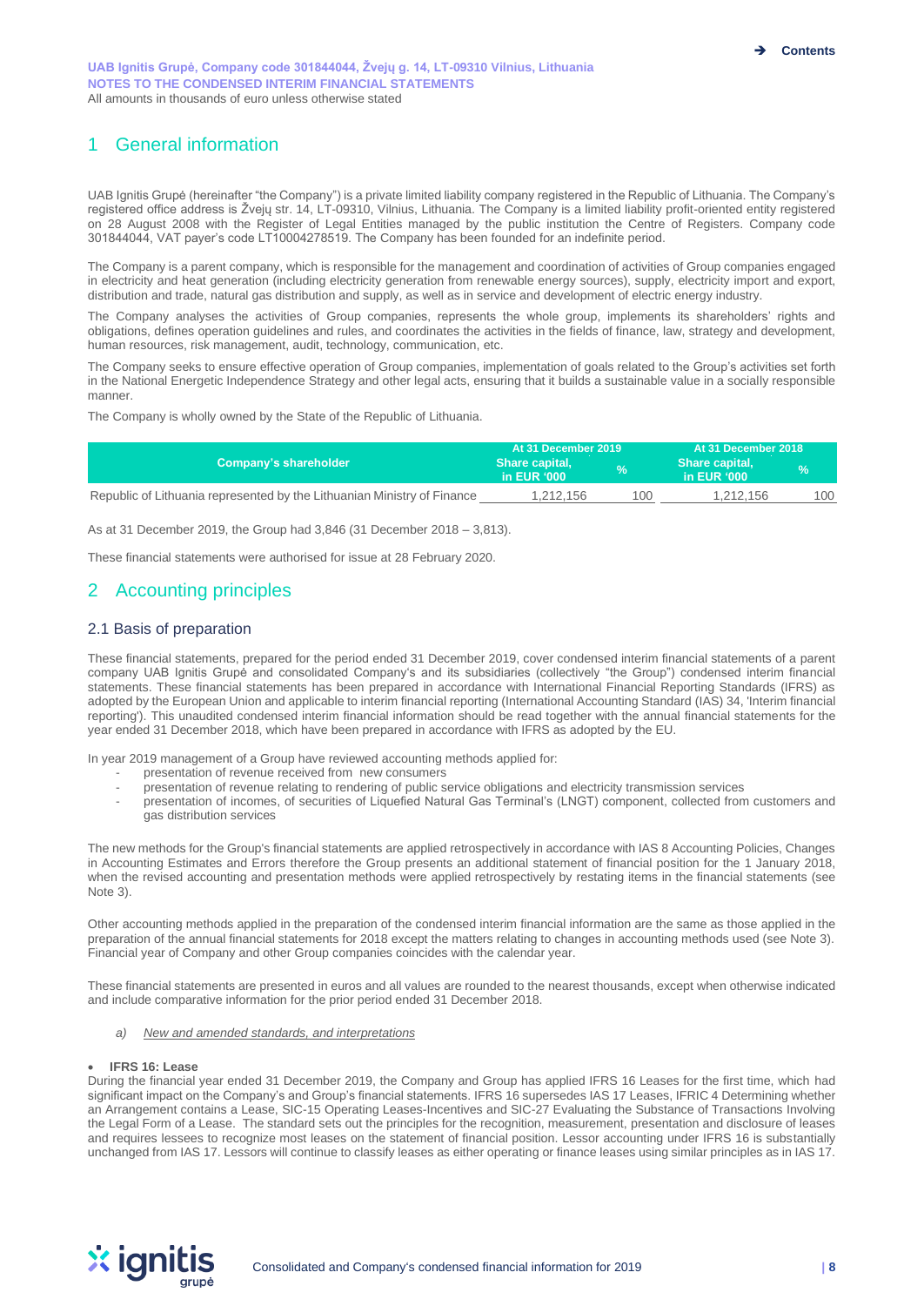# 1 General information

UAB Ignitis Grupė (hereinafter "the Company") is a private limited liability company registered in the Republic of Lithuania. The Company's registered office address is Žvejų str. 14, LT-09310, Vilnius, Lithuania. The Company is a limited liability profit-oriented entity registered on 28 August 2008 with the Register of Legal Entities managed by the public institution the Centre of Registers. Company code 301844044, VAT payer's code LT10004278519. The Company has been founded for an indefinite period.

The Company is a parent company, which is responsible for the management and coordination of activities of Group companies engaged in electricity and heat generation (including electricity generation from renewable energy sources), supply, electricity import and export, distribution and trade, natural gas distribution and supply, as well as in service and development of electric energy industry.

The Company analyses the activities of Group companies, represents the whole group, implements its shareholders' rights and obligations, defines operation guidelines and rules, and coordinates the activities in the fields of finance, law, strategy and development, human resources, risk management, audit, technology, communication, etc.

The Company seeks to ensure effective operation of Group companies, implementation of goals related to the Group's activities set forth in the National Energetic Independence Strategy and other legal acts, ensuring that it builds a sustainable value in a socially responsible manner.

The Company is wholly owned by the State of the Republic of Lithuania.

| Company's shareholder | At 31 December 2019 | | At 31 December 2018 | |
|---|---|---|---|---|
| | Share capital, in EUR '000 | % | Share capital, in EUR '000 | % |
| Republic of Lithuania represented by the Lithuanian Ministry of Finance | 1,212,156 | 100 | 1,212,156 | 100 |

As at 31 December 2019, the Group had 3,846 (31 December 2018 – 3,813).

These financial statements were authorised for issue at 28 February 2020.

# 2 Accounting principles

## 2.1 Basis of preparation

These financial statements, prepared for the period ended 31 December 2019, cover condensed interim financial statements of a parent company UAB Ignitis Grupė and consolidated Company's and its subsidiaries (collectively "the Group") condensed interim financial statements. These financial statements has been prepared in accordance with International Financial Reporting Standards (IFRS) as adopted by the European Union and applicable to interim financial reporting (International Accounting Standard (IAS) 34, 'Interim financial reporting'). This unaudited condensed interim financial information should be read together with the annual financial statements for the year ended 31 December 2018, which have been prepared in accordance with IFRS as adopted by the EU.

In year 2019 management of a Group have reviewed accounting methods applied for:

- presentation of revenue received from new consumers
- presentation of revenue relating to rendering of public service obligations and electricity transmission services
- presentation of incomes, of securities of Liquefied Natural Gas Terminal's (LNGT) component, collected from customers and gas distribution services

The new methods for the Group's financial statements are applied retrospectively in accordance with IAS 8 Accounting Policies, Changes in Accounting Estimates and Errors therefore the Group presents an additional statement of financial position for the 1 January 2018, when the revised accounting and presentation methods were applied retrospectively by restating items in the financial statements (see Note 3).

Other accounting methods applied in the preparation of the condensed interim financial information are the same as those applied in the preparation of the annual financial statements for 2018 except the matters relating to changes in accounting methods used (see Note 3). Financial year of Company and other Group companies coincides with the calendar year.

These financial statements are presented in euros and all values are rounded to the nearest thousands, except when otherwise indicated and include comparative information for the prior period ended 31 December 2018.

*a) New and amended standards, and interpretations*

- **IFRS 16: Lease**

During the financial year ended 31 December 2019, the Company and Group has applied IFRS 16 Leases for the first time, which had significant impact on the Company's and Group's financial statements. IFRS 16 supersedes IAS 17 Leases, IFRIC 4 Determining whether an Arrangement contains a Lease, SIC-15 Operating Leases-Incentives and SIC-27 Evaluating the Substance of Transactions Involving the Legal Form of a Lease. The standard sets out the principles for the recognition, measurement, presentation and disclosure of leases and requires lessees to recognize most leases on the statement of financial position. Lessor accounting under IFRS 16 is substantially unchanged from IAS 17. Lessors will continue to classify leases as either operating or finance leases using similar principles as in IAS 17.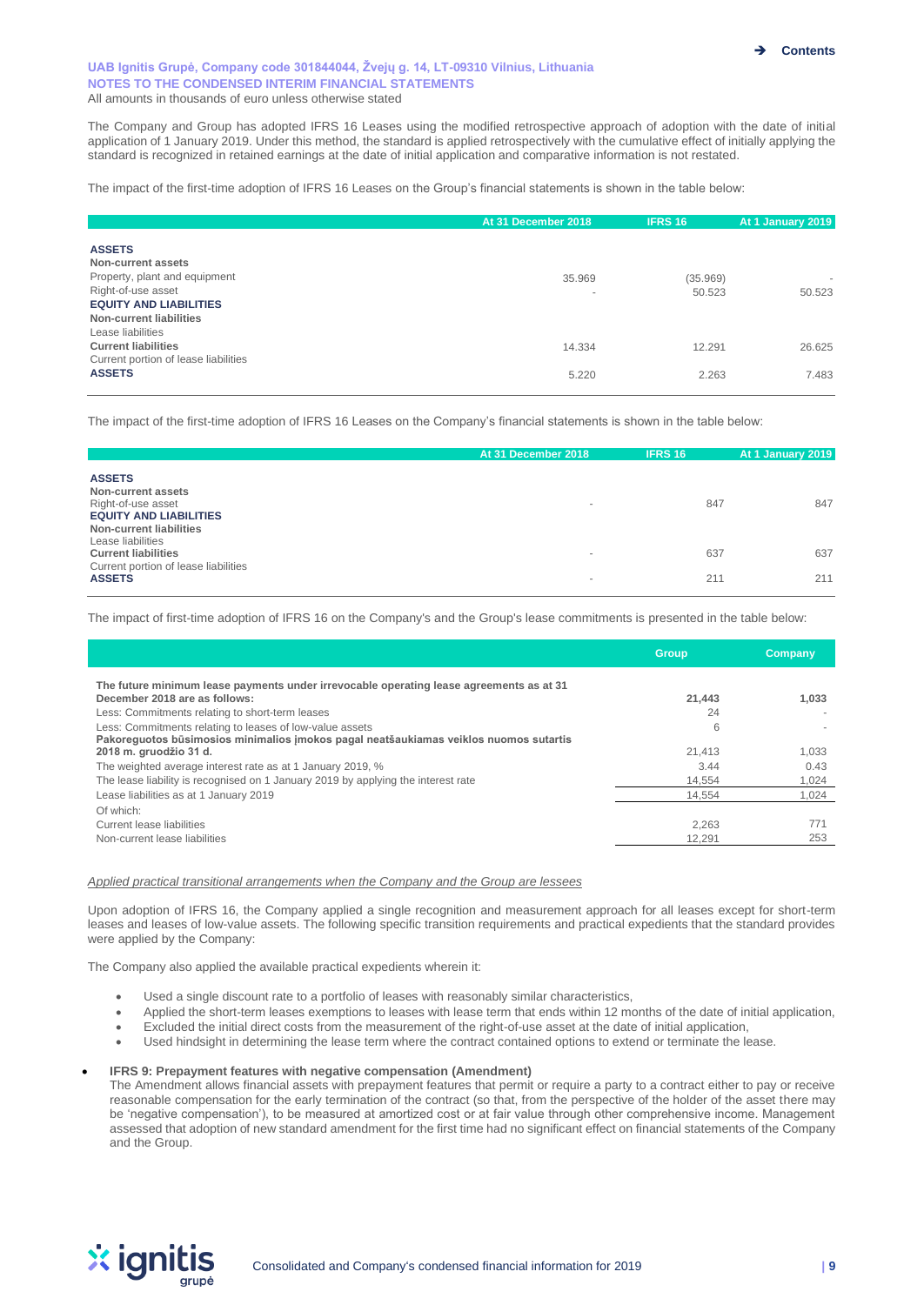The Company and Group has adopted IFRS 16 Leases using the modified retrospective approach of adoption with the date of initial application of 1 January 2019. Under this method, the standard is applied retrospectively with the cumulative effect of initially applying the standard is recognized in retained earnings at the date of initial application and comparative information is not restated.

The impact of the first-time adoption of IFRS 16 Leases on the Group's financial statements is shown in the table below:

| | At 31 December 2018 | IFRS 16 | At 1 January 2019 |
|---|---|---|---|
| **ASSETS** | | | |
| **Non-current assets** | | | |
| Property, plant and equipment | 35.969 | (35.969) | - |
| Right-of-use asset | - | 50.523 | 50.523 |
| **EQUITY AND LIABILITIES** | | | |
| **Non-current liabilities** | | | |
| Lease liabilities | | | |
| **Current liabilities** | 14.334 | 12.291 | 26.625 |
| Current portion of lease liabilities | | | |
| **ASSETS** | 5.220 | 2.263 | 7.483 |

The impact of the first-time adoption of IFRS 16 Leases on the Company's financial statements is shown in the table below:

| | At 31 December 2018 | IFRS 16 | At 1 January 2019 |
|---|---|---|---|
| **ASSETS** | | | |
| **Non-current assets** | | | |
| Right-of-use asset | - | 847 | 847 |
| **EQUITY AND LIABILITIES** | | | |
| **Non-current liabilities** | | | |
| Lease liabilities | | | |
| **Current liabilities** | - | 637 | 637 |
| Current portion of lease liabilities | | | |
| **ASSETS** | - | 211 | 211 |

The impact of first-time adoption of IFRS 16 on the Company's and the Group's lease commitments is presented in the table below:

| | Group | Company |
|---|---|---|
| **The future minimum lease payments under irrevocable operating lease agreements as at 31 December 2018 are as follows:** | **21,443** | **1,033** |
| Less: Commitments relating to short-term leases | 24 | - |
| Less: Commitments relating to leases of low-value assets | 6 | - |
| **Pakoreguotos būsimosios minimalios įmokos pagal neatšaukiamas veiklos nuomos sutartis 2018 m. gruodžio 31 d.** | 21,413 | 1,033 |
| The weighted average interest rate as at 1 January 2019, % | 3.44 | 0.43 |
| The lease liability is recognised on 1 January 2019 by applying the interest rate | 14,554 | 1,024 |
| Lease liabilities as at 1 January 2019 | 14,554 | 1,024 |
| Of which: | | |
| Current lease liabilities | 2,263 | 771 |
| Non-current lease liabilities | 12,291 | 253 |

*Applied practical transitional arrangements when the Company and the Group are lessees*

Upon adoption of IFRS 16, the Company applied a single recognition and measurement approach for all leases except for short-term leases and leases of low-value assets. The following specific transition requirements and practical expedients that the standard provides were applied by the Company:

The Company also applied the available practical expedients wherein it:

- Used a single discount rate to a portfolio of leases with reasonably similar characteristics,
- Applied the short-term leases exemptions to leases with lease term that ends within 12 months of the date of initial application,
- Excluded the initial direct costs from the measurement of the right-of-use asset at the date of initial application,
- Used hindsight in determining the lease term where the contract contained options to extend or terminate the lease.

- **IFRS 9: Prepayment features with negative compensation (Amendment)**
  The Amendment allows financial assets with prepayment features that permit or require a party to a contract either to pay or receive reasonable compensation for the early termination of the contract (so that, from the perspective of the holder of the asset there may be 'negative compensation'), to be measured at amortized cost or at fair value through other comprehensive income. Management assessed that adoption of new standard amendment for the first time had no significant effect on financial statements of the Company and the Group.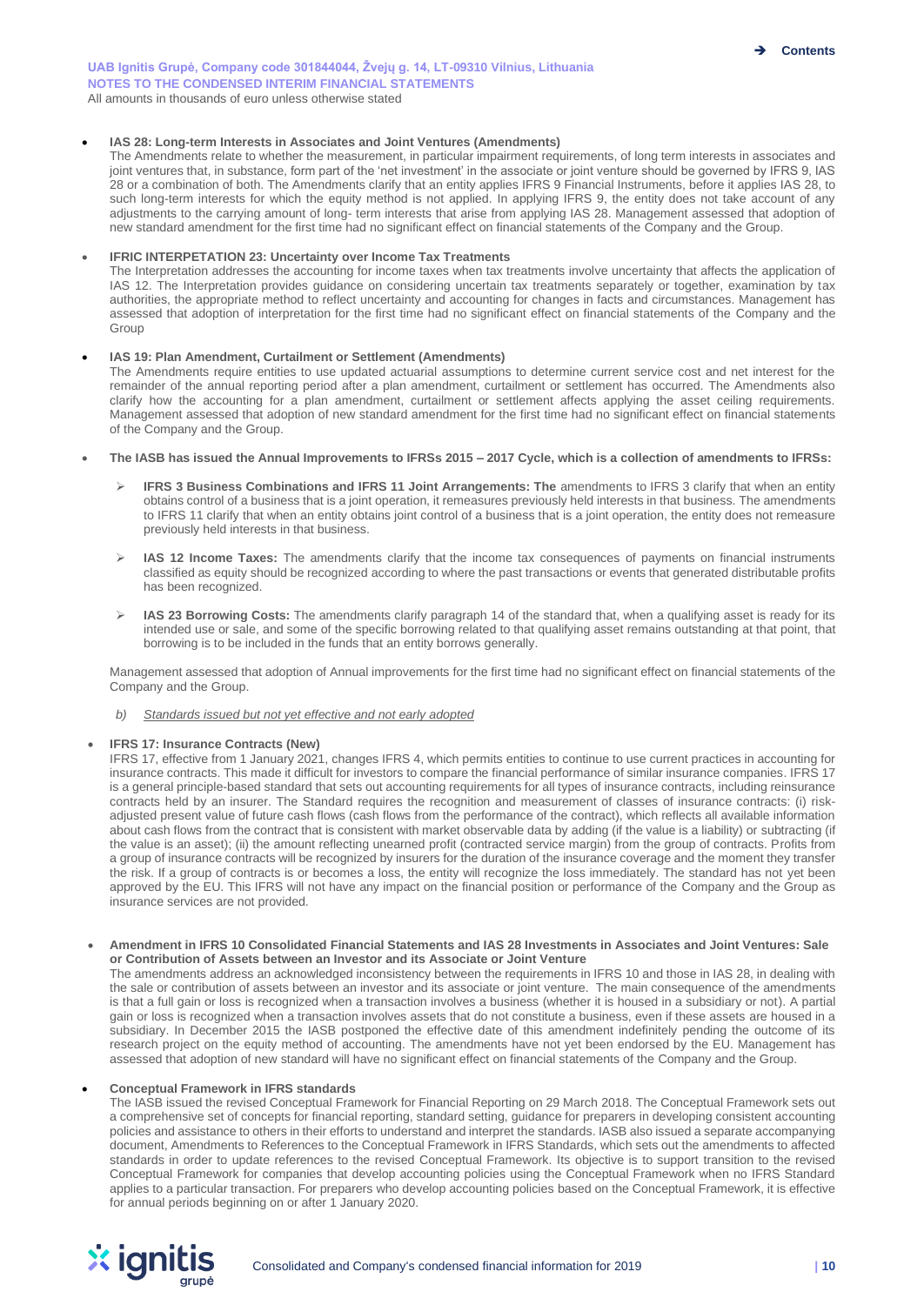- **IAS 28: Long-term Interests in Associates and Joint Ventures (Amendments)**
  The Amendments relate to whether the measurement, in particular impairment requirements, of long term interests in associates and joint ventures that, in substance, form part of the 'net investment' in the associate or joint venture should be governed by IFRS 9, IAS 28 or a combination of both. The Amendments clarify that an entity applies IFRS 9 Financial Instruments, before it applies IAS 28, to such long-term interests for which the equity method is not applied. In applying IFRS 9, the entity does not take account of any adjustments to the carrying amount of long- term interests that arise from applying IAS 28. Management assessed that adoption of new standard amendment for the first time had no significant effect on financial statements of the Company and the Group.

- **IFRIC INTERPETATION 23: Uncertainty over Income Tax Treatments**
  The Interpretation addresses the accounting for income taxes when tax treatments involve uncertainty that affects the application of IAS 12. The Interpretation provides guidance on considering uncertain tax treatments separately or together, examination by tax authorities, the appropriate method to reflect uncertainty and accounting for changes in facts and circumstances. Management has assessed that adoption of interpretation for the first time had no significant effect on financial statements of the Company and the Group

- **IAS 19: Plan Amendment, Curtailment or Settlement (Amendments)**
  The Amendments require entities to use updated actuarial assumptions to determine current service cost and net interest for the remainder of the annual reporting period after a plan amendment, curtailment or settlement has occurred. The Amendments also clarify how the accounting for a plan amendment, curtailment or settlement affects applying the asset ceiling requirements. Management assessed that adoption of new standard amendment for the first time had no significant effect on financial statements of the Company and the Group.

- **The IASB has issued the Annual Improvements to IFRSs 2015 – 2017 Cycle, which is a collection of amendments to IFRSs:**

  - **IFRS 3 Business Combinations and IFRS 11 Joint Arrangements: The** amendments to IFRS 3 clarify that when an entity obtains control of a business that is a joint operation, it remeasures previously held interests in that business. The amendments to IFRS 11 clarify that when an entity obtains joint control of a business that is a joint operation, the entity does not remeasure previously held interests in that business.

  - **IAS 12 Income Taxes:** The amendments clarify that the income tax consequences of payments on financial instruments classified as equity should be recognized according to where the past transactions or events that generated distributable profits has been recognized.

  - **IAS 23 Borrowing Costs:** The amendments clarify paragraph 14 of the standard that, when a qualifying asset is ready for its intended use or sale, and some of the specific borrowing related to that qualifying asset remains outstanding at that point, that borrowing is to be included in the funds that an entity borrows generally.

  Management assessed that adoption of Annual improvements for the first time had no significant effect on financial statements of the Company and the Group.

  *b) Standards issued but not yet effective and not early adopted*

- **IFRS 17: Insurance Contracts (New)**
  IFRS 17, effective from 1 January 2021, changes IFRS 4, which permits entities to continue to use current practices in accounting for insurance contracts. This made it difficult for investors to compare the financial performance of similar insurance companies. IFRS 17 is a general principle-based standard that sets out accounting requirements for all types of insurance contracts, including reinsurance contracts held by an insurer. The Standard requires the recognition and measurement of classes of insurance contracts: (i) risk-adjusted present value of future cash flows (cash flows from the performance of the contract), which reflects all available information about cash flows from the contract that is consistent with market observable data by adding (if the value is a liability) or subtracting (if the value is an asset); (ii) the amount reflecting unearned profit (contracted service margin) from the group of contracts. Profits from a group of insurance contracts will be recognized by insurers for the duration of the insurance coverage and the moment they transfer the risk. If a group of contracts is or becomes a loss, the entity will recognize the loss immediately. The standard has not yet been approved by the EU. This IFRS will not have any impact on the financial position or performance of the Company and the Group as insurance services are not provided.

- **Amendment in IFRS 10 Consolidated Financial Statements and IAS 28 Investments in Associates and Joint Ventures: Sale or Contribution of Assets between an Investor and its Associate or Joint Venture**
  The amendments address an acknowledged inconsistency between the requirements in IFRS 10 and those in IAS 28, in dealing with the sale or contribution of assets between an investor and its associate or joint venture. The main consequence of the amendments is that a full gain or loss is recognized when a transaction involves a business (whether it is housed in a subsidiary or not). A partial gain or loss is recognized when a transaction involves assets that do not constitute a business, even if these assets are housed in a subsidiary. In December 2015 the IASB postponed the effective date of this amendment indefinitely pending the outcome of its research project on the equity method of accounting. The amendments have not yet been endorsed by the EU. Management has assessed that adoption of new standard will have no significant effect on financial statements of the Company and the Group.

- **Conceptual Framework in IFRS standards**
  The IASB issued the revised Conceptual Framework for Financial Reporting on 29 March 2018. The Conceptual Framework sets out a comprehensive set of concepts for financial reporting, standard setting, guidance for preparers in developing consistent accounting policies and assistance to others in their efforts to understand and interpret the standards. IASB also issued a separate accompanying document, Amendments to References to the Conceptual Framework in IFRS Standards, which sets out the amendments to affected standards in order to update references to the revised Conceptual Framework. Its objective is to support transition to the revised Conceptual Framework for companies that develop accounting policies using the Conceptual Framework when no IFRS Standard applies to a particular transaction. For preparers who develop accounting policies based on the Conceptual Framework, it is effective for annual periods beginning on or after 1 January 2020.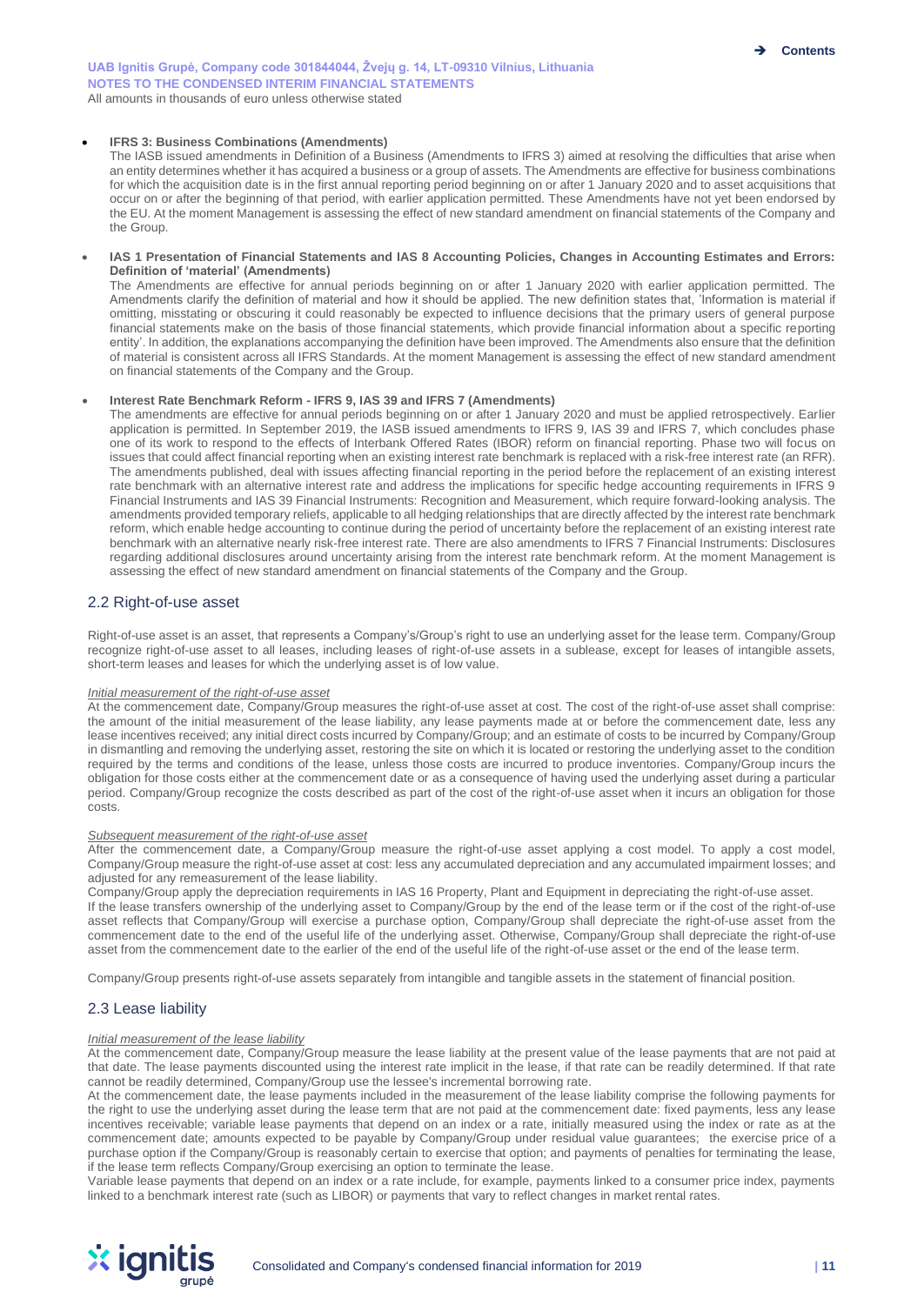- **IFRS 3: Business Combinations (Amendments)**

  The IASB issued amendments in Definition of a Business (Amendments to IFRS 3) aimed at resolving the difficulties that arise when an entity determines whether it has acquired a business or a group of assets. The Amendments are effective for business combinations for which the acquisition date is in the first annual reporting period beginning on or after 1 January 2020 and to asset acquisitions that occur on or after the beginning of that period, with earlier application permitted. These Amendments have not yet been endorsed by the EU. At the moment Management is assessing the effect of new standard amendment on financial statements of the Company and the Group.

- **IAS 1 Presentation of Financial Statements and IAS 8 Accounting Policies, Changes in Accounting Estimates and Errors: Definition of 'material' (Amendments)**

  The Amendments are effective for annual periods beginning on or after 1 January 2020 with earlier application permitted. The Amendments clarify the definition of material and how it should be applied. The new definition states that, 'Information is material if omitting, misstating or obscuring it could reasonably be expected to influence decisions that the primary users of general purpose financial statements make on the basis of those financial statements, which provide financial information about a specific reporting entity'. In addition, the explanations accompanying the definition have been improved. The Amendments also ensure that the definition of material is consistent across all IFRS Standards. At the moment Management is assessing the effect of new standard amendment on financial statements of the Company and the Group.

- **Interest Rate Benchmark Reform - IFRS 9, IAS 39 and IFRS 7 (Amendments)**

  The amendments are effective for annual periods beginning on or after 1 January 2020 and must be applied retrospectively. Earlier application is permitted. In September 2019, the IASB issued amendments to IFRS 9, IAS 39 and IFRS 7, which concludes phase one of its work to respond to the effects of Interbank Offered Rates (IBOR) reform on financial reporting. Phase two will focus on issues that could affect financial reporting when an existing interest rate benchmark is replaced with a risk-free interest rate (an RFR). The amendments published, deal with issues affecting financial reporting in the period before the replacement of an existing interest rate benchmark with an alternative interest rate and address the implications for specific hedge accounting requirements in IFRS 9 Financial Instruments and IAS 39 Financial Instruments: Recognition and Measurement, which require forward-looking analysis. The amendments provided temporary reliefs, applicable to all hedging relationships that are directly affected by the interest rate benchmark reform, which enable hedge accounting to continue during the period of uncertainty before the replacement of an existing interest rate benchmark with an alternative nearly risk-free interest rate. There are also amendments to IFRS 7 Financial Instruments: Disclosures regarding additional disclosures around uncertainty arising from the interest rate benchmark reform. At the moment Management is assessing the effect of new standard amendment on financial statements of the Company and the Group.

## 2.2 Right-of-use asset

Right-of-use asset is an asset, that represents a Company's/Group's right to use an underlying asset for the lease term. Company/Group recognize right-of-use asset to all leases, including leases of right-of-use assets in a sublease, except for leases of intangible assets, short-term leases and leases for which the underlying asset is of low value.

*Initial measurement of the right-of-use asset*

At the commencement date, Company/Group measures the right-of-use asset at cost. The cost of the right-of-use asset shall comprise: the amount of the initial measurement of the lease liability, any lease payments made at or before the commencement date, less any lease incentives received; any initial direct costs incurred by Company/Group; and an estimate of costs to be incurred by Company/Group in dismantling and removing the underlying asset, restoring the site on which it is located or restoring the underlying asset to the condition required by the terms and conditions of the lease, unless those costs are incurred to produce inventories. Company/Group incurs the obligation for those costs either at the commencement date or as a consequence of having used the underlying asset during a particular period. Company/Group recognize the costs described as part of the cost of the right-of-use asset when it incurs an obligation for those costs.

*Subsequent measurement of the right-of-use asset*

After the commencement date, a Company/Group measure the right-of-use asset applying a cost model. To apply a cost model, Company/Group measure the right-of-use asset at cost: less any accumulated depreciation and any accumulated impairment losses; and adjusted for any remeasurement of the lease liability.

Company/Group apply the depreciation requirements in IAS 16 Property, Plant and Equipment in depreciating the right-of-use asset.

If the lease transfers ownership of the underlying asset to Company/Group by the end of the lease term or if the cost of the right-of-use asset reflects that Company/Group will exercise a purchase option, Company/Group shall depreciate the right-of-use asset from the commencement date to the end of the useful life of the underlying asset. Otherwise, Company/Group shall depreciate the right-of-use asset from the commencement date to the earlier of the end of the useful life of the right-of-use asset or the end of the lease term.

Company/Group presents right-of-use assets separately from intangible and tangible assets in the statement of financial position.

## 2.3 Lease liability

*Initial measurement of the lease liability*

At the commencement date, Company/Group measure the lease liability at the present value of the lease payments that are not paid at that date. The lease payments discounted using the interest rate implicit in the lease, if that rate can be readily determined. If that rate cannot be readily determined, Company/Group use the lessee's incremental borrowing rate.

At the commencement date, the lease payments included in the measurement of the lease liability comprise the following payments for the right to use the underlying asset during the lease term that are not paid at the commencement date: fixed payments, less any lease incentives receivable; variable lease payments that depend on an index or a rate, initially measured using the index or rate as at the commencement date; amounts expected to be payable by Company/Group under residual value guarantees; the exercise price of a purchase option if the Company/Group is reasonably certain to exercise that option; and payments of penalties for terminating the lease, if the lease term reflects Company/Group exercising an option to terminate the lease.

Variable lease payments that depend on an index or a rate include, for example, payments linked to a consumer price index, payments linked to a benchmark interest rate (such as LIBOR) or payments that vary to reflect changes in market rental rates.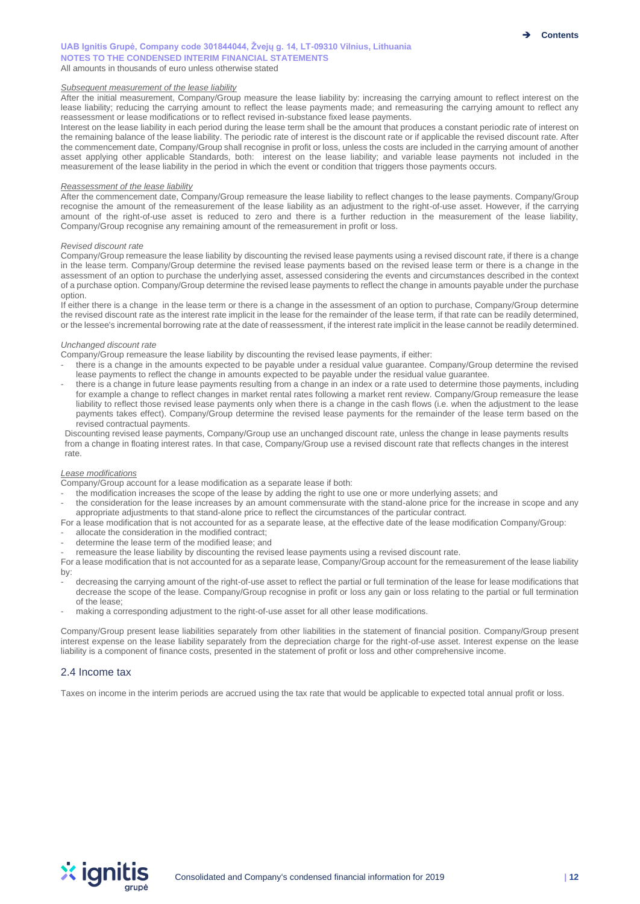*Subsequent measurement of the lease liability*

After the initial measurement, Company/Group measure the lease liability by: increasing the carrying amount to reflect interest on the lease liability; reducing the carrying amount to reflect the lease payments made; and remeasuring the carrying amount to reflect any reassessment or lease modifications or to reflect revised in-substance fixed lease payments.

Interest on the lease liability in each period during the lease term shall be the amount that produces a constant periodic rate of interest on the remaining balance of the lease liability. The periodic rate of interest is the discount rate or if applicable the revised discount rate. After the commencement date, Company/Group shall recognise in profit or loss, unless the costs are included in the carrying amount of another asset applying other applicable Standards, both: interest on the lease liability; and variable lease payments not included in the measurement of the lease liability in the period in which the event or condition that triggers those payments occurs.

*Reassessment of the lease liability*

After the commencement date, Company/Group remeasure the lease liability to reflect changes to the lease payments. Company/Group recognise the amount of the remeasurement of the lease liability as an adjustment to the right-of-use asset. However, if the carrying amount of the right-of-use asset is reduced to zero and there is a further reduction in the measurement of the lease liability, Company/Group recognise any remaining amount of the remeasurement in profit or loss.

*Revised discount rate*

Company/Group remeasure the lease liability by discounting the revised lease payments using a revised discount rate, if there is a change in the lease term. Company/Group determine the revised lease payments based on the revised lease term or there is a change in the assessment of an option to purchase the underlying asset, assessed considering the events and circumstances described in the context of a purchase option. Company/Group determine the revised lease payments to reflect the change in amounts payable under the purchase option.

If either there is a change in the lease term or there is a change in the assessment of an option to purchase, Company/Group determine the revised discount rate as the interest rate implicit in the lease for the remainder of the lease term, if that rate can be readily determined, or the lessee's incremental borrowing rate at the date of reassessment, if the interest rate implicit in the lease cannot be readily determined.

*Unchanged discount rate*

Company/Group remeasure the lease liability by discounting the revised lease payments, if either:

- there is a change in the amounts expected to be payable under a residual value guarantee. Company/Group determine the revised lease payments to reflect the change in amounts expected to be payable under the residual value guarantee.
- there is a change in future lease payments resulting from a change in an index or a rate used to determine those payments, including for example a change to reflect changes in market rental rates following a market rent review. Company/Group remeasure the lease liability to reflect those revised lease payments only when there is a change in the cash flows (i.e. when the adjustment to the lease payments takes effect). Company/Group determine the revised lease payments for the remainder of the lease term based on the revised contractual payments.

Discounting revised lease payments, Company/Group use an unchanged discount rate, unless the change in lease payments results from a change in floating interest rates. In that case, Company/Group use a revised discount rate that reflects changes in the interest rate.

*Lease modifications*

Company/Group account for a lease modification as a separate lease if both:

- the modification increases the scope of the lease by adding the right to use one or more underlying assets; and
- the consideration for the lease increases by an amount commensurate with the stand-alone price for the increase in scope and any appropriate adjustments to that stand-alone price to reflect the circumstances of the particular contract.

For a lease modification that is not accounted for as a separate lease, at the effective date of the lease modification Company/Group:

- allocate the consideration in the modified contract;
- determine the lease term of the modified lease; and
- remeasure the lease liability by discounting the revised lease payments using a revised discount rate.

For a lease modification that is not accounted for as a separate lease, Company/Group account for the remeasurement of the lease liability by:

- decreasing the carrying amount of the right-of-use asset to reflect the partial or full termination of the lease for lease modifications that decrease the scope of the lease. Company/Group recognise in profit or loss any gain or loss relating to the partial or full termination of the lease;
- making a corresponding adjustment to the right-of-use asset for all other lease modifications.

Company/Group present lease liabilities separately from other liabilities in the statement of financial position. Company/Group present interest expense on the lease liability separately from the depreciation charge for the right-of-use asset. Interest expense on the lease liability is a component of finance costs, presented in the statement of profit or loss and other comprehensive income.

## 2.4 Income tax

Taxes on income in the interim periods are accrued using the tax rate that would be applicable to expected total annual profit or loss.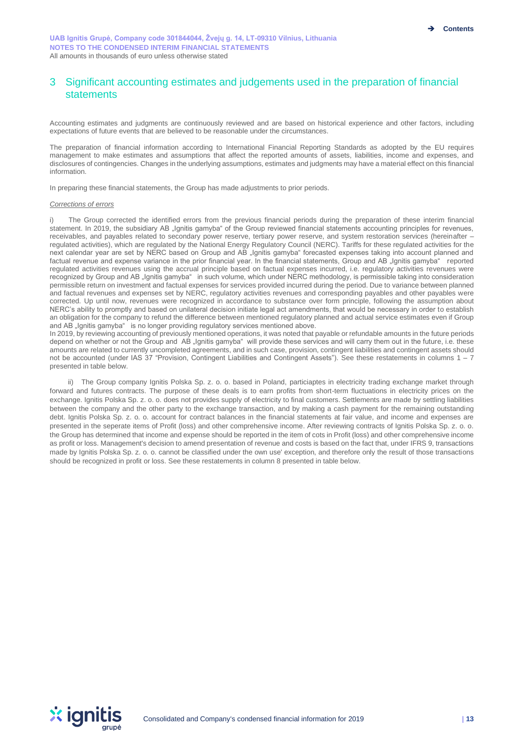# 3 Significant accounting estimates and judgements used in the preparation of financial statements

Accounting estimates and judgments are continuously reviewed and are based on historical experience and other factors, including expectations of future events that are believed to be reasonable under the circumstances.

The preparation of financial information according to International Financial Reporting Standards as adopted by the EU requires management to make estimates and assumptions that affect the reported amounts of assets, liabilities, income and expenses, and disclosures of contingencies. Changes in the underlying assumptions, estimates and judgments may have a material effect on this financial information.

In preparing these financial statements, the Group has made adjustments to prior periods.

*Corrections of errors*

i) The Group corrected the identified errors from the previous financial periods during the preparation of these interim financial statement. In 2019, the subsidiary AB „Ignitis gamyba“ of the Group reviewed financial statements accounting principles for revenues, receivables, and payables related to secondary power reserve, tertiary power reserve, and system restoration services (hereinafter – regulated activities), which are regulated by the National Energy Regulatory Council (NERC). Tariffs for these regulated activities for the next calendar year are set by NERC based on Group and AB „Ignitis gamyba“ forecasted expenses taking into account planned and factual revenue and expense variance in the prior financial year. In the financial statements, Group and AB „Ignitis gamyba“ reported regulated activities revenues using the accrual principle based on factual expenses incurred, i.e. regulatory activities revenues were recognized by Group and AB „Ignitis gamyba“ in such volume, which under NERC methodology, is permissible taking into consideration permissible return on investment and factual expenses for services provided incurred during the period. Due to variance between planned and factual revenues and expenses set by NERC, regulatory activities revenues and corresponding payables and other payables were corrected. Up until now, revenues were recognized in accordance to substance over form principle, following the assumption about NERC's ability to promptly and based on unilateral decision initiate legal act amendments, that would be necessary in order to establish an obligation for the company to refund the difference between mentioned regulatory planned and actual service estimates even if Group and AB „Ignitis gamyba“ is no longer providing regulatory services mentioned above.
In 2019, by reviewing accounting of previously mentioned operations, it was noted that payable or refundable amounts in the future periods depend on whether or not the Group and AB „Ignitis gamyba“ will provide these services and will carry them out in the future, i.e. these amounts are related to currently uncompleted agreements, and in such case, provision, contingent liabilities and contingent assets should not be accounted (under IAS 37 "Provision, Contingent Liabilities and Contingent Assets"). See these restatements in columns 1 – 7 presented in table below.

ii) The Group company Ignitis Polska Sp. z. o. o. based in Poland, particiaptes in electricity trading exchange market through forward and futures contracts. The purpose of these deals is to earn profits from short-term fluctuations in electricity prices on the exchange. Ignitis Polska Sp. z. o. o. does not provides supply of electricity to final customers. Settlements are made by settling liabilities between the company and the other party to the exchange transaction, and by making a cash payment for the remaining outstanding debt. Ignitis Polska Sp. z. o. o. account for contract balances in the financial statements at fair value, and income and expenses are presented in the seperate items of Profit (loss) and other comprehensive income. After reviewing contracts of Ignitis Polska Sp. z. o. o. the Group has determined that income and expense should be reported in the item of cots in Profit (loss) and other comprehensive income as profit or loss. Management's decision to amend presentation of revenue and costs is based on the fact that, under IFRS 9, transactions made by Ignitis Polska Sp. z. o. o. cannot be classified under the own use' exception, and therefore only the result of those transactions should be recognized in profit or loss. See these restatements in column 8 presented in table below.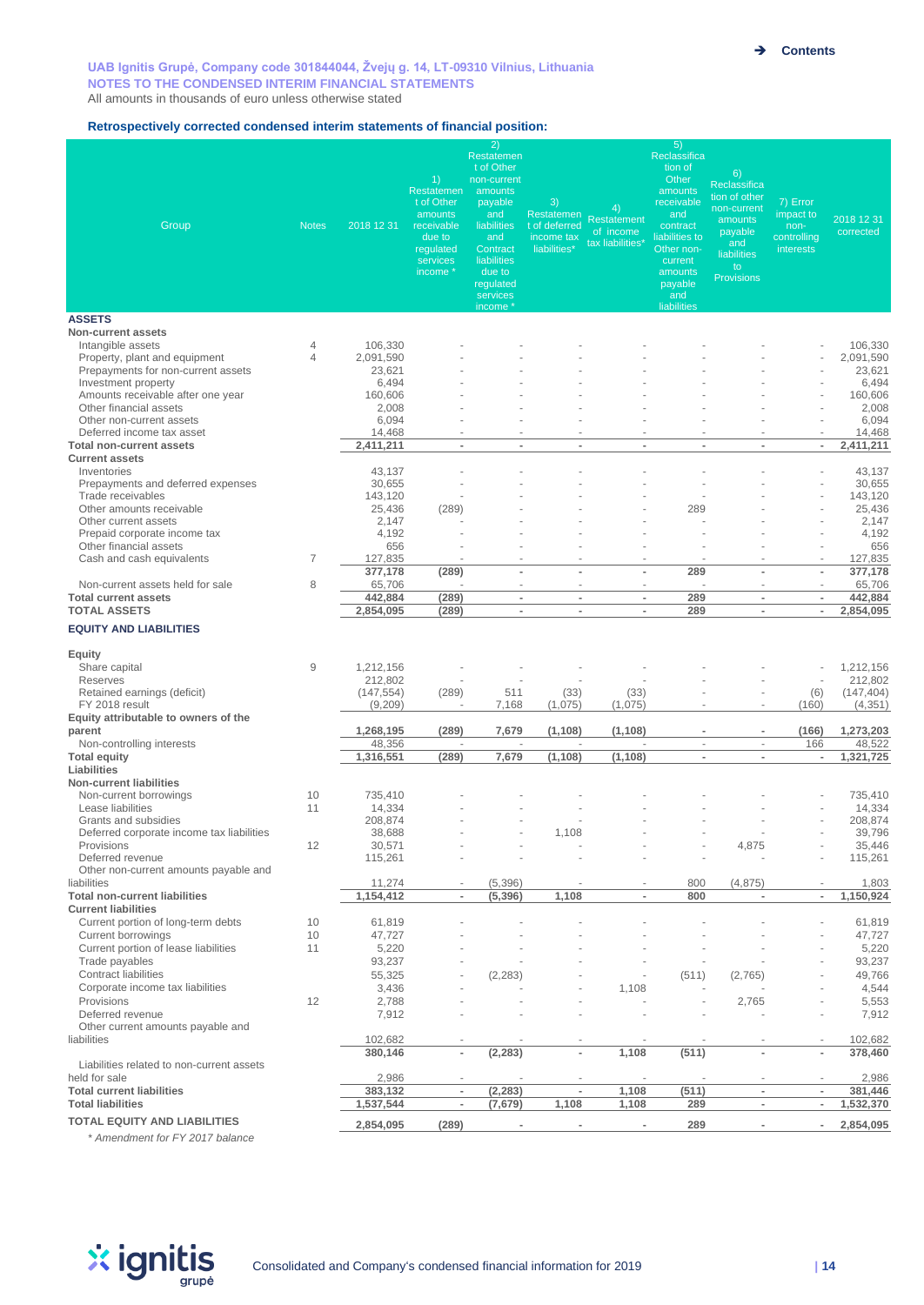UAB Ignitis Grupė, Company code 301844044, Žvejų g. 14, LT-09310 Vilnius, Lithuania
NOTES TO THE CONDENSED INTERIM FINANCIAL STATEMENTS
All amounts in thousands of euro unless otherwise stated

### Retrospectively corrected condensed interim statements of financial position:

| Group | Notes | 2018 12 31 | 1) Restatement of Other amounts receivable due to regulated services income * | 2) Restatement of Other non-current amounts payable and liabilities and Contract liabilities due to regulated services income * | 3) Restatement of deferred income tax liabilities* | 4) Restatement of income tax liabilities* | 5) Reclassification of Other amounts receivable and contract liabilities to Other non-current amounts payable and liabilities | 6) Reclassification of other non-current amounts payable and liabilities to Provisions | 7) Error impact to non-controlling interests | 2018 12 31 corrected |
|---|---|---|---|---|---|---|---|---|---|---|
| **ASSETS** | | | | | | | | | | |
| **Non-current assets** | | | | | | | | | | |
| Intangible assets | 4 | 106,330 | - | - | - | - | - | - | - | 106,330 |
| Property, plant and equipment | 4 | 2,091,590 | - | - | - | - | - | - | - | 2,091,590 |
| Prepayments for non-current assets | | 23,621 | - | - | - | - | - | - | - | 23,621 |
| Investment property | | 6,494 | - | - | - | - | - | - | - | 6,494 |
| Amounts receivable after one year | | 160,606 | - | - | - | - | - | - | - | 160,606 |
| Other financial assets | | 2,008 | - | - | - | - | - | - | - | 2,008 |
| Other non-current assets | | 6,094 | - | - | - | - | - | - | - | 6,094 |
| Deferred income tax asset | | 14,468 | - | - | - | - | - | - | - | 14,468 |
| **Total non-current assets** | | **2,411,211** | **-** | **-** | **-** | **-** | **-** | **-** | **-** | **2,411,211** |
| **Current assets** | | | | | | | | | | |
| Inventories | | 43,137 | - | - | - | - | - | - | - | 43,137 |
| Prepayments and deferred expenses | | 30,655 | - | - | - | - | - | - | - | 30,655 |
| Trade receivables | | 143,120 | - | - | - | - | - | - | - | 143,120 |
| Other amounts receivable | | 25,436 | (289) | - | - | - | 289 | - | - | 25,436 |
| Other current assets | | 2,147 | - | - | - | - | - | - | - | 2,147 |
| Prepaid corporate income tax | | 4,192 | - | - | - | - | - | - | - | 4,192 |
| Other financial assets | | 656 | - | - | - | - | - | - | - | 656 |
| Cash and cash equivalents | 7 | 127,835 | - | - | - | - | - | - | - | 127,835 |
| | | **377,178** | **(289)** | **-** | **-** | **-** | **289** | **-** | **-** | **377,178** |
| Non-current assets held for sale | 8 | 65,706 | - | - | - | - | - | - | - | 65,706 |
| **Total current assets** | | **442,884** | **(289)** | **-** | **-** | **-** | **289** | **-** | **-** | **442,884** |
| **TOTAL ASSETS** | | **2,854,095** | **(289)** | **-** | **-** | **-** | **289** | **-** | **-** | **2,854,095** |
| **EQUITY AND LIABILITIES** | | | | | | | | | | |
| **Equity** | | | | | | | | | | |
| Share capital | 9 | 1,212,156 | - | - | - | - | - | - | - | 1,212,156 |
| Reserves | | 212,802 | - | - | - | - | - | - | - | 212,802 |
| Retained earnings (deficit) | | (147,554) | (289) | 511 | (33) | (33) | - | - | (6) | (147,404) |
| FY 2018 result | | (9,209) | - | 7,168 | (1,075) | (1,075) | - | - | (160) | (4,351) |
| **Equity attributable to owners of the parent** | | **1,268,195** | **(289)** | **7,679** | **(1,108)** | **(1,108)** | **-** | **-** | **(166)** | **1,273,203** |
| Non-controlling interests | | 48,356 | - | - | - | - | - | - | 166 | 48,522 |
| **Total equity** | | **1,316,551** | **(289)** | **7,679** | **(1,108)** | **(1,108)** | **-** | **-** | **-** | **1,321,725** |
| **Liabilities** | | | | | | | | | | |
| **Non-current liabilities** | | | | | | | | | | |
| Non-current borrowings | 10 | 735,410 | - | - | - | - | - | - | - | 735,410 |
| Lease liabilities | 11 | 14,334 | - | - | - | - | - | - | - | 14,334 |
| Grants and subsidies | | 208,874 | - | - | - | - | - | - | - | 208,874 |
| Deferred corporate income tax liabilities | | 38,688 | - | - | 1,108 | - | - | - | - | 39,796 |
| Provisions | 12 | 30,571 | - | - | - | - | - | 4,875 | - | 35,446 |
| Deferred revenue | | 115,261 | - | - | - | - | - | - | - | 115,261 |
| Other non-current amounts payable and liabilities | | 11,274 | - | (5,396) | - | - | 800 | (4,875) | - | 1,803 |
| **Total non-current liabilities** | | **1,154,412** | **-** | **(5,396)** | **1,108** | **-** | **800** | **-** | **-** | **1,150,924** |
| **Current liabilities** | | | | | | | | | | |
| Current portion of long-term debts | 10 | 61,819 | - | - | - | - | - | - | - | 61,819 |
| Current borrowings | 10 | 47,727 | - | - | - | - | - | - | - | 47,727 |
| Current portion of lease liabilities | 11 | 5,220 | - | - | - | - | - | - | - | 5,220 |
| Trade payables | | 93,237 | - | - | - | - | - | - | - | 93,237 |
| Contract liabilities | | 55,325 | - | (2,283) | - | - | (511) | (2,765) | - | 49,766 |
| Corporate income tax liabilities | | 3,436 | - | - | - | 1,108 | - | - | - | 4,544 |
| Provisions | 12 | 2,788 | - | - | - | - | - | 2,765 | - | 5,553 |
| Deferred revenue | | 7,912 | - | - | - | - | - | - | - | 7,912 |
| Other current amounts payable and liabilities | | 102,682 | - | - | - | - | - | - | - | 102,682 |
| | | **380,146** | **-** | **(2,283)** | **-** | **1,108** | **(511)** | **-** | **-** | **378,460** |
| Liabilities related to non-current assets held for sale | | 2,986 | - | - | - | - | - | - | - | 2,986 |
| **Total current liabilities** | | **383,132** | **-** | **(2,283)** | **-** | **1,108** | **(511)** | **-** | **-** | **381,446** |
| **Total liabilities** | | **1,537,544** | **-** | **(7,679)** | **1,108** | **1,108** | **289** | **-** | **-** | **1,532,370** |
| **TOTAL EQUITY AND LIABILITIES** | | **2,854,095** | **(289)** | **-** | **-** | **-** | **289** | **-** | **-** | **2,854,095** |

*\* Amendment for FY 2017 balance*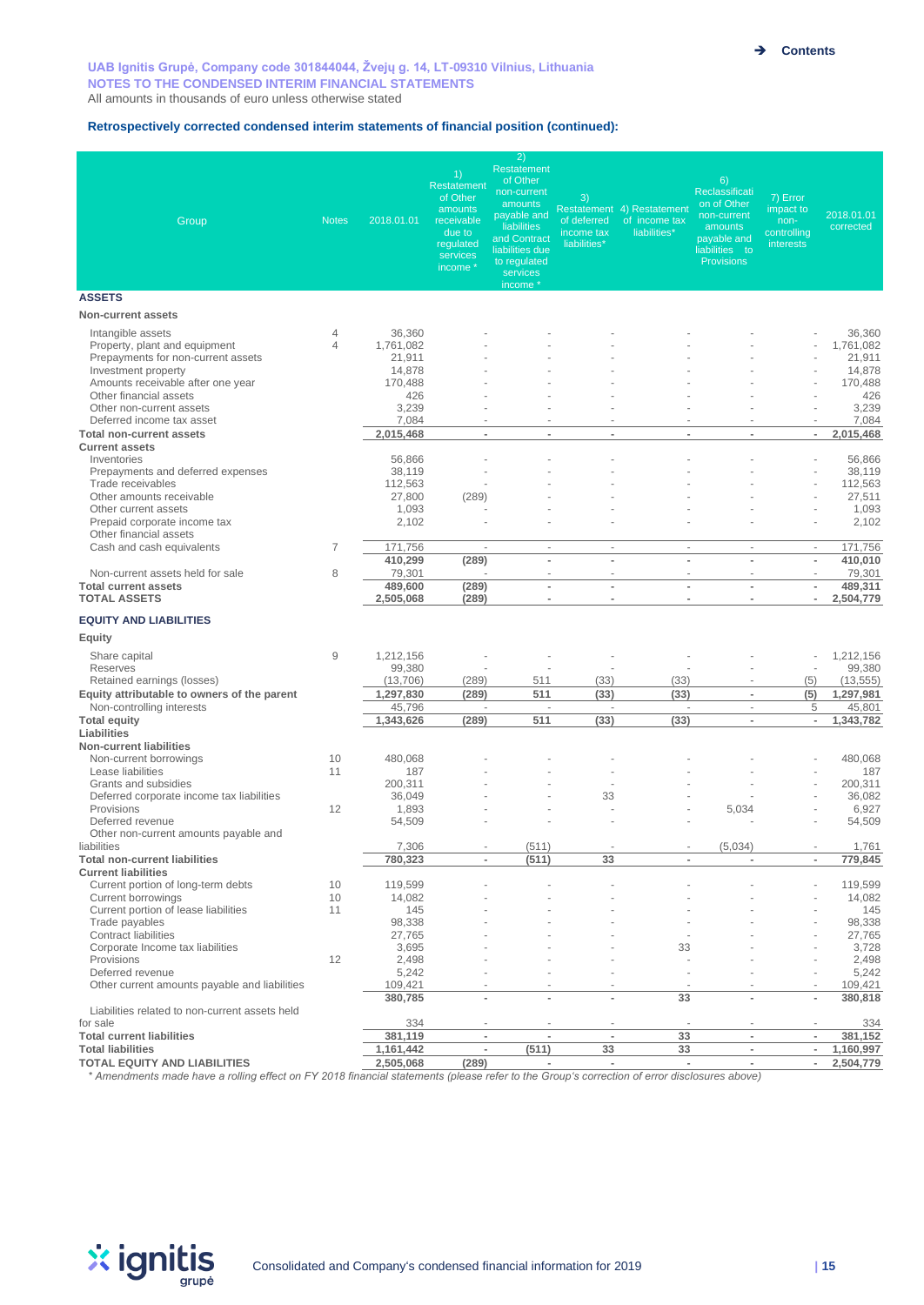UAB Ignitis Grupė, Company code 301844044, Žvejų g. 14, LT-09310 Vilnius, Lithuania
NOTES TO THE CONDENSED INTERIM FINANCIAL STATEMENTS
All amounts in thousands of euro unless otherwise stated

### Retrospectively corrected condensed interim statements of financial position (continued):

| Group | Notes | 2018.01.01 | 1) Restatement of Other amounts receivable due to regulated services income * | 2) Restatement of Other non-current amounts payable and liabilities and Contract liabilities due to regulated services income * | 3) Restatement of deferred income tax liabilities* | 4) Restatement of income tax liabilities* | 6) Reclassification of Other non-current amounts payable and liabilities to Provisions | 7) Error impact to non-controlling interests | 2018.01.01 corrected |
|---|---|---|---|---|---|---|---|---|---|
| **ASSETS** | | | | | | | | | |
| **Non-current assets** | | | | | | | | | |
| Intangible assets | 4 | 36,360 | - | - | - | - | - | - | 36,360 |
| Property, plant and equipment | 4 | 1,761,082 | - | - | - | - | - | - | 1,761,082 |
| Prepayments for non-current assets | | 21,911 | - | - | - | - | - | - | 21,911 |
| Investment property | | 14,878 | - | - | - | - | - | - | 14,878 |
| Amounts receivable after one year | | 170,488 | - | - | - | - | - | - | 170,488 |
| Other financial assets | | 426 | - | - | - | - | - | - | 426 |
| Other non-current assets | | 3,239 | - | - | - | - | - | - | 3,239 |
| Deferred income tax asset | | 7,084 | - | - | - | - | - | - | 7,084 |
| **Total non-current assets** | | **2,015,468** | **-** | **-** | **-** | **-** | **-** | **-** | **2,015,468** |
| **Current assets** | | | | | | | | | |
| Inventories | | 56,866 | - | - | - | - | - | - | 56,866 |
| Prepayments and deferred expenses | | 38,119 | - | - | - | - | - | - | 38,119 |
| Trade receivables | | 112,563 | - | - | - | - | - | - | 112,563 |
| Other amounts receivable | | 27,800 | (289) | - | - | - | - | - | 27,511 |
| Other current assets | | 1,093 | - | - | - | - | - | - | 1,093 |
| Prepaid corporate income tax | | 2,102 | - | - | - | - | - | - | 2,102 |
| Other financial assets | | | | | | | | | |
| Cash and cash equivalents | 7 | 171,756 | - | - | - | - | - | - | 171,756 |
| | | **410,299** | **(289)** | **-** | **-** | **-** | **-** | **-** | **410,010** |
| Non-current assets held for sale | 8 | 79,301 | - | - | - | - | - | - | 79,301 |
| **Total current assets** | | **489,600** | **(289)** | **-** | **-** | **-** | **-** | **-** | **489,311** |
| **TOTAL ASSETS** | | **2,505,068** | **(289)** | **-** | **-** | **-** | **-** | **-** | **2,504,779** |
| **EQUITY AND LIABILITIES** | | | | | | | | | |
| **Equity** | | | | | | | | | |
| Share capital | 9 | 1,212,156 | - | - | - | - | - | - | 1,212,156 |
| Reserves | | 99,380 | - | - | - | - | - | - | 99,380 |
| Retained earnings (losses) | | (13,706) | (289) | 511 | (33) | (33) | - | (5) | (13,555) |
| **Equity attributable to owners of the parent** | | **1,297,830** | **(289)** | **511** | **(33)** | **(33)** | **-** | **(5)** | **1,297,981** |
| Non-controlling interests | | 45,796 | - | - | - | - | - | 5 | 45,801 |
| **Total equity** | | **1,343,626** | **(289)** | **511** | **(33)** | **(33)** | **-** | **-** | **1,343,782** |
| **Liabilities** | | | | | | | | | |
| **Non-current liabilities** | | | | | | | | | |
| Non-current borrowings | 10 | 480,068 | - | - | - | - | - | - | 480,068 |
| Lease liabilities | 11 | 187 | - | - | - | - | - | - | 187 |
| Grants and subsidies | | 200,311 | - | - | - | - | - | - | 200,311 |
| Deferred corporate income tax liabilities | | 36,049 | - | - | 33 | - | - | - | 36,082 |
| Provisions | 12 | 1,893 | - | - | - | - | 5,034 | - | 6,927 |
| Deferred revenue | | 54,509 | - | - | - | - | - | - | 54,509 |
| Other non-current amounts payable and liabilities | | 7,306 | - | (511) | - | - | (5,034) | - | 1,761 |
| **Total non-current liabilities** | | **780,323** | **-** | **(511)** | **33** | **-** | **-** | **-** | **779,845** |
| **Current liabilities** | | | | | | | | | |
| Current portion of long-term debts | 10 | 119,599 | - | - | - | - | - | - | 119,599 |
| Current borrowings | 10 | 14,082 | - | - | - | - | - | - | 14,082 |
| Current portion of lease liabilities | 11 | 145 | - | - | - | - | - | - | 145 |
| Trade payables | | 98,338 | - | - | - | - | - | - | 98,338 |
| Contract liabilities | | 27,765 | - | - | - | - | - | - | 27,765 |
| Corporate Income tax liabilities | | 3,695 | - | - | - | 33 | - | - | 3,728 |
| Provisions | 12 | 2,498 | - | - | - | - | - | - | 2,498 |
| Deferred revenue | | 5,242 | - | - | - | - | - | - | 5,242 |
| Other current amounts payable and liabilities | | 109,421 | - | - | - | - | - | - | 109,421 |
| | | **380,785** | **-** | **-** | **-** | **33** | **-** | **-** | **380,818** |
| Liabilities related to non-current assets held for sale | | 334 | - | - | - | - | - | - | 334 |
| **Total current liabilities** | | **381,119** | **-** | **-** | **-** | **33** | **-** | **-** | **381,152** |
| **Total liabilities** | | **1,161,442** | **-** | **(511)** | **33** | **33** | **-** | **-** | **1,160,997** |
| **TOTAL EQUITY AND LIABILITIES** | | **2,505,068** | **(289)** | **-** | **-** | **-** | **-** | **-** | **2,504,779** |

*\* Amendments made have a rolling effect on FY 2018 financial statements (please refer to the Group's correction of error disclosures above)*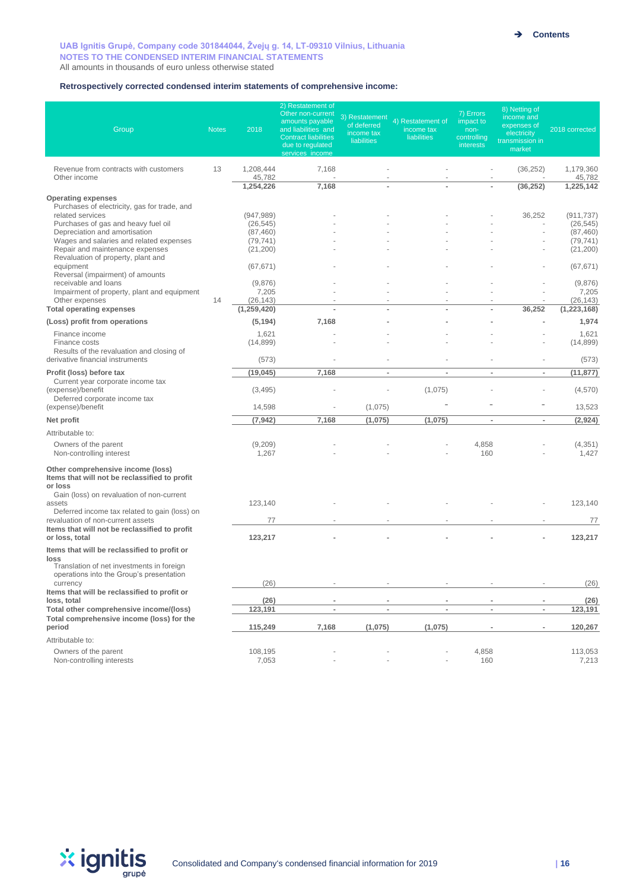UAB Ignitis Grupė, Company code 301844044, Žvejų g. 14, LT-09310 Vilnius, Lithuania
NOTES TO THE CONDENSED INTERIM FINANCIAL STATEMENTS
All amounts in thousands of euro unless otherwise stated

**Retrospectively corrected condensed interim statements of comprehensive income:**

| Group | Notes | 2018 | 2) Restatement of Other non-current amounts payable and liabilities and Contract liabilities due to regulated services income | 3) Restatement of deferred income tax liabilities | 4) Restatement of income tax liabilities | 7) Errors impact to non-controlling interests | 8) Netting of income and expenses of electricity transmission in market | 2018 corrected |
|---|---|---|---|---|---|---|---|---|
| Revenue from contracts with customers | 13 | 1,208,444 | 7,168 | - | - | - | (36,252) | 1,179,360 |
| Other income | | 45,782 | - | - | - | - | - | 45,782 |
| | | **1,254,226** | **7,168** | **-** | **-** | **-** | **(36,252)** | **1,225,142** |
| **Operating expenses** | | | | | | | | |
| Purchases of electricity, gas for trade, and related services | | (947,989) | - | - | - | - | 36,252 | (911,737) |
| Purchases of gas and heavy fuel oil | | (26,545) | - | - | - | - | - | (26,545) |
| Depreciation and amortisation | | (87,460) | - | - | - | - | - | (87,460) |
| Wages and salaries and related expenses | | (79,741) | - | - | - | - | - | (79,741) |
| Repair and maintenance expenses | | (21,200) | - | - | - | - | - | (21,200) |
| Revaluation of property, plant and equipment | | (67,671) | - | - | - | - | - | (67,671) |
| Reversal (impairment) of amounts receivable and loans | | (9,876) | - | - | - | - | - | (9,876) |
| Impairment of property, plant and equipment | | 7,205 | - | - | - | - | - | 7,205 |
| Other expenses | 14 | (26,143) | - | - | - | - | - | (26,143) |
| **Total operating expenses** | | **(1,259,420)** | **-** | **-** | **-** | **-** | **36,252** | **(1,223,168)** |
| **(Loss) profit from operations** | | **(5,194)** | **7,168** | **-** | **-** | **-** | **-** | **1,974** |
| Finance income | | 1,621 | - | - | - | - | - | 1,621 |
| Finance costs | | (14,899) | - | - | - | - | - | (14,899) |
| Results of the revaluation and closing of derivative financial instruments | | (573) | - | - | - | - | - | (573) |
| **Profit (loss) before tax** | | **(19,045)** | **7,168** | **-** | **-** | **-** | **-** | **(11,877)** |
| Current year corporate income tax (expense)/benefit | | (3,495) | - | - | (1,075) | - | - | (4,570) |
| Deferred corporate income tax (expense)/benefit | | 14,598 | - | (1,075) | - | - | - | 13,523 |
| **Net profit** | | **(7,942)** | **7,168** | **(1,075)** | **(1,075)** | **-** | **-** | **(2,924)** |
| Attributable to: | | | | | | | | |
| Owners of the parent | | (9,209) | - | - | - | 4,858 | - | (4,351) |
| Non-controlling interest | | 1,267 | - | - | - | 160 | - | 1,427 |
| **Other comprehensive income (loss)** | | | | | | | | |
| **Items that will not be reclassified to profit or loss** | | | | | | | | |
| Gain (loss) on revaluation of non-current assets | | 123,140 | - | - | - | - | - | 123,140 |
| Deferred income tax related to gain (loss) on revaluation of non-current assets | | 77 | - | - | - | - | - | 77 |
| **Items that will not be reclassified to profit or loss, total** | | **123,217** | **-** | **-** | **-** | **-** | **-** | **123,217** |
| **Items that will be reclassified to profit or loss** | | | | | | | | |
| Translation of net investments in foreign operations into the Group's presentation currency | | (26) | - | - | - | - | - | (26) |
| **Items that will be reclassified to profit or loss, total** | | **(26)** | **-** | **-** | **-** | **-** | **-** | **(26)** |
| **Total other comprehensive income/(loss)** | | **123,191** | **-** | **-** | **-** | **-** | **-** | **123,191** |
| **Total comprehensive income (loss) for the period** | | **115,249** | **7,168** | **(1,075)** | **(1,075)** | **-** | **-** | **120,267** |
| Attributable to: | | | | | | | | |
| Owners of the parent | | 108,195 | - | - | - | 4,858 | | 113,053 |
| Non-controlling interests | | 7,053 | - | - | - | 160 | | 7,213 |

Consolidated and Company's condensed financial information for 2019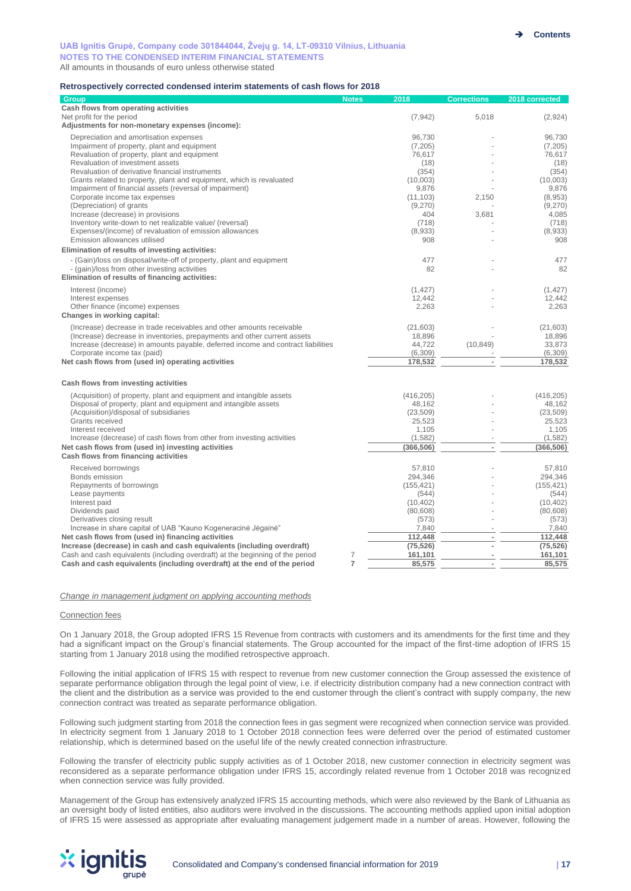UAB Ignitis Grupė, Company code 301844044, Žvejų g. 14, LT-09310 Vilnius, Lithuania
NOTES TO THE CONDENSED INTERIM FINANCIAL STATEMENTS
All amounts in thousands of euro unless otherwise stated

### Retrospectively corrected condensed interim statements of cash flows for 2018

| Group | Notes | 2018 | Corrections | 2018 corrected |
|---|---|---|---|---|
| **Cash flows from operating activities** | | | | |
| Net profit for the period | | (7,942) | 5,018 | (2,924) |
| **Adjustments for non-monetary expenses (income):** | | | | |
| Depreciation and amortisation expenses | | 96,730 | - | 96,730 |
| Impairment of property, plant and equipment | | (7,205) | - | (7,205) |
| Revaluation of property, plant and equipment | | 76,617 | - | 76,617 |
| Revaluation of investment assets | | (18) | - | (18) |
| Revaluation of derivative financial instruments | | (354) | - | (354) |
| Grants related to property, plant and equipment, which is revaluated | | (10,003) | - | (10,003) |
| Impairment of financial assets (reversal of impairment) | | 9,876 | - | 9,876 |
| Corporate income tax expenses | | (11,103) | 2,150 | (8,953) |
| (Depreciation) of grants | | (9,270) | - | (9,270) |
| Increase (decrease) in provisions | | 404 | 3,681 | 4,085 |
| Inventory write-down to net realizable value/ (reversal) | | (718) | - | (718) |
| Expenses/(income) of revaluation of emission allowances | | (8,933) | - | (8,933) |
| Emission allowances utilised | | 908 | - | 908 |
| **Elimination of results of investing activities:** | | | | |
| - (Gain)/loss on disposal/write-off of property, plant and equipment | | 477 | - | 477 |
| - (gain)/loss from other investing activities | | 82 | - | 82 |
| **Elimination of results of financing activities:** | | | | |
| Interest (income) | | (1,427) | - | (1,427) |
| Interest expenses | | 12,442 | - | 12,442 |
| Other finance (income) expenses | | 2,263 | - | 2,263 |
| **Changes in working capital:** | | | | |
| (Increase) decrease in trade receivables and other amounts receivable | | (21,603) | - | (21,603) |
| (Increase) decrease in inventories, prepayments and other current assets | | 18,896 | - | 18,896 |
| Increase (decrease) in amounts payable, deferred income and contract liabilities | | 44,722 | (10,849) | 33,873 |
| Corporate income tax (paid) | | (6,309) | - | (6,309) |
| **Net cash flows from (used in) operating activities** | | **178,532** | **-** | **178,532** |
| **Cash flows from investing activities** | | | | |
| (Acquisition) of property, plant and equipment and intangible assets | | (416,205) | - | (416,205) |
| Disposal of property, plant and equipment and intangible assets | | 48,162 | - | 48,162 |
| (Acquisition)/disposal of subsidiaries | | (23,509) | - | (23,509) |
| Grants received | | 25,523 | - | 25,523 |
| Interest received | | 1,105 | - | 1,105 |
| Increase (decrease) of cash flows from other from investing activities | | (1,582) | - | (1,582) |
| **Net cash flows from (used in) investing activities** | | **(366,506)** | **-** | **(366,506)** |
| **Cash flows from financing activities** | | | | |
| Received borrowings | | 57,810 | - | 57,810 |
| Bonds emission | | 294,346 | - | 294,346 |
| Repayments of borrowings | | (155,421) | - | (155,421) |
| Lease payments | | (544) | - | (544) |
| Interest paid | | (10,402) | - | (10,402) |
| Dividends paid | | (80,608) | - | (80,608) |
| Derivatives closing result | | (573) | - | (573) |
| Increase in share capital of UAB "Kauno Kogeneracinė Jėgainė" | | 7,840 | - | 7,840 |
| **Net cash flows from (used in) financing activities** | | **112,448** | **-** | **112,448** |
| **Increase (decrease) in cash and cash equivalents (including overdraft)** | | **(75,526)** | **-** | **(75,526)** |
| Cash and cash equivalents (including overdraft) at the beginning of the period | 7 | **161,101** | **-** | **161,101** |
| **Cash and cash equivalents (including overdraft) at the end of the period** | **7** | **85,575** | **-** | **85,575** |

*Change in management judgment on applying accounting methods*

Connection fees

On 1 January 2018, the Group adopted IFRS 15 Revenue from contracts with customers and its amendments for the first time and they had a significant impact on the Group's financial statements. The Group accounted for the impact of the first-time adoption of IFRS 15 starting from 1 January 2018 using the modified retrospective approach.

Following the initial application of IFRS 15 with respect to revenue from new customer connection the Group assessed the existence of separate performance obligation through the legal point of view, i.e. if electricity distribution company had a new connection contract with the client and the distribution as a service was provided to the end customer through the client's contract with supply company, the new connection contract was treated as separate performance obligation.

Following such judgment starting from 2018 the connection fees in gas segment were recognized when connection service was provided. In electricity segment from 1 January 2018 to 1 October 2018 connection fees were deferred over the period of estimated customer relationship, which is determined based on the useful life of the newly created connection infrastructure.

Following the transfer of electricity public supply activities as of 1 October 2018, new customer connection in electricity segment was reconsidered as a separate performance obligation under IFRS 15, accordingly related revenue from 1 October 2018 was recognized when connection service was fully provided.

Management of the Group has extensively analyzed IFRS 15 accounting methods, which were also reviewed by the Bank of Lithuania as an oversight body of listed entities, also auditors were involved in the discussions. The accounting methods applied upon initial adoption of IFRS 15 were assessed as appropriate after evaluating management judgement made in a number of areas. However, following the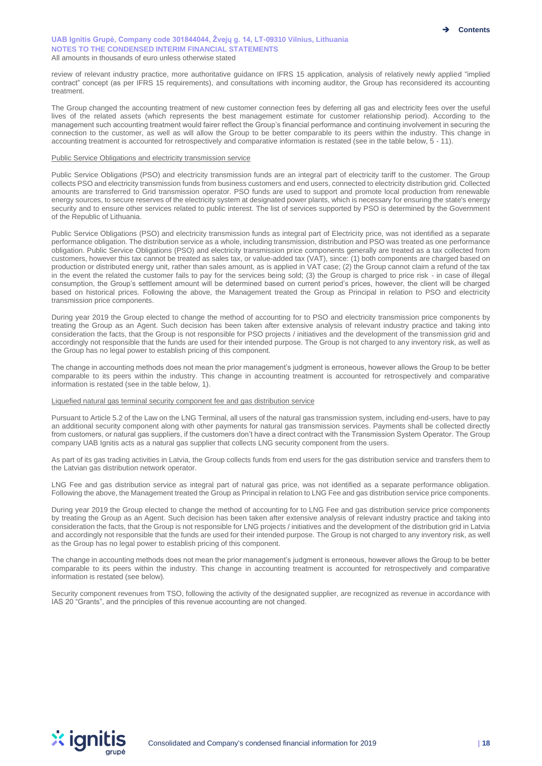review of relevant industry practice, more authoritative guidance on IFRS 15 application, analysis of relatively newly applied "implied contract" concept (as per IFRS 15 requirements), and consultations with incoming auditor, the Group has reconsidered its accounting treatment.

The Group changed the accounting treatment of new customer connection fees by deferring all gas and electricity fees over the useful lives of the related assets (which represents the best management estimate for customer relationship period). According to the management such accounting treatment would fairer reflect the Group's financial performance and continuing involvement in securing the connection to the customer, as well as will allow the Group to be better comparable to its peers within the industry. This change in accounting treatment is accounted for retrospectively and comparative information is restated (see in the table below, 5 - 11).

Public Service Obligations and electricity transmission service

Public Service Obligations (PSO) and electricity transmission funds are an integral part of electricity tariff to the customer. The Group collects PSO and electricity transmission funds from business customers and end users, connected to electricity distribution grid. Collected amounts are transferred to Grid transmission operator. PSO funds are used to support and promote local production from renewable energy sources, to secure reserves of the electricity system at designated power plants, which is necessary for ensuring the state's energy security and to ensure other services related to public interest. The list of services supported by PSO is determined by the Government of the Republic of Lithuania.

Public Service Obligations (PSO) and electricity transmission funds as integral part of Electricity price, was not identified as a separate performance obligation. The distribution service as a whole, including transmission, distribution and PSO was treated as one performance obligation. Public Service Obligations (PSO) and electricity transmission price components generally are treated as a tax collected from customers, however this tax cannot be treated as sales tax, or value-added tax (VAT), since: (1) both components are charged based on production or distributed energy unit, rather than sales amount, as is applied in VAT case; (2) the Group cannot claim a refund of the tax in the event the related the customer fails to pay for the services being sold; (3) the Group is charged to price risk - in case of illegal consumption, the Group's settlement amount will be determined based on current period's prices, however, the client will be charged based on historical prices. Following the above, the Management treated the Group as Principal in relation to PSO and electricity transmission price components.

During year 2019 the Group elected to change the method of accounting for to PSO and electricity transmission price components by treating the Group as an Agent. Such decision has been taken after extensive analysis of relevant industry practice and taking into consideration the facts, that the Group is not responsible for PSO projects / initiatives and the development of the transmission grid and accordingly not responsible that the funds are used for their intended purpose. The Group is not charged to any inventory risk, as well as the Group has no legal power to establish pricing of this component.

The change in accounting methods does not mean the prior management's judgment is erroneous, however allows the Group to be better comparable to its peers within the industry. This change in accounting treatment is accounted for retrospectively and comparative information is restated (see in the table below, 1).

Liquefied natural gas terminal security component fee and gas distribution service

Pursuant to Article 5.2 of the Law on the LNG Terminal, all users of the natural gas transmission system, including end-users, have to pay an additional security component along with other payments for natural gas transmission services. Payments shall be collected directly from customers, or natural gas suppliers, if the customers don't have a direct contract with the Transmission System Operator. The Group company UAB Ignitis acts as a natural gas supplier that collects LNG security component from the users.

As part of its gas trading activities in Latvia, the Group collects funds from end users for the gas distribution service and transfers them to the Latvian gas distribution network operator.

LNG Fee and gas distribution service as integral part of natural gas price, was not identified as a separate performance obligation. Following the above, the Management treated the Group as Principal in relation to LNG Fee and gas distribution service price components.

During year 2019 the Group elected to change the method of accounting for to LNG Fee and gas distribution service price components by treating the Group as an Agent. Such decision has been taken after extensive analysis of relevant industry practice and taking into consideration the facts, that the Group is not responsible for LNG projects / initiatives and the development of the distribution grid in Latvia and accordingly not responsible that the funds are used for their intended purpose. The Group is not charged to any inventory risk, as well as the Group has no legal power to establish pricing of this component.

The change in accounting methods does not mean the prior management's judgment is erroneous, however allows the Group to be better comparable to its peers within the industry. This change in accounting treatment is accounted for retrospectively and comparative information is restated (see below).

Security component revenues from TSO, following the activity of the designated supplier, are recognized as revenue in accordance with IAS 20 "Grants", and the principles of this revenue accounting are not changed.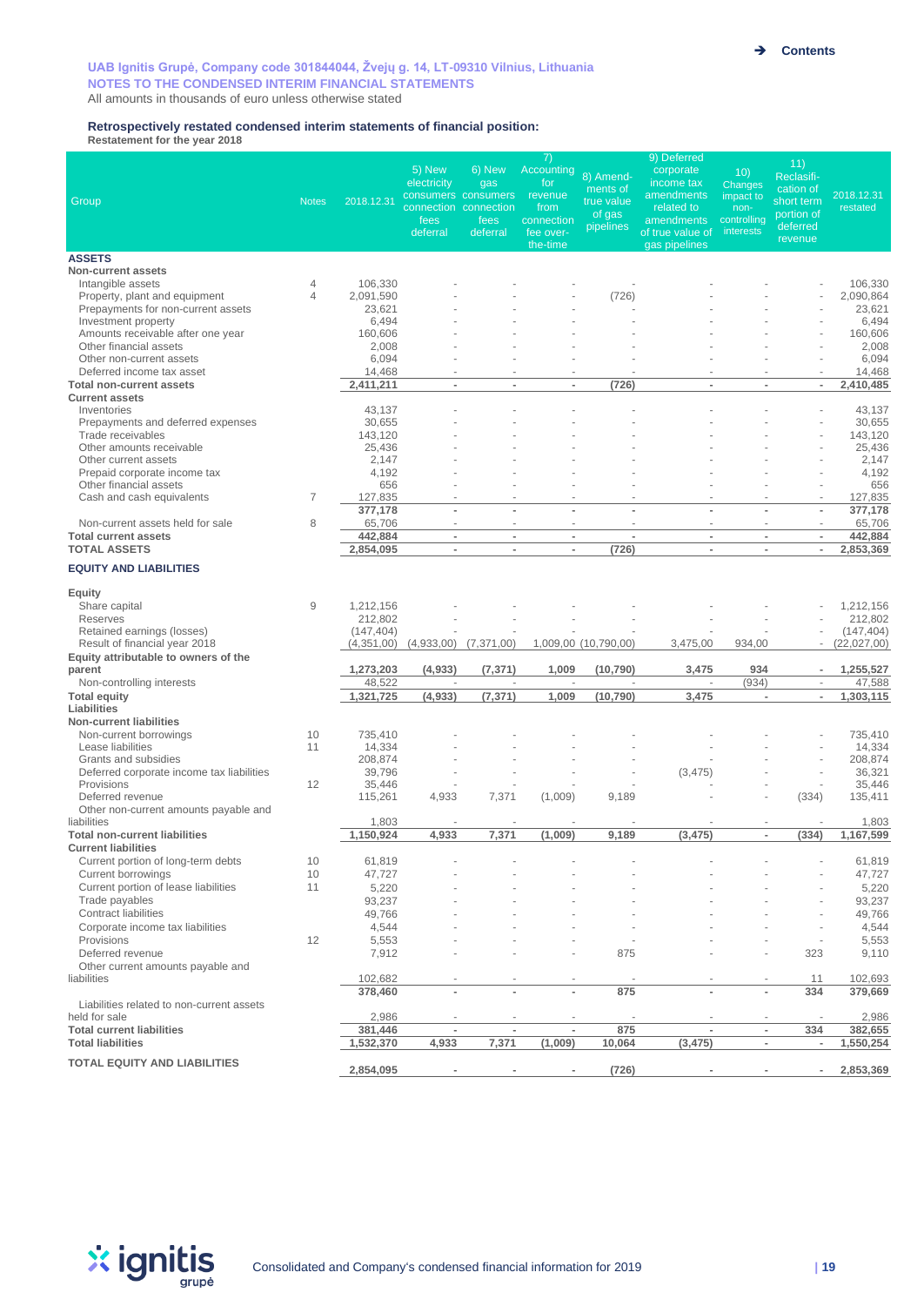UAB Ignitis Grupė, Company code 301844044, Žvejų g. 14, LT-09310 Vilnius, Lithuania
NOTES TO THE CONDENSED INTERIM FINANCIAL STATEMENTS
All amounts in thousands of euro unless otherwise stated

### Retrospectively restated condensed interim statements of financial position:
**Restatement for the year 2018**

| Group | Notes | 2018.12.31 | 5) New electricity consumers connection fees deferral | 6) New gas consumers connection fees deferral | 7) Accounting for revenue from connection fee over-the-time | 8) Amendments of true value of gas pipelines | 9) Deferred corporate income tax amendments related to amendments of true value of gas pipelines | 10) Changes impact to non-controlling interests | 11) Reclassification of short term portion of deferred revenue | 2018.12.31 restated |
|---|---|---|---|---|---|---|---|---|---|---|
| **ASSETS** | | | | | | | | | | |
| **Non-current assets** | | | | | | | | | | |
| Intangible assets | 4 | 106,330 | - | - | - | - | - | - | - | 106,330 |
| Property, plant and equipment | 4 | 2,091,590 | - | - | - | (726) | - | - | - | 2,090,864 |
| Prepayments for non-current assets | | 23,621 | - | - | - | - | - | - | - | 23,621 |
| Investment property | | 6,494 | - | - | - | - | - | - | - | 6,494 |
| Amounts receivable after one year | | 160,606 | - | - | - | - | - | - | - | 160,606 |
| Other financial assets | | 2,008 | - | - | - | - | - | - | - | 2,008 |
| Other non-current assets | | 6,094 | - | - | - | - | - | - | - | 6,094 |
| Deferred income tax asset | | 14,468 | - | - | - | - | - | - | - | 14,468 |
| **Total non-current assets** | | **2,411,211** | - | - | - | **(726)** | - | - | - | **2,410,485** |
| **Current assets** | | | | | | | | | | |
| Inventories | | 43,137 | - | - | - | - | - | - | - | 43,137 |
| Prepayments and deferred expenses | | 30,655 | - | - | - | - | - | - | - | 30,655 |
| Trade receivables | | 143,120 | - | - | - | - | - | - | - | 143,120 |
| Other amounts receivable | | 25,436 | - | - | - | - | - | - | - | 25,436 |
| Other current assets | | 2,147 | - | - | - | - | - | - | - | 2,147 |
| Prepaid corporate income tax | | 4,192 | - | - | - | - | - | - | - | 4,192 |
| Other financial assets | | 656 | - | - | - | - | - | - | - | 656 |
| Cash and cash equivalents | 7 | 127,835 | - | - | - | - | - | - | - | 127,835 |
| | | **377,178** | - | - | - | - | - | - | - | **377,178** |
| Non-current assets held for sale | 8 | 65,706 | - | - | - | - | - | - | - | 65,706 |
| **Total current assets** | | **442,884** | - | - | - | - | - | - | - | **442,884** |
| **TOTAL ASSETS** | | **2,854,095** | - | - | - | **(726)** | - | - | - | **2,853,369** |
| **EQUITY AND LIABILITIES** | | | | | | | | | | |
| **Equity** | | | | | | | | | | |
| Share capital | 9 | 1,212,156 | - | - | - | - | - | - | - | 1,212,156 |
| Reserves | | 212,802 | - | - | - | - | - | - | - | 212,802 |
| Retained earnings (losses) | | (147,404) | - | - | - | - | - | - | - | (147,404) |
| Result of financial year 2018 | | (4,351,00) | (4,933,00) | (7,371,00) | 1,009,00 | (10,790,00) | 3,475,00 | 934,00 | - | (22,027,00) |
| **Equity attributable to owners of the parent** | | **1,273,203** | **(4,933)** | **(7,371)** | **1,009** | **(10,790)** | **3,475** | **934** | - | **1,255,527** |
| Non-controlling interests | | 48,522 | - | - | - | - | - | (934) | - | 47,588 |
| **Total equity** | | **1,321,725** | **(4,933)** | **(7,371)** | **1,009** | **(10,790)** | **3,475** | - | - | **1,303,115** |
| **Liabilities** | | | | | | | | | | |
| **Non-current liabilities** | | | | | | | | | | |
| Non-current borrowings | 10 | 735,410 | - | - | - | - | - | - | - | 735,410 |
| Lease liabilities | 11 | 14,334 | - | - | - | - | - | - | - | 14,334 |
| Grants and subsidies | | 208,874 | - | - | - | - | - | - | - | 208,874 |
| Deferred corporate income tax liabilities | | 39,796 | - | - | - | - | (3,475) | - | - | 36,321 |
| Provisions | 12 | 35,446 | - | - | - | - | - | - | - | 35,446 |
| Deferred revenue | | 115,261 | 4,933 | 7,371 | (1,009) | 9,189 | - | - | (334) | 135,411 |
| Other non-current amounts payable and liabilities | | 1,803 | - | - | - | - | - | - | - | 1,803 |
| **Total non-current liabilities** | | **1,150,924** | **4,933** | **7,371** | **(1,009)** | **9,189** | **(3,475)** | - | **(334)** | **1,167,599** |
| **Current liabilities** | | | | | | | | | | |
| Current portion of long-term debts | 10 | 61,819 | - | - | - | - | - | - | - | 61,819 |
| Current borrowings | 10 | 47,727 | - | - | - | - | - | - | - | 47,727 |
| Current portion of lease liabilities | 11 | 5,220 | - | - | - | - | - | - | - | 5,220 |
| Trade payables | | 93,237 | - | - | - | - | - | - | - | 93,237 |
| Contract liabilities | | 49,766 | - | - | - | - | - | - | - | 49,766 |
| Corporate income tax liabilities | | 4,544 | - | - | - | - | - | - | - | 4,544 |
| Provisions | 12 | 5,553 | - | - | - | - | - | - | - | 5,553 |
| Deferred revenue | | 7,912 | - | - | - | 875 | - | - | 323 | 9,110 |
| Other current amounts payable and liabilities | | 102,682 | - | - | - | - | - | - | 11 | 102,693 |
| | | **378,460** | - | - | - | **875** | - | - | **334** | **379,669** |
| Liabilities related to non-current assets held for sale | | 2,986 | - | - | - | - | - | - | - | 2,986 |
| **Total current liabilities** | | **381,446** | - | - | - | **875** | - | - | **334** | **382,655** |
| **Total liabilities** | | **1,532,370** | **4,933** | **7,371** | **(1,009)** | **10,064** | **(3,475)** | - | - | **1,550,254** |
| **TOTAL EQUITY AND LIABILITIES** | | **2,854,095** | - | - | - | **(726)** | - | - | - | **2,853,369** |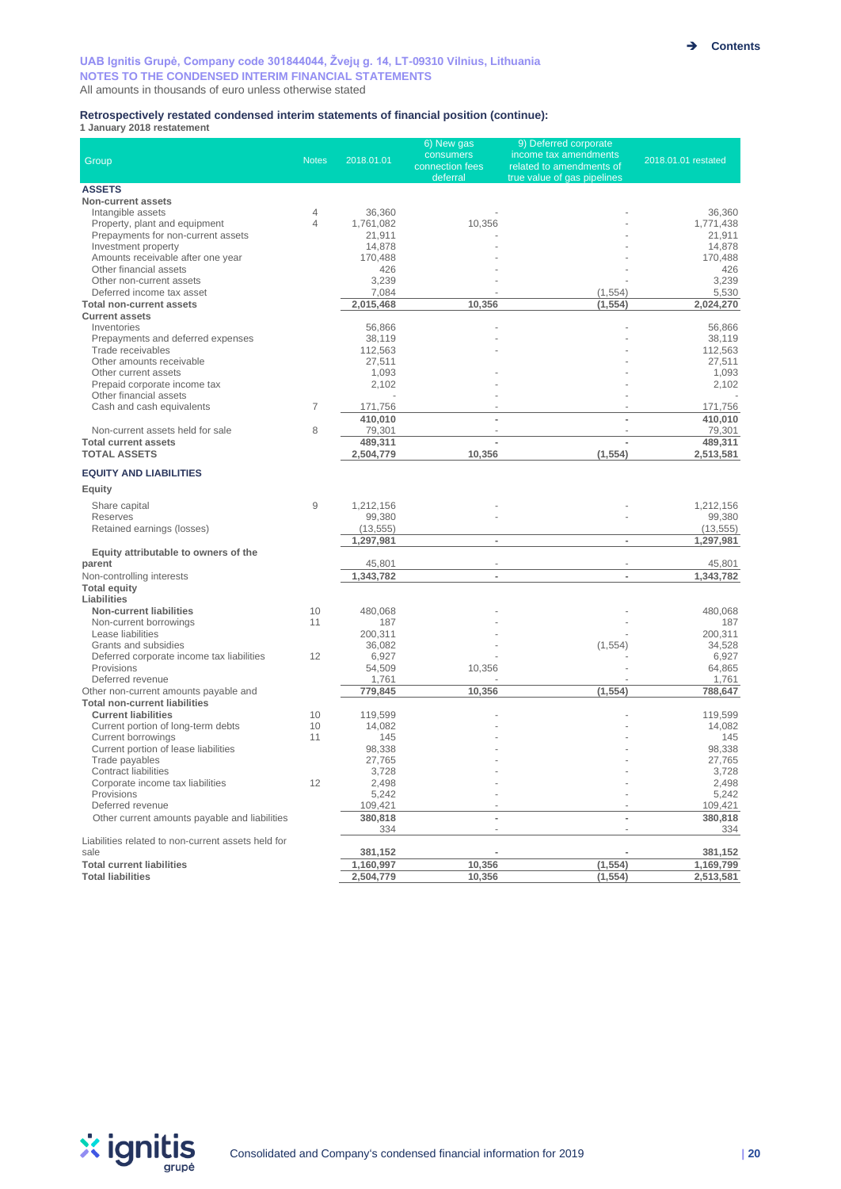UAB Ignitis Grupė, Company code 301844044, Žvejų g. 14, LT-09310 Vilnius, Lithuania
NOTES TO THE CONDENSED INTERIM FINANCIAL STATEMENTS
All amounts in thousands of euro unless otherwise stated

**Retrospectively restated condensed interim statements of financial position (continue):**
**1 January 2018 restatement**

| Group | Notes | 2018.01.01 | 6) New gas consumers connection fees deferral | 9) Deferred corporate income tax amendments related to amendments of true value of gas pipelines | 2018.01.01 restated |
|---|---|---|---|---|---|
| **ASSETS** | | | | | |
| **Non-current assets** | | | | | |
| Intangible assets | 4 | 36,360 | - | - | 36,360 |
| Property, plant and equipment | 4 | 1,761,082 | 10,356 | - | 1,771,438 |
| Prepayments for non-current assets | | 21,911 | - | - | 21,911 |
| Investment property | | 14,878 | - | - | 14,878 |
| Amounts receivable after one year | | 170,488 | - | - | 170,488 |
| Other financial assets | | 426 | - | - | 426 |
| Other non-current assets | | 3,239 | - | - | 3,239 |
| Deferred income tax asset | | 7,084 | - | (1,554) | 5,530 |
| **Total non-current assets** | | **2,015,468** | **10,356** | **(1,554)** | **2,024,270** |
| **Current assets** | | | | | |
| Inventories | | 56,866 | - | - | 56,866 |
| Prepayments and deferred expenses | | 38,119 | - | - | 38,119 |
| Trade receivables | | 112,563 | - | - | 112,563 |
| Other amounts receivable | | 27,511 | | - | 27,511 |
| Other current assets | | 1,093 | - | - | 1,093 |
| Prepaid corporate income tax | | 2,102 | - | - | 2,102 |
| Other financial assets | | - | - | - | - |
| Cash and cash equivalents | 7 | 171,756 | - | - | 171,756 |
| | | **410,010** | **-** | **-** | **410,010** |
| Non-current assets held for sale | 8 | 79,301 | - | - | 79,301 |
| **Total current assets** | | **489,311** | **-** | | **489,311** |
| **TOTAL ASSETS** | | **2,504,779** | **10,356** | **(1,554)** | **2,513,581** |
| **EQUITY AND LIABILITIES** | | | | | |
| **Equity** | | | | | |
| Share capital | 9 | 1,212,156 | - | - | 1,212,156 |
| Reserves | | 99,380 | - | - | 99,380 |
| Retained earnings (losses) | | (13,555) | | | (13,555) |
| | | **1,297,981** | **-** | **-** | **1,297,981** |
| **Equity attributable to owners of the parent** | | 45,801 | - | - | 45,801 |
| Non-controlling interests | | **1,343,782** | **-** | **-** | **1,343,782** |
| **Total equity** | | | | | |
| **Liabilities** | | | | | |
| **Non-current liabilities** | 10 | 480,068 | - | - | 480,068 |
| Non-current borrowings | 11 | 187 | - | - | 187 |
| Lease liabilities | | 200,311 | - | - | 200,311 |
| Grants and subsidies | | 36,082 | - | (1,554) | 34,528 |
| Deferred corporate income tax liabilities | 12 | 6,927 | - | - | 6,927 |
| Provisions | | 54,509 | 10,356 | - | 64,865 |
| Deferred revenue | | 1,761 | - | - | 1,761 |
| Other non-current amounts payable and | | **779,845** | **10,356** | **(1,554)** | **788,647** |
| **Total non-current liabilities** | | | | | |
| **Current liabilities** | 10 | 119,599 | - | - | 119,599 |
| Current portion of long-term debts | 10 | 14,082 | - | - | 14,082 |
| Current borrowings | 11 | 145 | - | - | 145 |
| Current portion of lease liabilities | | 98,338 | - | - | 98,338 |
| Trade payables | | 27,765 | - | - | 27,765 |
| Contract liabilities | | 3,728 | - | - | 3,728 |
| Corporate income tax liabilities | 12 | 2,498 | - | - | 2,498 |
| Provisions | | 5,242 | - | - | 5,242 |
| Deferred revenue | | 109,421 | - | - | 109,421 |
| Other current amounts payable and liabilities | | **380,818** | **-** | **-** | **380,818** |
| | | 334 | - | - | 334 |
| Liabilities related to non-current assets held for sale | | **381,152** | **-** | **-** | **381,152** |
| **Total current liabilities** | | **1,160,997** | **10,356** | **(1,554)** | **1,169,799** |
| **Total liabilities** | | **2,504,779** | **10,356** | **(1,554)** | **2,513,581** |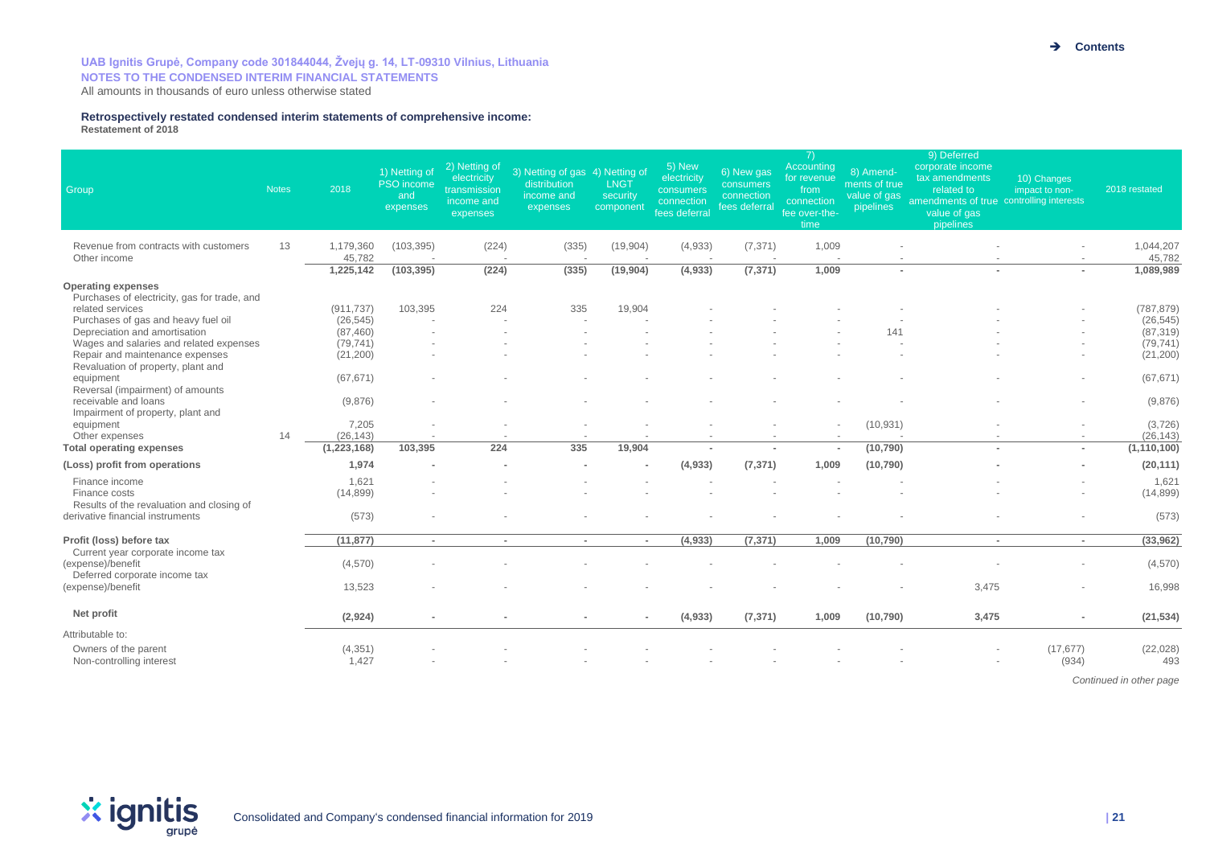UAB Ignitis Grupė, Company code 301844044, Žvejų g. 14, LT-09310 Vilnius, Lithuania
NOTES TO THE CONDENSED INTERIM FINANCIAL STATEMENTS
All amounts in thousands of euro unless otherwise stated

**Retrospectively restated condensed interim statements of comprehensive income:**
**Restatement of 2018**

| Group | Notes | 2018 | 1) Netting of PSO income and expenses | 2) Netting of electricity transmission income and expenses | 3) Netting of gas distribution income and expenses | 4) Netting of LNGT security component | 5) New electricity consumers connection fees deferral | 6) New gas consumers connection fees deferral | 7) Accounting for revenue from connection fee over-the-time | 8) Amendments of true value of gas pipelines | 9) Deferred corporate income tax amendments related to amendments of true value of gas pipelines | 10) Changes impact to non-controlling interests | 2018 restated |
|---|---|---|---|---|---|---|---|---|---|---|---|---|---|
| Revenue from contracts with customers | 13 | 1,179,360 | (103,395) | (224) | (335) | (19,904) | (4,933) | (7,371) | 1,009 | - | - | - | 1,044,207 |
| Other income | | 45,782 | - | - | - | - | - | - | - | - | - | - | 45,782 |
| | | **1,225,142** | **(103,395)** | **(224)** | **(335)** | **(19,904)** | **(4,933)** | **(7,371)** | **1,009** | **-** | **-** | **-** | **1,089,989** |
| **Operating expenses** | | | | | | | | | | | | | |
| Purchases of electricity, gas for trade, and related services | | (911,737) | 103,395 | 224 | 335 | 19,904 | - | - | - | - | - | - | (787,879) |
| Purchases of gas and heavy fuel oil | | (26,545) | - | - | - | - | - | - | - | - | - | - | (26,545) |
| Depreciation and amortisation | | (87,460) | - | - | - | - | - | - | - | 141 | - | - | (87,319) |
| Wages and salaries and related expenses | | (79,741) | - | - | - | - | - | - | - | - | - | - | (79,741) |
| Repair and maintenance expenses | | (21,200) | - | - | - | - | - | - | - | - | - | - | (21,200) |
| Revaluation of property, plant and equipment | | (67,671) | - | - | - | - | - | - | - | - | - | - | (67,671) |
| Reversal (impairment) of amounts receivable and loans | | (9,876) | - | - | - | - | - | - | - | - | - | - | (9,876) |
| Impairment of property, plant and equipment | | 7,205 | - | - | - | - | - | - | - | (10,931) | - | - | (3,726) |
| Other expenses | 14 | (26,143) | - | - | - | - | - | - | - | - | - | - | (26,143) |
| **Total operating expenses** | | **(1,223,168)** | **103,395** | **224** | **335** | **19,904** | **-** | **-** | **-** | **(10,790)** | **-** | **-** | **(1,110,100)** |
| **(Loss) profit from operations** | | **1,974** | **-** | **-** | **-** | **-** | **(4,933)** | **(7,371)** | **1,009** | **(10,790)** | **-** | **-** | **(20,111)** |
| Finance income | | 1,621 | - | - | - | - | - | - | - | - | - | - | 1,621 |
| Finance costs | | (14,899) | - | - | - | - | - | - | - | - | - | - | (14,899) |
| Results of the revaluation and closing of derivative financial instruments | | (573) | - | - | - | - | - | - | - | - | - | - | (573) |
| **Profit (loss) before tax** | | **(11,877)** | **-** | **-** | **-** | **-** | **(4,933)** | **(7,371)** | **1,009** | **(10,790)** | **-** | **-** | **(33,962)** |
| Current year corporate income tax (expense)/benefit | | (4,570) | - | - | - | - | - | - | - | - | - | - | (4,570) |
| Deferred corporate income tax (expense)/benefit | | 13,523 | - | - | - | - | - | - | - | - | 3,475 | - | 16,998 |
| **Net profit** | | **(2,924)** | **-** | **-** | **-** | **-** | **(4,933)** | **(7,371)** | **1,009** | **(10,790)** | **3,475** | **-** | **(21,534)** |
| Attributable to: | | | | | | | | | | | | | |
| Owners of the parent | | (4,351) | - | - | - | - | - | - | - | - | - | (17,677) | (22,028) |
| Non-controlling interest | | 1,427 | - | - | - | - | - | - | - | - | - | (934) | 493 |

*Continued in other page*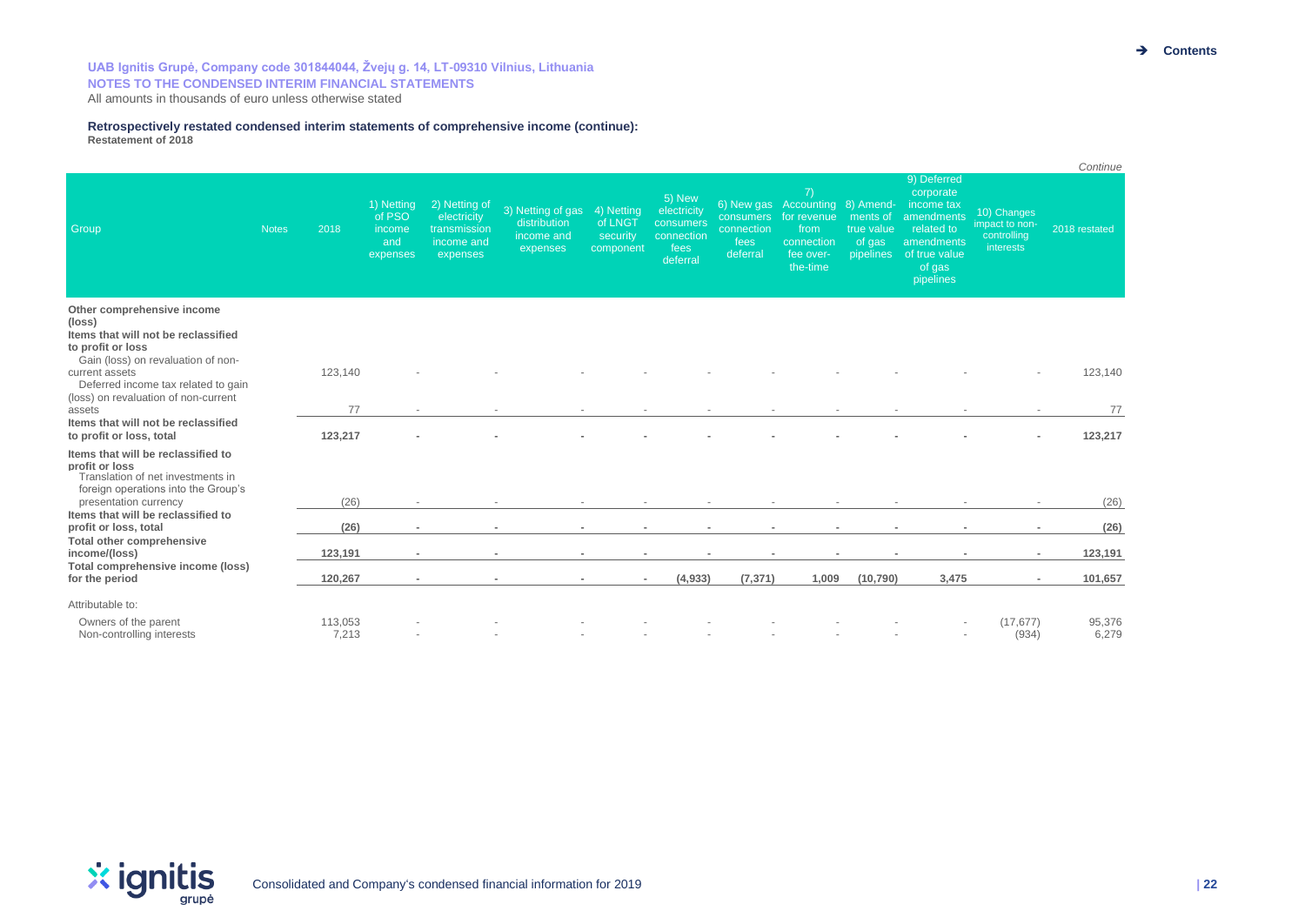**UAB Ignitis Grupė, Company code 301844044, Žvejų g. 14, LT-09310 Vilnius, Lithuania**
**NOTES TO THE CONDENSED INTERIM FINANCIAL STATEMENTS**
All amounts in thousands of euro unless otherwise stated

**Retrospectively restated condensed interim statements of comprehensive income (continue):**
**Restatement of 2018**

*Continue*

| Group | Notes | 2018 | 1) Netting of PSO income and expenses | 2) Netting of electricity transmission income and expenses | 3) Netting of gas distribution income and expenses | 4) Netting of LNGT security component | 5) New electricity consumers connection fees deferral | 6) New gas consumers connection fees deferral | 7) Accounting for revenue from connection fee over-the-time | 8) Amend-ments of true value of gas pipelines | 9) Deferred corporate income tax amendments related to amendments of true value of gas pipelines | 10) Changes impact to non-controlling interests | 2018 restated |
|---|---|---|---|---|---|---|---|---|---|---|---|---|---|
| **Other comprehensive income (loss)** | | | | | | | | | | | | | |
| **Items that will not be reclassified to profit or loss** | | | | | | | | | | | | | |
| Gain (loss) on revaluation of non-current assets | | 123,140 | - | - | - | - | - | - | - | - | - | - | 123,140 |
| Deferred income tax related to gain (loss) on revaluation of non-current assets | | 77 | - | - | - | - | - | - | - | - | - | - | 77 |
| **Items that will not be reclassified to profit or loss, total** | | **123,217** | **-** | **-** | **-** | **-** | **-** | **-** | **-** | **-** | **-** | **-** | **123,217** |
| **Items that will be reclassified to profit or loss** | | | | | | | | | | | | | |
| Translation of net investments in foreign operations into the Group's presentation currency | | (26) | - | - | - | - | - | - | - | - | - | - | (26) |
| **Items that will be reclassified to profit or loss, total** | | **(26)** | **-** | **-** | **-** | **-** | **-** | **-** | **-** | **-** | **-** | **-** | **(26)** |
| **Total other comprehensive income/(loss)** | | **123,191** | **-** | **-** | **-** | **-** | **-** | **-** | **-** | **-** | **-** | **-** | **123,191** |
| **Total comprehensive income (loss) for the period** | | **120,267** | **-** | **-** | **-** | **-** | **(4,933)** | **(7,371)** | **1,009** | **(10,790)** | **3,475** | **-** | **101,657** |
| Attributable to: | | | | | | | | | | | | | |
| Owners of the parent | | 113,053 | - | - | - | - | - | - | - | - | - | (17,677) | 95,376 |
| Non-controlling interests | | 7,213 | - | - | - | - | - | - | - | - | - | (934) | 6,279 |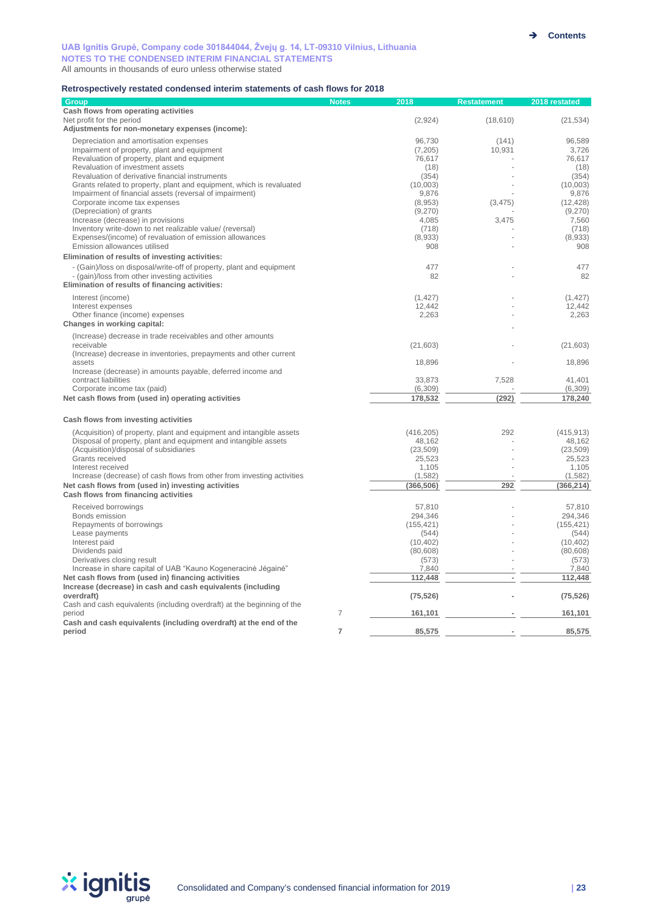UAB Ignitis Grupė, Company code 301844044, Žvejų g. 14, LT-09310 Vilnius, Lithuania
NOTES TO THE CONDENSED INTERIM FINANCIAL STATEMENTS
All amounts in thousands of euro unless otherwise stated

### Retrospectively restated condensed interim statements of cash flows for 2018

| Group | Notes | 2018 | Restatement | 2018 restated |
|---|---|---|---|---|
| **Cash flows from operating activities** | | | | |
| Net profit for the period | | (2,924) | (18,610) | (21,534) |
| **Adjustments for non-monetary expenses (income):** | | | | |
| Depreciation and amortisation expenses | | 96,730 | (141) | 96,589 |
| Impairment of property, plant and equipment | | (7,205) | 10,931 | 3,726 |
| Revaluation of property, plant and equipment | | 76,617 | - | 76,617 |
| Revaluation of investment assets | | (18) | - | (18) |
| Revaluation of derivative financial instruments | | (354) | - | (354) |
| Grants related to property, plant and equipment, which is revaluated | | (10,003) | - | (10,003) |
| Impairment of financial assets (reversal of impairment) | | 9,876 | - | 9,876 |
| Corporate income tax expenses | | (8,953) | (3,475) | (12,428) |
| (Depreciation) of grants | | (9,270) | - | (9,270) |
| Increase (decrease) in provisions | | 4,085 | 3,475 | 7,560 |
| Inventory write-down to net realizable value/ (reversal) | | (718) | - | (718) |
| Expenses/(income) of revaluation of emission allowances | | (8,933) | - | (8,933) |
| Emission allowances utilised | | 908 | - | 908 |
| **Elimination of results of investing activities:** | | | | |
| - (Gain)/loss on disposal/write-off of property, plant and equipment | | 477 | - | 477 |
| - (gain)/loss from other investing activities | | 82 | - | 82 |
| **Elimination of results of financing activities:** | | | | |
| Interest (income) | | (1,427) | - | (1,427) |
| Interest expenses | | 12,442 | - | 12,442 |
| Other finance (income) expenses | | 2,263 | - | 2,263 |
| **Changes in working capital:** | | | - | |
| (Increase) decrease in trade receivables and other amounts receivable | | (21,603) | - | (21,603) |
| (Increase) decrease in inventories, prepayments and other current assets | | 18,896 | - | 18,896 |
| Increase (decrease) in amounts payable, deferred income and contract liabilities | | 33,873 | 7,528 | 41,401 |
| Corporate income tax (paid) | | (6,309) | - | (6,309) |
| **Net cash flows from (used in) operating activities** | | **178,532** | **(292)** | **178,240** |
| **Cash flows from investing activities** | | | | |
| (Acquisition) of property, plant and equipment and intangible assets | | (416,205) | 292 | (415,913) |
| Disposal of property, plant and equipment and intangible assets | | 48,162 | - | 48,162 |
| (Acquisition)/disposal of subsidiaries | | (23,509) | - | (23,509) |
| Grants received | | 25,523 | - | 25,523 |
| Interest received | | 1,105 | - | 1,105 |
| Increase (decrease) of cash flows from other from investing activities | | (1,582) | - | (1,582) |
| **Net cash flows from (used in) investing activities** | | **(366,506)** | **292** | **(366,214)** |
| **Cash flows from financing activities** | | | | |
| Received borrowings | | 57,810 | - | 57,810 |
| Bonds emission | | 294,346 | - | 294,346 |
| Repayments of borrowings | | (155,421) | - | (155,421) |
| Lease payments | | (544) | - | (544) |
| Interest paid | | (10,402) | - | (10,402) |
| Dividends paid | | (80,608) | - | (80,608) |
| Derivatives closing result | | (573) | - | (573) |
| Increase in share capital of UAB "Kauno Kogeneracinė Jėgainė" | | 7,840 | - | 7,840 |
| **Net cash flows from (used in) financing activities** | | **112,448** | **-** | **112,448** |
| **Increase (decrease) in cash and cash equivalents (including overdraft)** | | **(75,526)** | **-** | **(75,526)** |
| Cash and cash equivalents (including overdraft) at the beginning of the period | 7 | **161,101** | **-** | **161,101** |
| **Cash and cash equivalents (including overdraft) at the end of the period** | **7** | **85,575** | **-** | **85,575** |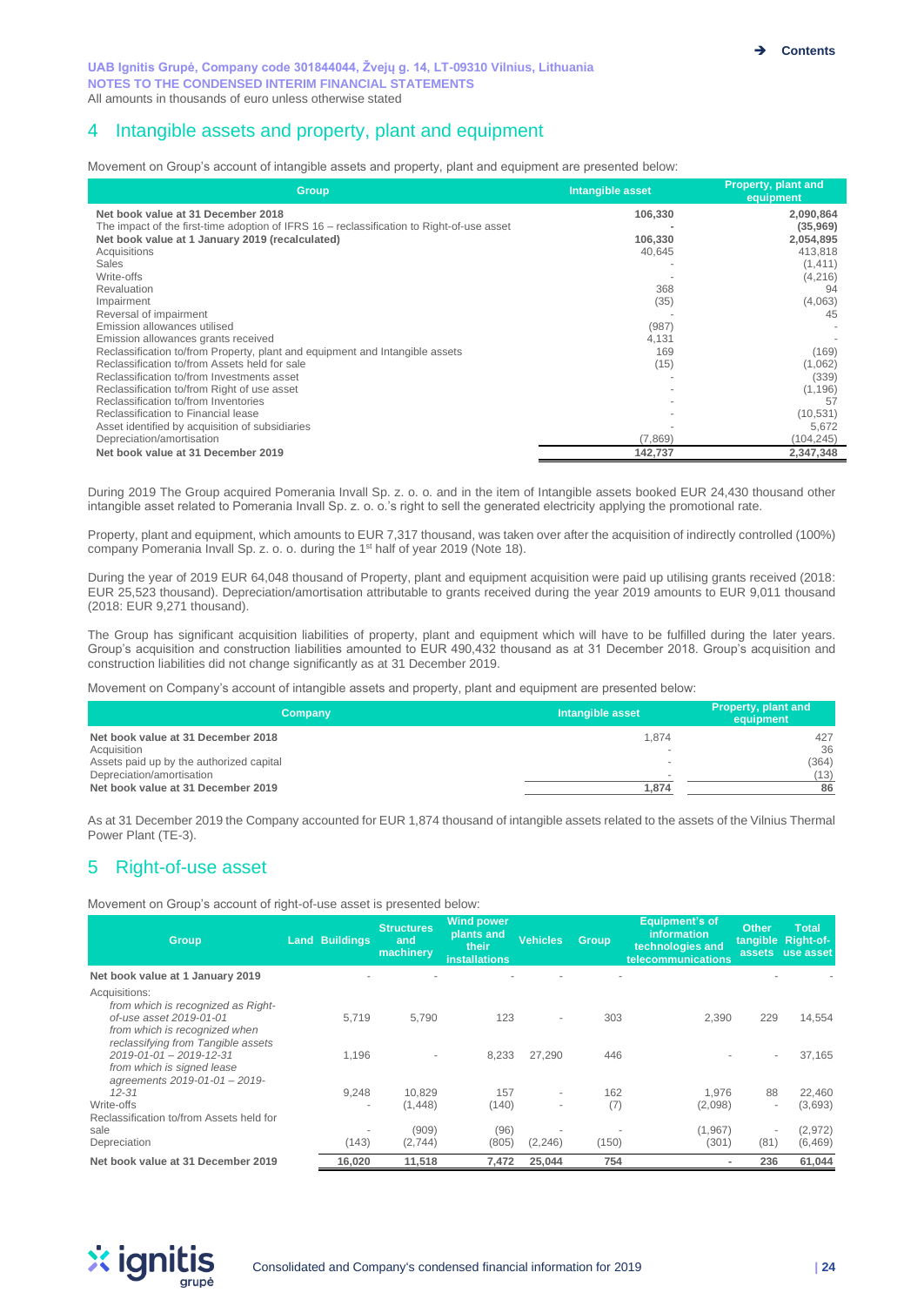# 4 Intangible assets and property, plant and equipment

Movement on Group's account of intangible assets and property, plant and equipment are presented below:

| Group | Intangible asset | Property, plant and equipment |
|---|---|---|
| **Net book value at 31 December 2018** | **106,330** | **2,090,864** |
| The impact of the first-time adoption of IFRS 16 – reclassification to Right-of-use asset | **-** | **(35,969)** |
| **Net book value at 1 January 2019 (recalculated)** | **106,330** | **2,054,895** |
| Acquisitions | 40,645 | 413,818 |
| Sales | - | (1,411) |
| Write-offs | - | (4,216) |
| Revaluation | 368 | 94 |
| Impairment | (35) | (4,063) |
| Reversal of impairment | - | 45 |
| Emission allowances utilised | (987) | - |
| Emission allowances grants received | 4,131 | - |
| Reclassification to/from Property, plant and equipment and Intangible assets | 169 | (169) |
| Reclassification to/from Assets held for sale | (15) | (1,062) |
| Reclassification to/from Investments asset | - | (339) |
| Reclassification to/from Right of use asset | - | (1,196) |
| Reclassification to/from Inventories | - | 57 |
| Reclassification to Financial lease | - | (10,531) |
| Asset identified by acquisition of subsidiaries | - | 5,672 |
| Depreciation/amortisation | (7,869) | (104,245) |
| **Net book value at 31 December 2019** | **142,737** | **2,347,348** |

During 2019 The Group acquired Pomerania Invall Sp. z. o. o. and in the item of Intangible assets booked EUR 24,430 thousand other intangible asset related to Pomerania Invall Sp. z. o. o.'s right to sell the generated electricity applying the promotional rate.

Property, plant and equipment, which amounts to EUR 7,317 thousand, was taken over after the acquisition of indirectly controlled (100%) company Pomerania Invall Sp. z. o. o. during the 1st half of year 2019 (Note 18).

During the year of 2019 EUR 64,048 thousand of Property, plant and equipment acquisition were paid up utilising grants received (2018: EUR 25,523 thousand). Depreciation/amortisation attributable to grants received during the year 2019 amounts to EUR 9,011 thousand (2018: EUR 9,271 thousand).

The Group has significant acquisition liabilities of property, plant and equipment which will have to be fulfilled during the later years. Group's acquisition and construction liabilities amounted to EUR 490,432 thousand as at 31 December 2018. Group's acquisition and construction liabilities did not change significantly as at 31 December 2019.

Movement on Company's account of intangible assets and property, plant and equipment are presented below:

| Company | Intangible asset | Property, plant and equipment |
|---|---|---|
| **Net book value at 31 December 2018** | 1,874 | 427 |
| Acquisition | - | 36 |
| Assets paid up by the authorized capital | - | (364) |
| Depreciation/amortisation | - | (13) |
| **Net book value at 31 December 2019** | **1,874** | **86** |

As at 31 December 2019 the Company accounted for EUR 1,874 thousand of intangible assets related to the assets of the Vilnius Thermal Power Plant (TE-3).

# 5 Right-of-use asset

Movement on Group's account of right-of-use asset is presented below:

| Group | Land | Buildings | Structures and machinery | Wind power plants and their installations | Vehicles | Group | Equipment's of information technologies and telecommunications | Other tangible assets | Total Right-of-use asset |
|---|---|---|---|---|---|---|---|---|---|
| **Net book value at 1 January 2019** | - | - | - | - | - | - | | - | - |
| Acquisitions: | | | | | | | | | |
| *from which is recognized as Right-of-use asset 2019-01-01* | 5,719 | | 5,790 | 123 | - | 303 | 2,390 | 229 | 14,554 |
| *from which is recognized when reclassifying from Tangible assets 2019-01-01 – 2019-12-31* | 1,196 | | - | 8,233 | 27,290 | 446 | - | - | 37,165 |
| *from which is signed lease agreements 2019-01-01 – 2019-12-31* | 9,248 | | 10,829 | 157 | - | 162 | 1,976 | 88 | 22,460 |
| Write-offs | - | | (1,448) | (140) | - | (7) | (2,098) | - | (3,693) |
| Reclassification to/from Assets held for sale | - | | (909) | (96) | - | - | (1,967) | - | (2,972) |
| Depreciation | (143) | | (2,744) | (805) | (2,246) | (150) | (301) | (81) | (6,469) |
| **Net book value at 31 December 2019** | **16,020** | | **11,518** | **7,472** | **25,044** | **754** | **-** | **236** | **61,044** |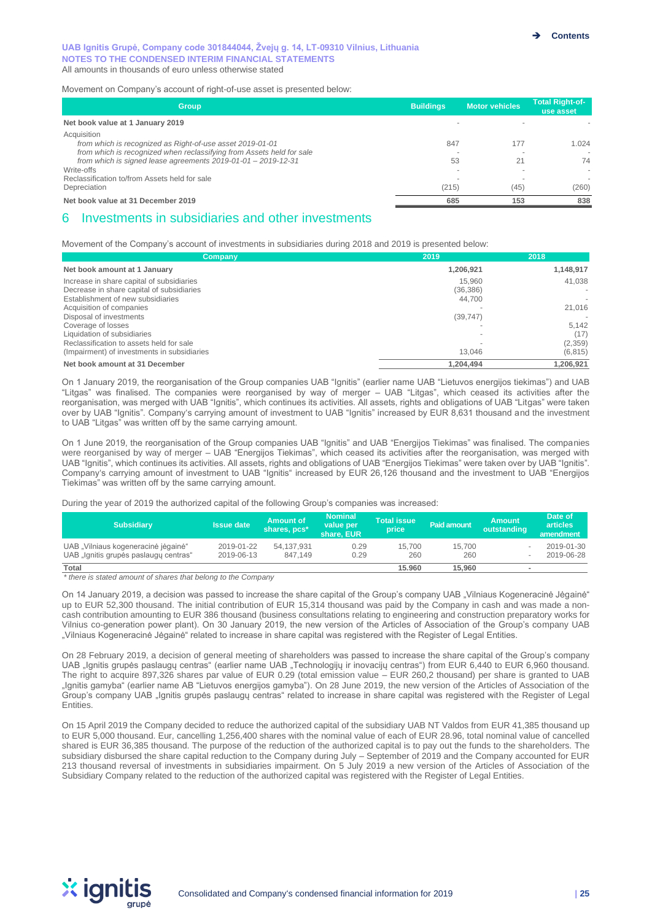Movement on Company's account of right-of-use asset is presented below:

| Group | Buildings | Motor vehicles | Total Right-of-use asset |
|---|---|---|---|
| **Net book value at 1 January 2019** | - | - | - |
| Acquisition | | | |
| *from which is recognized as Right-of-use asset 2019-01-01* | 847 | 177 | 1.024 |
| *from which is recognized when reclassifying from Assets held for sale* | - | - | - |
| *from which is signed lease agreements 2019-01-01 – 2019-12-31* | 53 | 21 | 74 |
| Write-offs | - | - | - |
| Reclassification to/from Assets held for sale | - | - | - |
| Depreciation | (215) | (45) | (260) |
| **Net book value at 31 December 2019** | **685** | **153** | **838** |

## 6 Investments in subsidiaries and other investments

Movement of the Company's account of investments in subsidiaries during 2018 and 2019 is presented below:

| Company | 2019 | 2018 |
|---|---|---|
| **Net book amount at 1 January** | **1,206,921** | **1,148,917** |
| Increase in share capital of subsidiaries | 15,960 | 41,038 |
| Decrease in share capital of subsidiaries | (36,386) | - |
| Establishment of new subsidiaries | 44,700 | - |
| Acquisition of companies | - | 21,016 |
| Disposal of investments | (39,747) | - |
| Coverage of losses | - | 5,142 |
| Liquidation of subsidiaries | - | (17) |
| Reclassification to assets held for sale | - | (2,359) |
| (Impairment) of investments in subsidiaries | 13,046 | (6,815) |
| **Net book amount at 31 December** | **1,204,494** | **1,206,921** |

On 1 January 2019, the reorganisation of the Group companies UAB "Ignitis" (earlier name UAB "Lietuvos energijos tiekimas") and UAB "Litgas" was finalised. The companies were reorganised by way of merger – UAB "Litgas", which ceased its activities after the reorganisation, was merged with UAB "Ignitis", which continues its activities. All assets, rights and obligations of UAB "Litgas" were taken over by UAB "Ignitis". Company's carrying amount of investment to UAB "Ignitis" increased by EUR 8,631 thousand and the investment to UAB "Litgas" was written off by the same carrying amount.

On 1 June 2019, the reorganisation of the Group companies UAB "Ignitis" and UAB "Energijos Tiekimas" was finalised. The companies were reorganised by way of merger – UAB "Energijos Tiekimas", which ceased its activities after the reorganisation, was merged with UAB "Ignitis", which continues its activities. All assets, rights and obligations of UAB "Energijos Tiekimas" were taken over by UAB "Ignitis". Company's carrying amount of investment to UAB "Ignitis" increased by EUR 26,126 thousand and the investment to UAB "Energijos Tiekimas" was written off by the same carrying amount.

During the year of 2019 the authorized capital of the following Group's companies was increased:

| Subsidiary | Issue date | Amount of shares, pcs* | Nominal value per share, EUR | Total issue price | Paid amount | Amount outstanding | Date of articles amendment |
|---|---|---|---|---|---|---|---|
| UAB „Vilniaus kogeneracinė jėgainė" | 2019-01-22 | 54,137,931 | 0.29 | 15,700 | 15,700 | - | 2019-01-30 |
| UAB „Ignitis grupės paslaugų centras" | 2019-06-13 | 847,149 | 0.29 | 260 | 260 | - | 2019-06-28 |
| **Total** | | | | **15.960** | **15,960** | - | |

*\* there is stated amount of shares that belong to the Company*

On 14 January 2019, a decision was passed to increase the share capital of the Group's company UAB „Vilniaus Kogeneracinė Jėgainė" up to EUR 52,300 thousand. The initial contribution of EUR 15,314 thousand was paid by the Company in cash and was made a non-cash contribution amounting to EUR 386 thousand (business consultations relating to engineering and construction preparatory works for Vilnius co-generation power plant). On 30 January 2019, the new version of the Articles of Association of the Group's company UAB „Vilniaus Kogeneracinė Jėgainė" related to increase in share capital was registered with the Register of Legal Entities.

On 28 February 2019, a decision of general meeting of shareholders was passed to increase the share capital of the Group's company UAB „Ignitis grupės paslaugų centras" (earlier name UAB „Technologijų ir inovacijų centras") from EUR 6,440 to EUR 6,960 thousand. The right to acquire 897,326 shares par value of EUR 0.29 (total emission value – EUR 260,2 thousand) per share is granted to UAB „Ignitis gamyba" (earlier name AB "Lietuvos energijos gamyba"). On 28 June 2019, the new version of the Articles of Association of the Group's company UAB „Ignitis grupės paslaugų centras" related to increase in share capital was registered with the Register of Legal Entities.

On 15 April 2019 the Company decided to reduce the authorized capital of the subsidiary UAB NT Valdos from EUR 41,385 thousand up to EUR 5,000 thousand. Eur, cancelling 1,256,400 shares with the nominal value of each of EUR 28.96, total nominal value of cancelled shared is EUR 36,385 thousand. The purpose of the reduction of the authorized capital is to pay out the funds to the shareholders. The subsidiary disbursed the share capital reduction to the Company during July – September of 2019 and the Company accounted for EUR 213 thousand reversal of investments in subsidiaries impairment. On 5 July 2019 a new version of the Articles of Association of the Subsidiary Company related to the reduction of the authorized capital was registered with the Register of Legal Entities.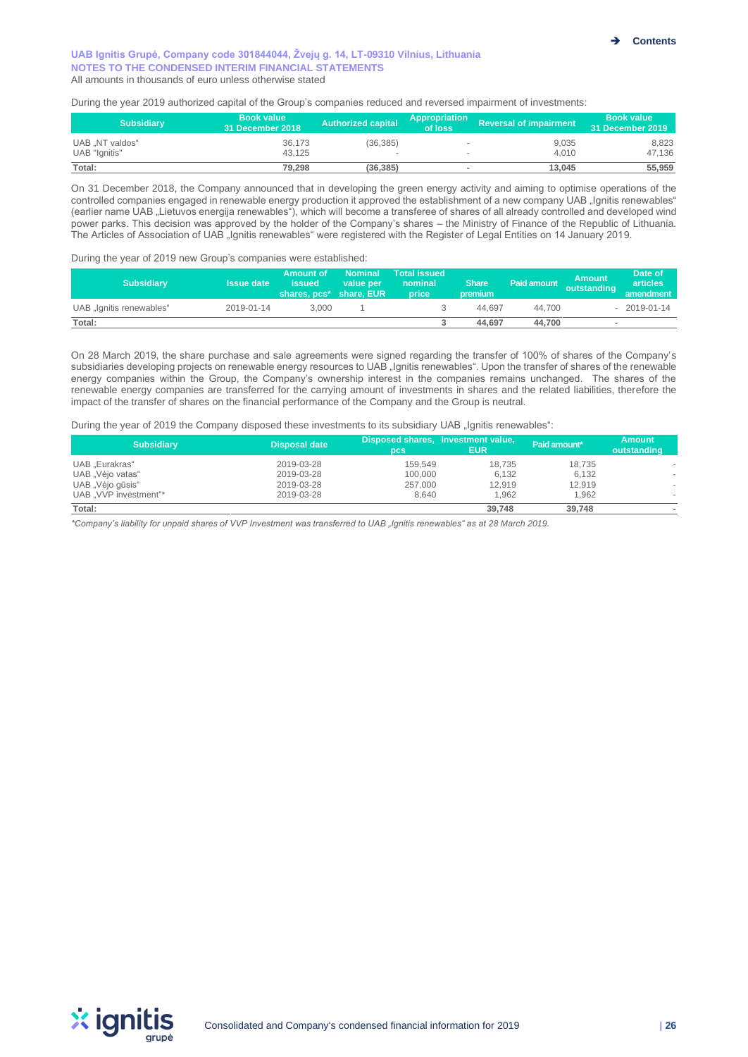UAB Ignitis Grupė, Company code 301844044, Žvejų g. 14, LT-09310 Vilnius, Lithuania
NOTES TO THE CONDENSED INTERIM FINANCIAL STATEMENTS
All amounts in thousands of euro unless otherwise stated

During the year 2019 authorized capital of the Group's companies reduced and reversed impairment of investments:

| Subsidiary | Book value 31 December 2018 | Authorized capital | Appropriation of loss | Reversal of impairment | Book value 31 December 2019 |
|---|---|---|---|---|---|
| UAB „NT valdos" | 36,173 | (36,385) | - | 9,035 | 8,823 |
| UAB "Ignitis" | 43,125 | - | - | 4,010 | 47,136 |
| **Total:** | **79,298** | **(36,385)** | **-** | **13,045** | **55,959** |

On 31 December 2018, the Company announced that in developing the green energy activity and aiming to optimise operations of the controlled companies engaged in renewable energy production it approved the establishment of a new company UAB „Ignitis renewables" (earlier name UAB „Lietuvos energija renewables"), which will become a transferee of shares of all already controlled and developed wind power parks. This decision was approved by the holder of the Company's shares – the Ministry of Finance of the Republic of Lithuania. The Articles of Association of UAB „Ignitis renewables" were registered with the Register of Legal Entities on 14 January 2019.

During the year of 2019 new Group's companies were established:

| Subsidiary | Issue date | Amount of issued shares, pcs* | Nominal value per share, EUR | Total issued nominal price | Share premium | Paid amount | Amount outstanding | Date of articles amendment |
|---|---|---|---|---|---|---|---|---|
| UAB „Ignitis renewables" | 2019-01-14 | 3,000 | 1 | 3 | 44,697 | 44,700 | - | 2019-01-14 |
| **Total:** | | | | **3** | **44,697** | **44,700** | **-** | |

On 28 March 2019, the share purchase and sale agreements were signed regarding the transfer of 100% of shares of the Company's subsidiaries developing projects on renewable energy resources to UAB „Ignitis renewables". Upon the transfer of shares of the renewable energy companies within the Group, the Company's ownership interest in the companies remains unchanged. The shares of the renewable energy companies are transferred for the carrying amount of investments in shares and the related liabilities, therefore the impact of the transfer of shares on the financial performance of the Company and the Group is neutral.

During the year of 2019 the Company disposed these investments to its subsidiary UAB „Ignitis renewables":

| Subsidiary | Disposal date | Disposed shares, pcs | Investment value, EUR | Paid amount* | Amount outstanding |
|---|---|---|---|---|---|
| UAB „Eurakras" | 2019-03-28 | 159,549 | 18,735 | 18,735 | - |
| UAB „Vėjo vatas" | 2019-03-28 | 100,000 | 6,132 | 6,132 | - |
| UAB „Vėjo gūsis" | 2019-03-28 | 257,000 | 12,919 | 12,919 | - |
| UAB „VVP investment"* | 2019-03-28 | 8,640 | 1,962 | 1,962 | - |
| **Total:** | | | **39,748** | **39,748** | **-** |

*Company's liability for unpaid shares of VVP Investment was transferred to UAB „Ignitis renewables" as at 28 March 2019.*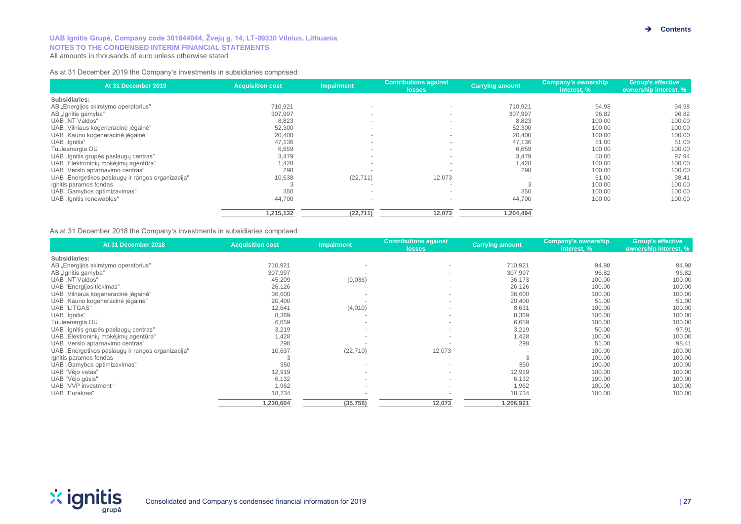UAB Ignitis Grupė, Company code 301844044, Žvejų g. 14, LT-09310 Vilnius, Lithuania
NOTES TO THE CONDENSED INTERIM FINANCIAL STATEMENTS
All amounts in thousands of euro unless otherwise stated

As at 31 December 2019 the Company's investments in subsidiaries comprised:

| At 31 December 2019 | Acquisition cost | Impairment | Contributions against losses | Carrying amount | Company's ownership interest, % | Group's effective ownership interest, % |
|---|---|---|---|---|---|---|
| **Subsidiaries:** | | | | | | |
| AB „Energijos skirstymo operatorius“ | 710,921 | - | - | 710,921 | 94.98 | 94.98 |
| AB „Ignitis gamyba“ | 307,997 | - | - | 307,997 | 96.82 | 96.82 |
| UAB „NT Valdos“ | 8,823 | - | - | 8,823 | 100.00 | 100.00 |
| UAB „Vilniaus kogeneracinė jėgainė“ | 52,300 | - | - | 52,300 | 100.00 | 100.00 |
| UAB „Kauno kogeneracinė jėgainė“ | 20,400 | - | - | 20,400 | 100.00 | 100.00 |
| UAB „Ignitis“ | 47,136 | - | - | 47,136 | 51.00 | 51.00 |
| Tuuleenergia OÜ | 6,659 | - | - | 6,659 | 100.00 | 100.00 |
| UAB „Ignitis grupės paslaugų centras“ | 3,479 | - | - | 3,479 | 50.00 | 97.94 |
| UAB „Elektroninių mokėjimų agentūra“ | 1,428 | - | - | 1,428 | 100.00 | 100.00 |
| UAB „Verslo aptarnavimo centras“ | 298 | - | - | 298 | 100.00 | 100.00 |
| UAB „Energetikos paslaugų ir rangos organizacija“ | 10,638 | (22,711) | 12,073 | - | 51.00 | 98.41 |
| Ignitis paramos fondas | 3 | - | - | 3 | 100.00 | 100.00 |
| UAB „Gamybos optimizavimas" | 350 | - | - | 350 | 100.00 | 100.00 |
| UAB „Ignitis renewables“ | 44,700 | - | - | 44,700 | 100.00 | 100.00 |
| | **1,215,132** | **(22,711)** | **12,073** | **1,204,494** | | |

As at 31 December 2018 the Company's investments in subsidiaries comprised:

| At 31 December 2018 | Acquisition cost | Impairment | Contributions against losses | Carrying amount | Company's ownership interest, % | Group's effective ownership interest, % |
|---|---|---|---|---|---|---|
| **Subsidiaries:** | | | | | | |
| AB „Energijos skirstymo operatorius“ | 710,921 | - | - | 710,921 | 94.98 | 94.98 |
| AB „Ignitis gamyba“ | 307,997 | - | - | 307,997 | 96.82 | 96.82 |
| UAB „NT Valdos“ | 45,209 | (9,036) | - | 36,173 | 100.00 | 100.00 |
| UAB "Energijos tiekimas" | 26,126 | - | - | 26,126 | 100.00 | 100.00 |
| UAB „Vilniaus kogeneracinė jėgainė“ | 36,600 | - | - | 36,600 | 100.00 | 100.00 |
| UAB „Kauno kogeneracinė jėgainė“ | 20,400 | - | - | 20,400 | 51.00 | 51.00 |
| UAB "LITGAS" | 12,641 | (4,010) | - | 8,631 | 100.00 | 100.00 |
| UAB „Ignitis“ | 8,369 | - | - | 8,369 | 100.00 | 100.00 |
| Tuuleenergia OÜ | 6,659 | - | - | 6,659 | 100.00 | 100.00 |
| UAB „Ignitis grupės paslaugų centras“ | 3,219 | - | - | 3,219 | 50.00 | 97.91 |
| UAB „Elektroninių mokėjimų agentūra“ | 1,428 | - | - | 1,428 | 100.00 | 100.00 |
| UAB „Verslo aptarnavimo centras“ | 298 | - | - | 298 | 51.00 | 98.41 |
| UAB „Energetikos paslaugų ir rangos organizacija“ | 10,637 | (22,710) | 12,073 | - | 100.00 | 100.00 |
| Ignitis paramos fondas | 3 | - | - | 3 | 100.00 | 100.00 |
| UAB „Gamybos optimizavimas" | 350 | - | - | 350 | 100.00 | 100.00 |
| UAB "Vėjo vatas" | 12,919 | - | - | 12,919 | 100.00 | 100.00 |
| UAB "Vėjo gūsis" | 6,132 | - | - | 6,132 | 100.00 | 100.00 |
| UAB "VVP investment" | 1,962 | - | - | 1,962 | 100.00 | 100.00 |
| UAB "Eurakras" | 18,734 | - | - | 18,734 | 100.00 | 100.00 |
| | **1,230,604** | **(35,756)** | **12,073** | **1,206,921** | | |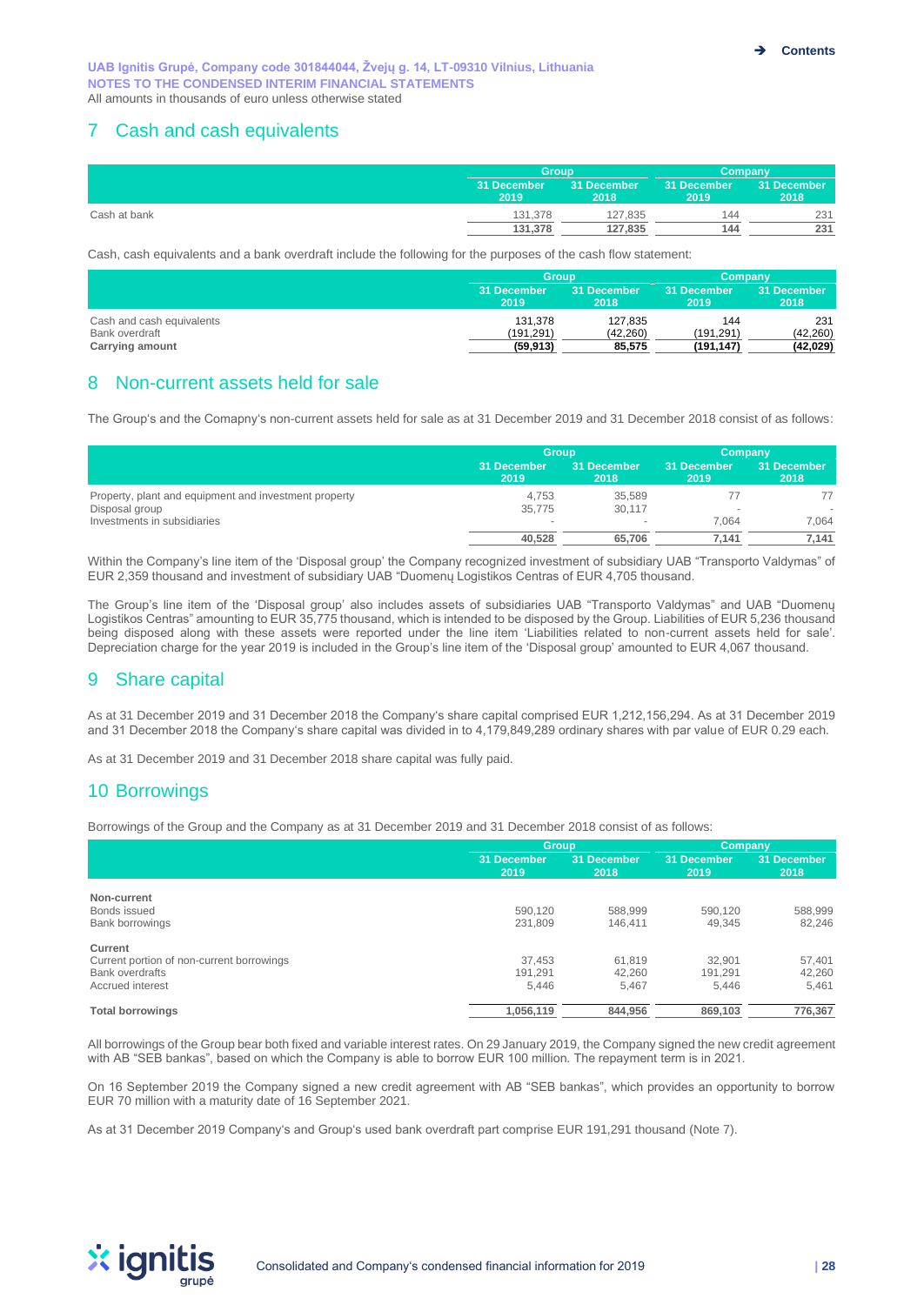## 7 Cash and cash equivalents

| | Group | | Company | |
|---|---|---|---|---|
| | 31 December 2019 | 31 December 2018 | 31 December 2019 | 31 December 2018 |
| Cash at bank | 131,378 | 127,835 | 144 | 231 |
| | **131,378** | **127,835** | **144** | **231** |

Cash, cash equivalents and a bank overdraft include the following for the purposes of the cash flow statement:

| | Group | | Company | |
|---|---|---|---|---|
| | 31 December 2019 | 31 December 2018 | 31 December 2019 | 31 December 2018 |
| Cash and cash equivalents | 131,378 | 127,835 | 144 | 231 |
| Bank overdraft | (191,291) | (42,260) | (191,291) | (42,260) |
| **Carrying amount** | **(59,913)** | **85,575** | **(191,147)** | **(42,029)** |

## 8 Non-current assets held for sale

The Group's and the Comapny's non-current assets held for sale as at 31 December 2019 and 31 December 2018 consist of as follows:

| | Group | | Company | |
|---|---|---|---|---|
| | 31 December 2019 | 31 December 2018 | 31 December 2019 | 31 December 2018 |
| Property, plant and equipment and investment property | 4,753 | 35,589 | 77 | 77 |
| Disposal group | 35,775 | 30,117 | - | - |
| Investments in subsidiaries | - | - | 7,064 | 7,064 |
| | **40,528** | **65,706** | **7,141** | **7,141** |

Within the Company's line item of the 'Disposal group' the Company recognized investment of subsidiary UAB "Transporto Valdymas" of EUR 2,359 thousand and investment of subsidiary UAB "Duomenų Logistikos Centras of EUR 4,705 thousand.

The Group's line item of the 'Disposal group' also includes assets of subsidiaries UAB "Transporto Valdymas" and UAB "Duomenų Logistikos Centras" amounting to EUR 35,775 thousand, which is intended to be disposed by the Group. Liabilities of EUR 5,236 thousand being disposed along with these assets were reported under the line item 'Liabilities related to non-current assets held for sale'. Depreciation charge for the year 2019 is included in the Group's line item of the 'Disposal group' amounted to EUR 4,067 thousand.

## 9 Share capital

As at 31 December 2019 and 31 December 2018 the Company's share capital comprised EUR 1,212,156,294. As at 31 December 2019 and 31 December 2018 the Company's share capital was divided in to 4,179,849,289 ordinary shares with par value of EUR 0.29 each.

As at 31 December 2019 and 31 December 2018 share capital was fully paid.

## 10 Borrowings

Borrowings of the Group and the Company as at 31 December 2019 and 31 December 2018 consist of as follows:

| | Group | | Company | |
|---|---|---|---|---|
| | 31 December 2019 | 31 December 2018 | 31 December 2019 | 31 December 2018 |
| **Non-current** | | | | |
| Bonds issued | 590,120 | 588,999 | 590,120 | 588,999 |
| Bank borrowings | 231,809 | 146,411 | 49,345 | 82,246 |
| **Current** | | | | |
| Current portion of non-current borrowings | 37,453 | 61,819 | 32,901 | 57,401 |
| Bank overdrafts | 191,291 | 42,260 | 191,291 | 42,260 |
| Accrued interest | 5,446 | 5,467 | 5,446 | 5,461 |
| **Total borrowings** | **1,056,119** | **844,956** | **869,103** | **776,367** |

All borrowings of the Group bear both fixed and variable interest rates. On 29 January 2019, the Company signed the new credit agreement with AB "SEB bankas", based on which the Company is able to borrow EUR 100 million. The repayment term is in 2021.

On 16 September 2019 the Company signed a new credit agreement with AB "SEB bankas", which provides an opportunity to borrow EUR 70 million with a maturity date of 16 September 2021.

As at 31 December 2019 Company's and Group's used bank overdraft part comprise EUR 191,291 thousand (Note 7).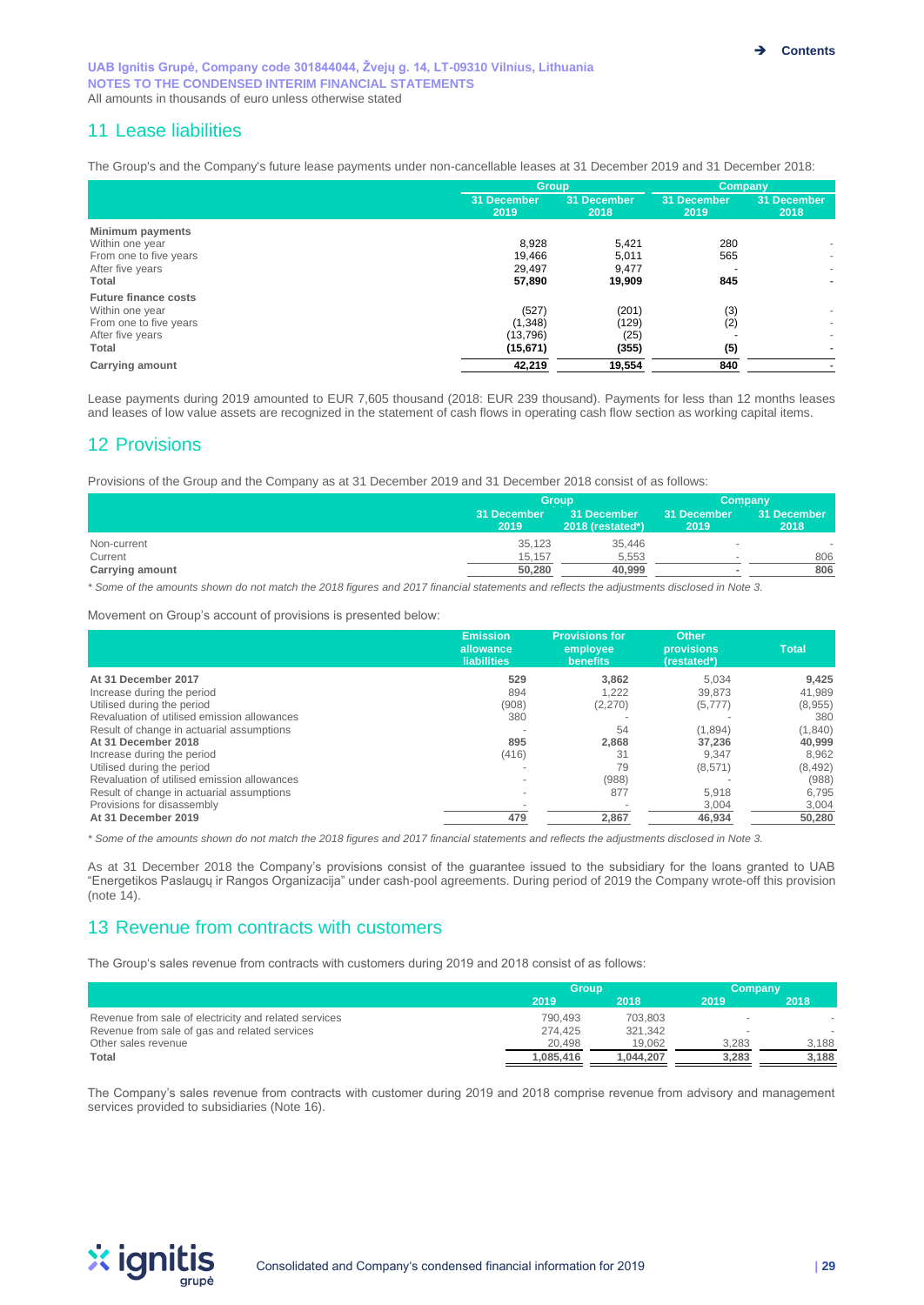UAB Ignitis Grupė, Company code 301844044, Žvejų g. 14, LT-09310 Vilnius, Lithuania
NOTES TO THE CONDENSED INTERIM FINANCIAL STATEMENTS
All amounts in thousands of euro unless otherwise stated

## 11 Lease liabilities

The Group's and the Company's future lease payments under non-cancellable leases at 31 December 2019 and 31 December 2018:

| | Group | | Company | |
|---|---|---|---|---|
| | 31 December 2019 | 31 December 2018 | 31 December 2019 | 31 December 2018 |
| **Minimum payments** | | | | |
| Within one year | 8,928 | 5,421 | 280 | - |
| From one to five years | 19,466 | 5,011 | 565 | - |
| After five years | 29,497 | 9,477 | - | - |
| **Total** | **57,890** | **19,909** | **845** | **-** |
| **Future finance costs** | | | | |
| Within one year | (527) | (201) | (3) | - |
| From one to five years | (1,348) | (129) | (2) | - |
| After five years | (13,796) | (25) | - | - |
| **Total** | **(15,671)** | **(355)** | **(5)** | **-** |
| **Carrying amount** | **42,219** | **19,554** | **840** | **-** |

Lease payments during 2019 amounted to EUR 7,605 thousand (2018: EUR 239 thousand). Payments for less than 12 months leases and leases of low value assets are recognized in the statement of cash flows in operating cash flow section as working capital items.

## 12 Provisions

Provisions of the Group and the Company as at 31 December 2019 and 31 December 2018 consist of as follows:

| | Group | | Company | |
|---|---|---|---|---|
| | 31 December 2019 | 31 December 2018 (restated*) | 31 December 2019 | 31 December 2018 |
| Non-current | 35,123 | 35,446 | - | - |
| Current | 15,157 | 5,553 | - | 806 |
| **Carrying amount** | **50,280** | **40,999** | **-** | **806** |

*\* Some of the amounts shown do not match the 2018 figures and 2017 financial statements and reflects the adjustments disclosed in Note 3.*

Movement on Group's account of provisions is presented below:

| | Emission allowance liabilities | Provisions for employee benefits | Other provisions (restated*) | Total |
|---|---|---|---|---|
| **At 31 December 2017** | **529** | **3,862** | 5,034 | **9,425** |
| Increase during the period | 894 | 1,222 | 39,873 | 41,989 |
| Utilised during the period | (908) | (2,270) | (5,777) | (8,955) |
| Revaluation of utilised emission allowances | 380 | - | - | 380 |
| Result of change in actuarial assumptions | - | 54 | (1,894) | (1,840) |
| **At 31 December 2018** | **895** | **2,868** | **37,236** | **40,999** |
| Increase during the period | (416) | 31 | 9,347 | 8,962 |
| Utilised during the period | - | 79 | (8,571) | (8,492) |
| Revaluation of utilised emission allowances | - | (988) | - | (988) |
| Result of change in actuarial assumptions | - | 877 | 5,918 | 6,795 |
| Provisions for disassembly | - | - | 3,004 | 3,004 |
| **At 31 December 2019** | **479** | **2,867** | **46,934** | **50,280** |

*\* Some of the amounts shown do not match the 2018 figures and 2017 financial statements and reflects the adjustments disclosed in Note 3.*

As at 31 December 2018 the Company's provisions consist of the guarantee issued to the subsidiary for the loans granted to UAB "Energetikos Paslaugų ir Rangos Organizacija" under cash-pool agreements. During period of 2019 the Company wrote-off this provision (note 14).

## 13 Revenue from contracts with customers

The Group's sales revenue from contracts with customers during 2019 and 2018 consist of as follows:

| | Group | | Company | |
|---|---|---|---|---|
| | 2019 | 2018 | 2019 | 2018 |
| Revenue from sale of electricity and related services | 790,493 | 703,803 | - | - |
| Revenue from sale of gas and related services | 274,425 | 321,342 | - | - |
| Other sales revenue | 20,498 | 19,062 | 3,283 | 3,188 |
| **Total** | **1,085,416** | **1,044,207** | **3,283** | **3,188** |

The Company's sales revenue from contracts with customer during 2019 and 2018 comprise revenue from advisory and management services provided to subsidiaries (Note 16).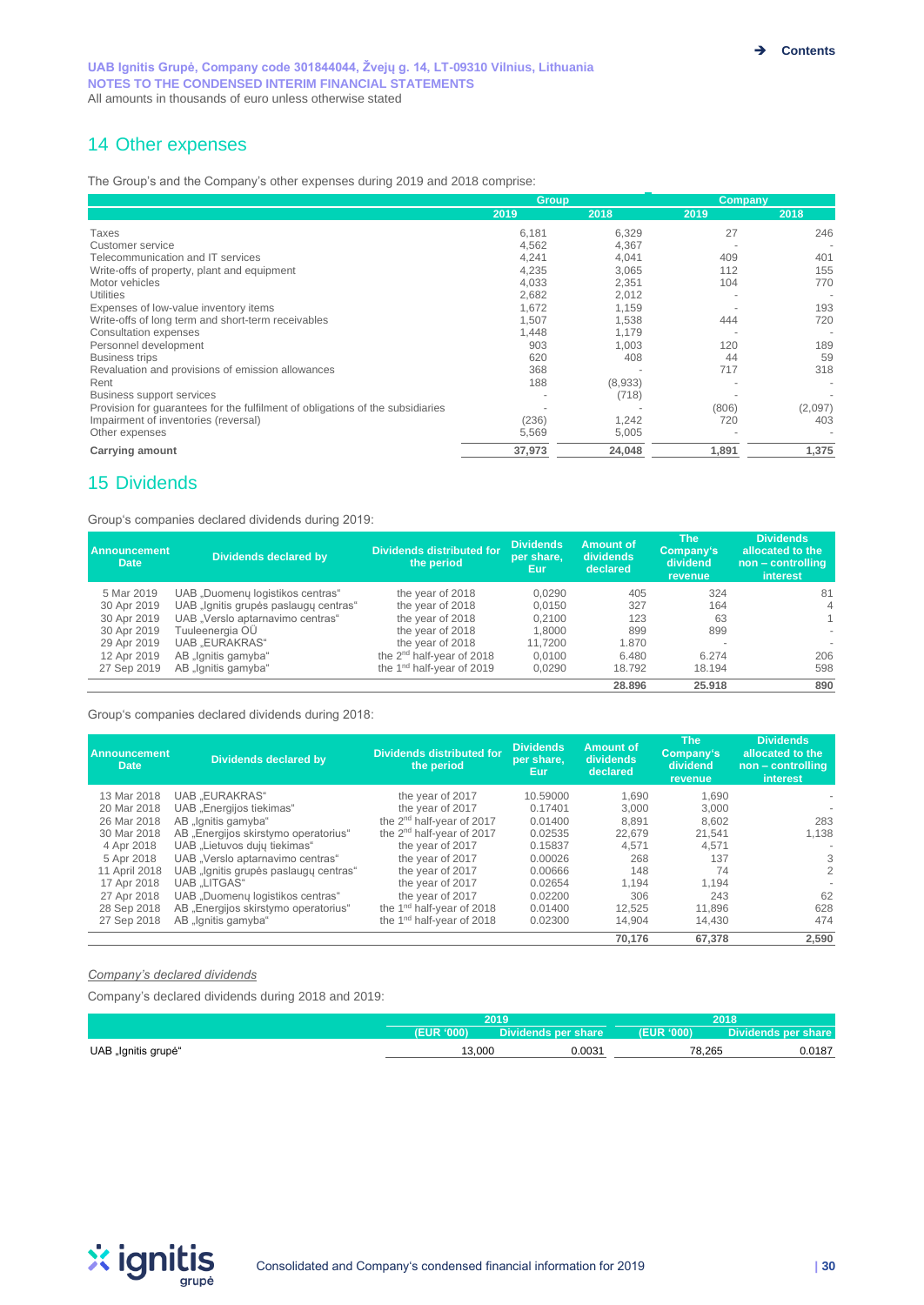UAB Ignitis Grupė, Company code 301844044, Žvejų g. 14, LT-09310 Vilnius, Lithuania
NOTES TO THE CONDENSED INTERIM FINANCIAL STATEMENTS
All amounts in thousands of euro unless otherwise stated

## 14 Other expenses

The Group's and the Company's other expenses during 2019 and 2018 comprise:

| | Group | | Company | |
|---|---|---|---|---|
| | 2019 | 2018 | 2019 | 2018 |
| Taxes | 6,181 | 6,329 | 27 | 246 |
| Customer service | 4,562 | 4,367 | - | - |
| Telecommunication and IT services | 4,241 | 4,041 | 409 | 401 |
| Write-offs of property, plant and equipment | 4,235 | 3,065 | 112 | 155 |
| Motor vehicles | 4,033 | 2,351 | 104 | 770 |
| Utilities | 2,682 | 2,012 | - | - |
| Expenses of low-value inventory items | 1,672 | 1,159 | - | 193 |
| Write-offs of long term and short-term receivables | 1,507 | 1,538 | 444 | 720 |
| Consultation expenses | 1,448 | 1,179 | - | - |
| Personnel development | 903 | 1,003 | 120 | 189 |
| Business trips | 620 | 408 | 44 | 59 |
| Revaluation and provisions of emission allowances | 368 | - | 717 | 318 |
| Rent | 188 | (8,933) | - | - |
| Business support services | - | (718) | - | - |
| Provision for guarantees for the fulfilment of obligations of the subsidiaries | - | - | (806) | (2,097) |
| Impairment of inventories (reversal) | (236) | 1,242 | 720 | 403 |
| Other expenses | 5,569 | 5,005 | - | - |
| **Carrying amount** | **37,973** | **24,048** | **1,891** | **1,375** |

## 15 Dividends

Group's companies declared dividends during 2019:

| Announcement Date | Dividends declared by | Dividends distributed for the period | Dividends per share, Eur | Amount of dividends declared | The Company's dividend revenue | Dividends allocated to the non – controlling interest |
|---|---|---|---|---|---|---|
| 5 Mar 2019 | UAB „Duomenų logistikos centras" | the year of 2018 | 0,0290 | 405 | 324 | 81 |
| 30 Apr 2019 | UAB „Ignitis grupės paslaugų centras" | the year of 2018 | 0,0150 | 327 | 164 | 4 |
| 30 Apr 2019 | UAB „Verslo aptarnavimo centras" | the year of 2018 | 0,2100 | 123 | 63 | 1 |
| 30 Apr 2019 | Tuuleenergia OÜ | the year of 2018 | 1,8000 | 899 | 899 | - |
| 29 Apr 2019 | UAB „EURAKRAS" | the year of 2018 | 11,7200 | 1.870 | - | - |
| 12 Apr 2019 | AB „Ignitis gamyba" | the 2nd half-year of 2018 | 0,0100 | 6.480 | 6.274 | 206 |
| 27 Sep 2019 | AB „Ignitis gamyba" | the 1nd half-year of 2019 | 0,0290 | 18.792 | 18.194 | 598 |
| | | | | **28.896** | **25.918** | **890** |

Group's companies declared dividends during 2018:

| Announcement Date | Dividends declared by | Dividends distributed for the period | Dividends per share, Eur | Amount of dividends declared | The Company's dividend revenue | Dividends allocated to the non – controlling interest |
|---|---|---|---|---|---|---|
| 13 Mar 2018 | UAB „EURAKRAS" | the year of 2017 | 10.59000 | 1,690 | 1,690 | - |
| 20 Mar 2018 | UAB „Energijos tiekimas" | the year of 2017 | 0.17401 | 3,000 | 3,000 | - |
| 26 Mar 2018 | AB „Ignitis gamyba" | the 2nd half-year of 2017 | 0.01400 | 8,891 | 8,602 | 283 |
| 30 Mar 2018 | AB „Energijos skirstymo operatorius" | the 2nd half-year of 2017 | 0.02535 | 22,679 | 21,541 | 1,138 |
| 4 Apr 2018 | UAB „Lietuvos dujų tiekimas" | the year of 2017 | 0.15837 | 4,571 | 4,571 | - |
| 5 Apr 2018 | UAB „Verslo aptarnavimo centras" | the year of 2017 | 0.00026 | 268 | 137 | 3 |
| 11 April 2018 | UAB „Ignitis grupės paslaugų centras" | the year of 2017 | 0.00666 | 148 | 74 | 2 |
| 17 Apr 2018 | UAB „LITGAS" | the year of 2017 | 0.02654 | 1,194 | 1,194 | - |
| 27 Apr 2018 | UAB „Duomenų logistikos centras" | the year of 2017 | 0.02200 | 306 | 243 | 62 |
| 28 Sep 2018 | AB „Energijos skirstymo operatorius" | the 1nd half-year of 2018 | 0.01400 | 12,525 | 11,896 | 628 |
| 27 Sep 2018 | AB „Ignitis gamyba" | the 1nd half-year of 2018 | 0.02300 | 14,904 | 14,430 | 474 |
| | | | | **70,176** | **67,378** | **2,590** |

*Company's declared dividends*

Company's declared dividends during 2018 and 2019:

| | 2019 | | 2018 | |
|---|---|---|---|---|
| | (EUR '000) | Dividends per share | (EUR '000) | Dividends per share |
| UAB „Ignitis grupė" | 13,000 | 0.0031 | 78,265 | 0.0187 |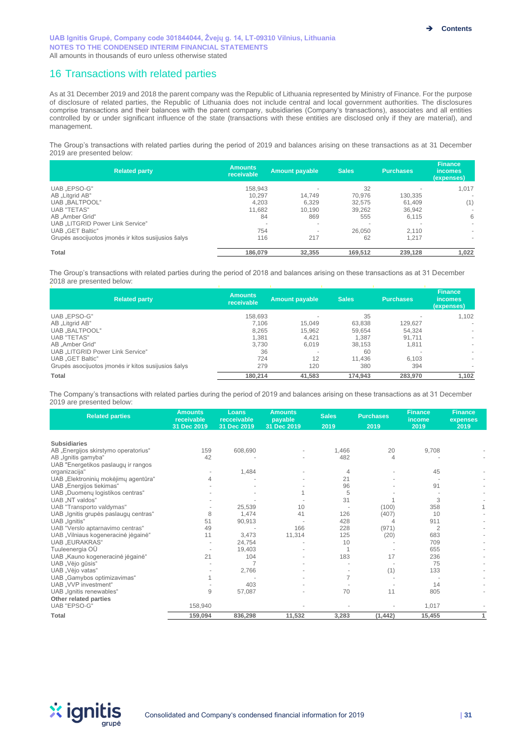## 16 Transactions with related parties

As at 31 December 2019 and 2018 the parent company was the Republic of Lithuania represented by Ministry of Finance. For the purpose of disclosure of related parties, the Republic of Lithuania does not include central and local government authorities. The disclosures comprise transactions and their balances with the parent company, subsidiaries (Company's transactions), associates and all entities controlled by or under significant influence of the state (transactions with these entities are disclosed only if they are material), and management.

The Group's transactions with related parties during the period of 2019 and balances arising on these transactions as at 31 December 2019 are presented below:

| Related party | Amounts receivable | Amount payable | Sales | Purchases | Finance incomes (expenses) |
|---|---|---|---|---|---|
| UAB „EPSO-G" | 158,943 | - | 32 | - | 1,017 |
| AB „Litgrid AB" | 10,297 | 14,749 | 70,976 | 130,335 | - |
| UAB „BALTPOOL" | 4,203 | 6,329 | 32,575 | 61,409 | (1) |
| UAB "TETAS" | 11,682 | 10,190 | 39,262 | 36,942 | - |
| AB „Amber Grid" | 84 | 869 | 555 | 6,115 | 6 |
| UAB „LITGRID Power Link Service" | - | - | - | - | - |
| UAB „GET Baltic" | 754 | - | 26,050 | 2,110 | - |
| Grupės asocijuotos įmonės ir kitos susijusios šalys | 116 | 217 | 62 | 1,217 | - |
| **Total** | **186,079** | **32,355** | **169,512** | **239,128** | **1,022** |

The Group's transactions with related parties during the period of 2018 and balances arising on these transactions as at 31 December 2018 are presented below:

| Related party | Amounts receivable | Amount payable | Sales | Purchases | Finance incomes (expenses) |
|---|---|---|---|---|---|
| UAB „EPSO-G" | 158,693 | - | 35 | - | 1,102 |
| AB „Litgrid AB" | 7,106 | 15,049 | 63,838 | 129,627 | - |
| UAB „BALTPOOL" | 8,265 | 15,962 | 59,654 | 54,324 | - |
| UAB "TETAS" | 1,381 | 4,421 | 1,387 | 91,711 | - |
| AB „Amber Grid" | 3,730 | 6,019 | 38,153 | 1,811 | - |
| UAB „LITGRID Power Link Service" | 36 | - | 60 | - | - |
| UAB „GET Baltic" | 724 | 12 | 11,436 | 6,103 | - |
| Grupės asocijuotos įmonės ir kitos susijusios šalys | 279 | 120 | 380 | 394 | - |
| **Total** | **180,214** | **41,583** | **174,943** | **283,970** | **1,102** |

The Company's transactions with related parties during the period of 2019 and balances arising on these transactions as at 31 December 2019 are presented below:

| Related parties | Amounts receivable 31 Dec 2019 | Loans recceivable 31 Dec 2019 | Amounts payable 31 Dec 2019 | Sales 2019 | Purchases 2019 | Finance income 2019 | Finance expenses 2019 |
|---|---|---|---|---|---|---|---|
| **Subsidiaries** | | | | | | | |
| AB „Energijos skirstymo operatorius" | 159 | 608,690 | - | 1,466 | 20 | 9,708 | - |
| AB „Ignitis gamyba" | 42 | - | - | 482 | 4 | - | - |
| UAB "Energetikos paslaugų ir rangos organizacija" | - | 1,484 | - | 4 | - | 45 | - |
| UAB „Elektroninių mokėjimų agentūra" | 4 | - | - | 21 | - | - | - |
| UAB „Energijos tiekimas" | - | - | - | 96 | - | 91 | - |
| UAB „Duomenų logistikos centras" | - | - | 1 | 5 | - | - | - |
| UAB „NT valdos" | - | - | - | 31 | 1 | 3 | - |
| UAB "Transporto valdymas" | - | 25,539 | 10 | - | (100) | 358 | 1 |
| UAB „Ignitis grupės paslaugų centras" | 8 | 1,474 | 41 | 126 | (407) | 10 | - |
| UAB „Ignitis" | 51 | 90,913 | - | 428 | 4 | 911 | - |
| UAB "Verslo aptarnavimo centras" | 49 | - | 166 | 228 | (971) | 2 | - |
| UAB „Vilniaus kogeneracinė jėgainė" | 11 | 3,473 | 11,314 | 125 | (20) | 683 | - |
| UAB „EURAKRAS" | - | 24,754 | - | 10 | - | 709 | - |
| Tuuleenergia OÜ | - | 19,403 | - | 1 | - | 655 | - |
| UAB „Kauno kogeneracinė jėgainė" | 21 | 104 | - | 183 | 17 | 236 | - |
| UAB „Vėjo gūsis" | - | 7 | - | - | - | 75 | - |
| UAB „Vėjo vatas" | - | 2,766 | - | - | (1) | 133 | - |
| UAB „Gamybos optimizavimas" | 1 | - | - | 7 | - | - | - |
| UAB „VVP investment" | - | 403 | - | - | - | 14 | - |
| UAB „Ignitis renewables" | 9 | 57,087 | - | 70 | 11 | 805 | - |
| **Other related parties** | | | | | | | |
| UAB "EPSO-G" | 158,940 | | - | - | - | 1,017 | - |
| **Total** | **159,094** | **836,298** | **11,532** | **3,283** | **(1,442)** | **15,455** | **1** |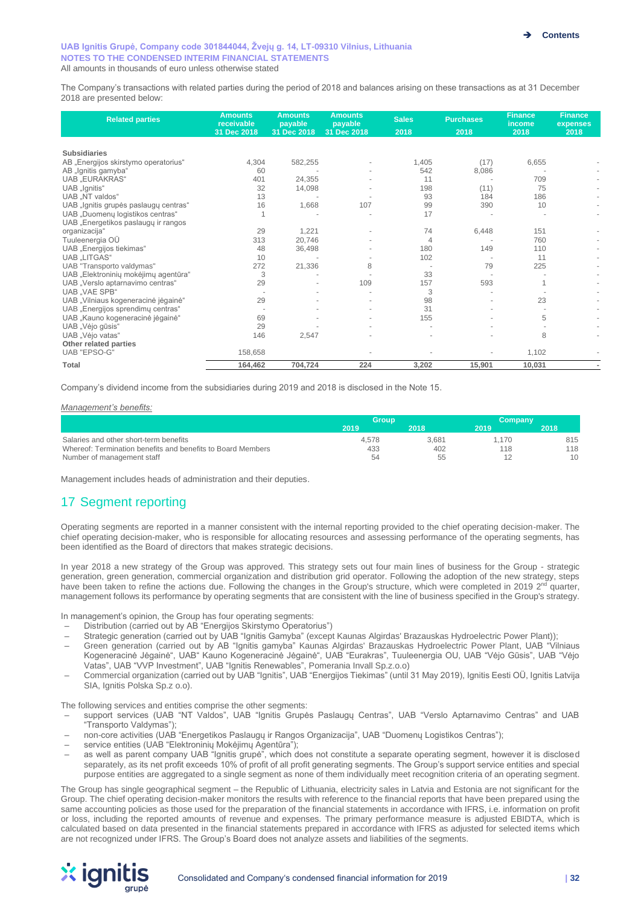The Company's transactions with related parties during the period of 2018 and balances arising on these transactions as at 31 December 2018 are presented below:

| Related parties | Amounts receivable 31 Dec 2018 | Amounts payable 31 Dec 2018 | Amounts payable 31 Dec 2018 | Sales 2018 | Purchases 2018 | Finance income 2018 | Finance expenses 2018 |
|---|---|---|---|---|---|---|---|
| **Subsidiaries** | | | | | | | |
| AB „Energijos skirstymo operatorius" | 4,304 | 582,255 | - | 1,405 | (17) | 6,655 | - |
| AB „Ignitis gamyba" | 60 | - | - | 542 | 8,086 | - | - |
| UAB „EURAKRAS" | 401 | 24,355 | - | 11 | - | 709 | - |
| UAB „Ignitis" | 32 | 14,098 | - | 198 | (11) | 75 | - |
| UAB „NT valdos" | 13 | - | - | 93 | 184 | 186 | - |
| UAB „Ignitis grupės paslaugų centras" | 16 | 1,668 | 107 | 99 | 390 | 10 | - |
| UAB „Duomenų logistikos centras" | 1 | - | - | 17 | - | - | - |
| UAB „Energetikos paslaugų ir rangos organizacija" | 29 | 1,221 | - | 74 | 6,448 | 151 | - |
| Tuuleenergia OÜ | 313 | 20,746 | - | 4 | - | 760 | - |
| UAB „Energijos tiekimas" | 48 | 36,498 | - | 180 | 149 | 110 | - |
| UAB „LITGAS" | 10 | - | - | 102 | - | 11 | - |
| UAB "Transporto valdymas" | 272 | 21,336 | 8 | - | 79 | 225 | - |
| UAB „Elektroninių mokėjimų agentūra" | 3 | - | - | 33 | - | - | - |
| UAB „Verslo aptarnavimo centras" | 29 | - | 109 | 157 | 593 | 1 | - |
| UAB „VAE SPB" | - | - | - | 3 | - | - | - |
| UAB „Vilniaus kogeneracinė jėgainė" | 29 | - | - | 98 | - | 23 | - |
| UAB „Energijos sprendimų centras" | - | - | - | 31 | - | - | - |
| UAB „Kauno kogeneracinė jėgainė" | 69 | - | - | 155 | - | 5 | - |
| UAB „Vėjo gūsis" | 29 | - | - | - | - | - | - |
| UAB „Vėjo vatas" | 146 | 2,547 | - | - | - | 8 | - |
| **Other related parties** | | | | | | | |
| UAB "EPSO-G" | 158,658 | | - | - | - | 1,102 | - |
| **Total** | **164,462** | **704,724** | **224** | **3,202** | **15,901** | **10,031** | **-** |

Company's dividend income from the subsidiaries during 2019 and 2018 is disclosed in the Note 15.

*Management's benefits:*

| | Group | | Company | |
|---|---|---|---|---|
| | 2019 | 2018 | 2019 | 2018 |
| Salaries and other short-term benefits | 4,578 | 3,681 | 1,170 | 815 |
| Whereof: Termination benefits and benefits to Board Members | 433 | 402 | 118 | 118 |
| Number of management staff | 54 | 55 | 12 | 10 |

Management includes heads of administration and their deputies.

## 17 Segment reporting

Operating segments are reported in a manner consistent with the internal reporting provided to the chief operating decision-maker. The chief operating decision-maker, who is responsible for allocating resources and assessing performance of the operating segments, has been identified as the Board of directors that makes strategic decisions.

In year 2018 a new strategy of the Group was approved. This strategy sets out four main lines of business for the Group - strategic generation, green generation, commercial organization and distribution grid operator. Following the adoption of the new strategy, steps have been taken to refine the actions due. Following the changes in the Group's structure, which were completed in 2019 2nd quarter, management follows its performance by operating segments that are consistent with the line of business specified in the Group's strategy.

In management's opinion, the Group has four operating segments:

- Distribution (carried out by AB "Energijos Skirstymo Operatorius")
- Strategic generation (carried out by UAB "Ignitis Gamyba" (except Kaunas Algirdas' Brazauskas Hydroelectric Power Plant));
- Green generation (carried out by AB "Ignitis gamyba" Kaunas Algirdas' Brazauskas Hydroelectric Power Plant, UAB "Vilniaus Kogeneracinė Jėgainė", UAB" Kauno Kogeneracinė Jėgainė", UAB "Eurakras", Tuuleenergia OU, UAB "Vėjo Gūsis", UAB "Vėjo Vatas", UAB "VVP Investment", UAB "Ignitis Renewables", Pomerania Invall Sp.z.o.o)
- Commercial organization (carried out by UAB "Ignitis", UAB "Energijos Tiekimas" (until 31 May 2019), Ignitis Eesti OÜ, Ignitis Latvija SIA, Ignitis Polska Sp.z o.o).

The following services and entities comprise the other segments:

- support services (UAB "NT Valdos", UAB "Ignitis Grupės Paslaugų Centras", UAB "Verslo Aptarnavimo Centras" and UAB "Transporto Valdymas");
- non-core activities (UAB "Energetikos Paslaugų ir Rangos Organizacija", UAB "Duomenų Logistikos Centras");
- service entities (UAB "Elektroninių Mokėjimų Agentūra");
- as well as parent company UAB "Ignitis grupė", which does not constitute a separate operating segment, however it is disclosed separately, as its net profit exceeds 10% of profit of all profit generating segments. The Group's support service entities and special purpose entities are aggregated to a single segment as none of them individually meet recognition criteria of an operating segment.

The Group has single geographical segment – the Republic of Lithuania, electricity sales in Latvia and Estonia are not significant for the Group. The chief operating decision-maker monitors the results with reference to the financial reports that have been prepared using the same accounting policies as those used for the preparation of the financial statements in accordance with IFRS, i.e. information on profit or loss, including the reported amounts of revenue and expenses. The primary performance measure is adjusted EBIDTA, which is calculated based on data presented in the financial statements prepared in accordance with IFRS as adjusted for selected items which are not recognized under IFRS. The Group's Board does not analyze assets and liabilities of the segments.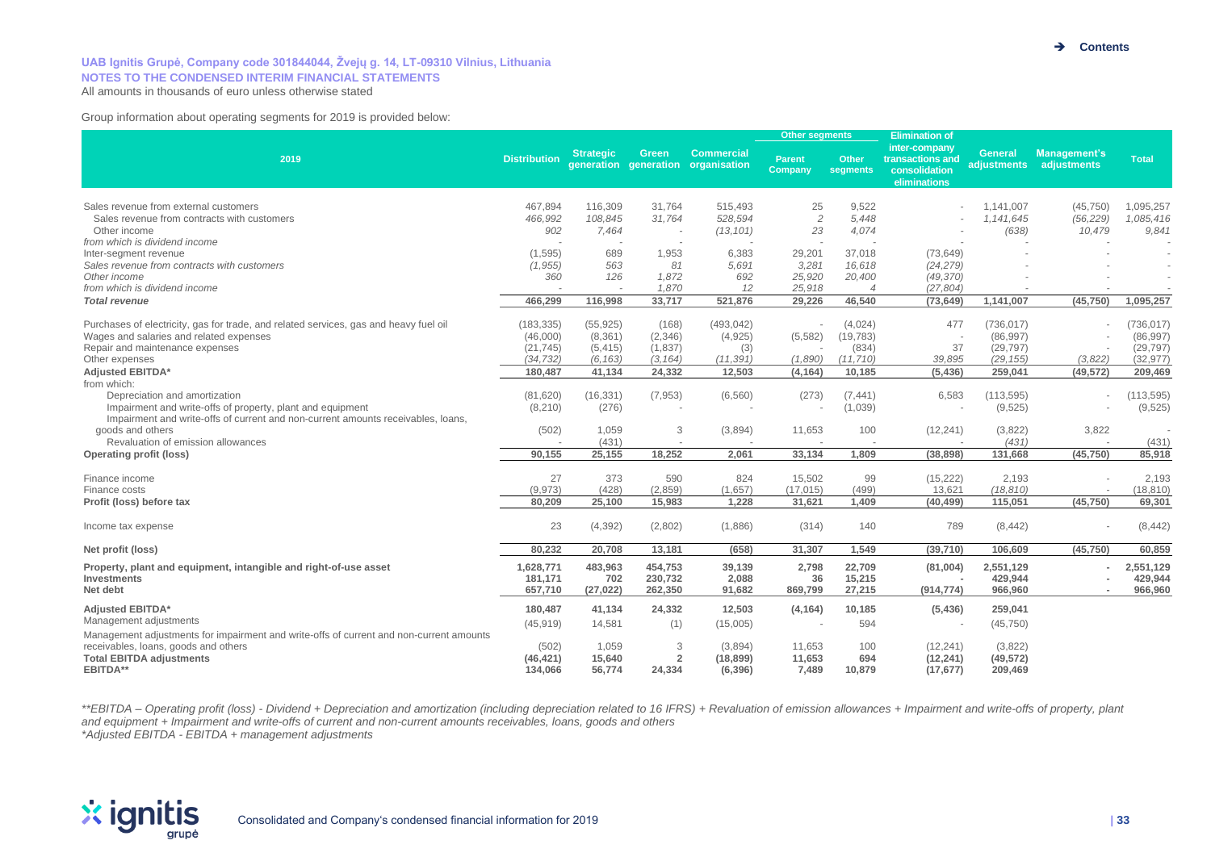UAB Ignitis Grupė, Company code 301844044, Žvejų g. 14, LT-09310 Vilnius, Lithuania
NOTES TO THE CONDENSED INTERIM FINANCIAL STATEMENTS
All amounts in thousands of euro unless otherwise stated

Group information about operating segments for 2019 is provided below:

| 2019 | Distribution | Strategic generation | Green generation | Commercial organisation | Other segments | | Elimination of inter-company transactions and consolidation eliminations | General adjustments | Management's adjustments | Total |
|---|---|---|---|---|---|---|---|---|---|---|
| | | | | | Parent Company | Other segments | | | | |
| Sales revenue from external customers | 467,894 | 116,309 | 31,764 | 515,493 | 25 | 9,522 | - | 1,141,007 | (45,750) | 1,095,257 |
| Sales revenue from contracts with customers | *466,992* | *108,845* | *31,764* | *528,594* | *2* | *5,448* | - | *1,141,645* | *(56,229)* | *1,085,416* |
| Other income | *902* | *7,464* | - | *(13,101)* | *23* | *4,074* | - | *(638)* | *10,479* | *9,841* |
| *from which is dividend income* | - | - | - | - | - | - | | - | - | - |
| Inter-segment revenue | (1,595) | 689 | 1,953 | 6,383 | 29,201 | 37,018 | (73,649) | - | - | - |
| *Sales revenue from contracts with customers* | *(1,955)* | *563* | *81* | *5,691* | *3,281* | *16,618* | *(24,279)* | - | - | - |
| *Other income* | *360* | *126* | *1,872* | *692* | *25,920* | *20,400* | *(49,370)* | - | - | - |
| *from which is dividend income* | - | - | *1,870* | *12* | *25,918* | *4* | *(27,804)* | - | - | - |
| ***Total revenue*** | **466,299** | **116,998** | **33,717** | **521,876** | **29,226** | **46,540** | **(73,649)** | **1,141,007** | **(45,750)** | **1,095,257** |
| Purchases of electricity, gas for trade, and related services, gas and heavy fuel oil | (183,335) | (55,925) | (168) | (493,042) | - | (4,024) | 477 | (736,017) | - | (736,017) |
| Wages and salaries and related expenses | (46,000) | (8,361) | (2,346) | (4,925) | (5,582) | (19,783) | - | (86,997) | - | (86,997) |
| Repair and maintenance expenses | (21,745) | (5,415) | (1,837) | (3) | - | (834) | 37 | (29,797) | - | (29,797) |
| Other expenses | *(34,732)* | *(6,163)* | *(3,164)* | *(11,391)* | *(1,890)* | *(11,710)* | *39,895* | *(29,155)* | *(3,822)* | *(32,977)* |
| **Adjusted EBITDA*** | **180,487** | **41,134** | **24,332** | **12,503** | **(4,164)** | **10,185** | **(5,436)** | **259,041** | **(49,572)** | **209,469** |
| from which: | | | | | | | | | | |
| Depreciation and amortization | (81,620) | (16,331) | (7,953) | (6,560) | (273) | (7,441) | 6,583 | (113,595) | - | (113,595) |
| Impairment and write-offs of property, plant and equipment | (8,210) | (276) | - | - | - | (1,039) | - | (9,525) | - | (9,525) |
| Impairment and write-offs of current and non-current amounts receivables, loans, goods and others | (502) | 1,059 | 3 | (3,894) | 11,653 | 100 | (12,241) | (3,822) | 3,822 | - |
| Revaluation of emission allowances | - | (431) | - | - | - | - | - | *(431)* | - | (431) |
| **Operating profit (loss)** | **90,155** | **25,155** | **18,252** | **2,061** | **33,134** | **1,809** | **(38,898)** | **131,668** | **(45,750)** | **85,918** |
| Finance income | 27 | 373 | 590 | 824 | 15,502 | 99 | (15,222) | 2,193 | - | 2,193 |
| Finance costs | (9,973) | (428) | (2,859) | (1,657) | (17,015) | (499) | 13,621 | *(18,810)* | - | (18,810) |
| **Profit (loss) before tax** | **80,209** | **25,100** | **15,983** | **1,228** | **31,621** | **1,409** | **(40,499)** | **115,051** | **(45,750)** | **69,301** |
| Income tax expense | 23 | (4,392) | (2,802) | (1,886) | (314) | 140 | 789 | (8,442) | - | (8,442) |
| **Net profit (loss)** | **80,232** | **20,708** | **13,181** | **(658)** | **31,307** | **1,549** | **(39,710)** | **106,609** | **(45,750)** | **60,859** |
| **Property, plant and equipment, intangible and right-of-use asset** | **1,628,771** | **483,963** | **454,753** | **39,139** | **2,798** | **22,709** | **(81,004)** | **2,551,129** | **-** | **2,551,129** |
| **Investments** | **181,171** | **702** | **230,732** | **2,088** | **36** | **15,215** | **-** | **429,944** | **-** | **429,944** |
| **Net debt** | **657,710** | **(27,022)** | **262,350** | **91,682** | **869,799** | **27,215** | **(914,774)** | **966,960** | **-** | **966,960** |
| **Adjusted EBITDA*** | **180,487** | **41,134** | **24,332** | **12,503** | **(4,164)** | **10,185** | **(5,436)** | **259,041** | | |
| Management adjustments | (45,919) | 14,581 | (1) | (15,005) | - | 594 | - | (45,750) | | |
| Management adjustments for impairment and write-offs of current and non-current amounts receivables, loans, goods and others | (502) | 1,059 | 3 | (3,894) | 11,653 | 100 | (12,241) | (3,822) | | |
| **Total EBITDA adjustments** | **(46,421)** | **15,640** | **2** | **(18,899)** | **11,653** | **694** | **(12,241)** | **(49,572)** | | |
| **EBITDA**** | **134,066** | **56,774** | **24,334** | **(6,396)** | **7,489** | **10,879** | **(17,677)** | **209,469** | | |

*\*\*EBITDA – Operating profit (loss) - Dividend + Depreciation and amortization (including depreciation related to 16 IFRS) + Revaluation of emission allowances + Impairment and write-offs of property, plant and equipment + Impairment and write-offs of current and non-current amounts receivables, loans, goods and others*
*\*Adjusted EBITDA - EBITDA + management adjustments*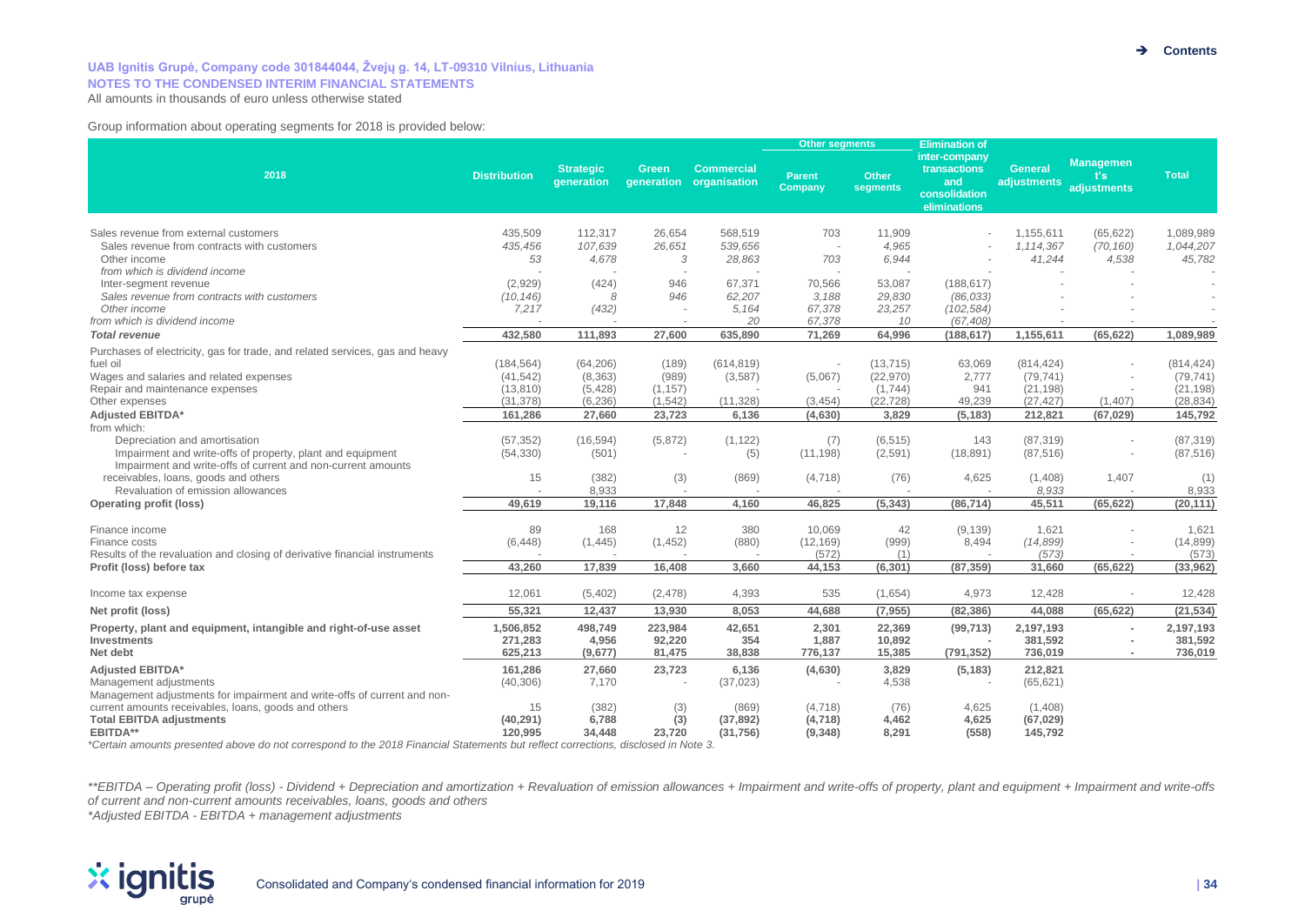UAB Ignitis Grupė, Company code 301844044, Žvejų g. 14, LT-09310 Vilnius, Lithuania
NOTES TO THE CONDENSED INTERIM FINANCIAL STATEMENTS
All amounts in thousands of euro unless otherwise stated

Group information about operating segments for 2018 is provided below:

| 2018 | Distribution | Strategic generation | Green generation | Commercial organisation | Other segments | | Elimination of inter-company transactions and consolidation eliminations | General adjustments | Management's adjustments | Total |
|---|---|---|---|---|---|---|---|---|---|---|
| | | | | | Parent Company | Other segments | | | | |
| Sales revenue from external customers | 435,509 | 112,317 | 26,654 | 568,519 | 703 | 11,909 | - | 1,155,611 | (65,622) | 1,089,989 |
| *Sales revenue from contracts with customers* | *435,456* | *107,639* | *26,651* | *539,656* | - | *4,965* | - | *1,114,367* | *(70,160)* | *1,044,207* |
| *Other income* | *53* | *4,678* | *3* | *28,863* | *703* | *6,944* | - | *41,244* | *4,538* | *45,782* |
| *from which is dividend income* | - | - | - | - | - | - | - | - | - | - |
| Inter-segment revenue | (2,929) | (424) | 946 | 67,371 | 70,566 | 53,087 | (188,617) | - | - | - |
| *Sales revenue from contracts with customers* | *(10,146)* | *8* | *946* | *62,207* | *3,188* | *29,830* | *(86,033)* | - | - | - |
| *Other income* | *7,217* | *(432)* | - | *5,164* | *67,378* | *23,257* | *(102,584)* | - | - | - |
| *from which is dividend income* | - | - | - | *20* | *67,378* | *10* | *(67,408)* | - | - | - |
| **Total revenue** | **432,580** | **111,893** | **27,600** | **635,890** | **71,269** | **64,996** | **(188,617)** | **1,155,611** | **(65,622)** | **1,089,989** |
| Purchases of electricity, gas for trade, and related services, gas and heavy fuel oil | (184,564) | (64,206) | (189) | (614,819) | - | (13,715) | 63,069 | (814,424) | - | (814,424) |
| Wages and salaries and related expenses | (41,542) | (8,363) | (989) | (3,587) | (5,067) | (22,970) | 2,777 | (79,741) | - | (79,741) |
| Repair and maintenance expenses | (13,810) | (5,428) | (1,157) | - | - | (1,744) | 941 | (21,198) | - | (21,198) |
| Other expenses | (31,378) | (6,236) | (1,542) | (11,328) | (3,454) | (22,728) | 49,239 | (27,427) | (1,407) | (28,834) |
| **Adjusted EBITDA*** | **161,286** | **27,660** | **23,723** | **6,136** | **(4,630)** | **3,829** | **(5,183)** | **212,821** | **(67,029)** | **145,792** |
| from which: | | | | | | | | | | |
| Depreciation and amortisation | (57,352) | (16,594) | (5,872) | (1,122) | (7) | (6,515) | 143 | (87,319) | - | (87,319) |
| Impairment and write-offs of property, plant and equipment | (54,330) | (501) | - | (5) | (11,198) | (2,591) | (18,891) | (87,516) | - | (87,516) |
| Impairment and write-offs of current and non-current amounts receivables, loans, goods and others | 15 | (382) | (3) | (869) | (4,718) | (76) | 4,625 | (1,408) | 1,407 | (1) |
| Revaluation of emission allowances | - | 8,933 | - | - | - | - | - | 8,933 | - | 8,933 |
| **Operating profit (loss)** | **49,619** | **19,116** | **17,848** | **4,160** | **46,825** | **(5,343)** | **(86,714)** | **45,511** | **(65,622)** | **(20,111)** |
| Finance income | 89 | 168 | 12 | 380 | 10,069 | 42 | (9,139) | 1,621 | - | 1,621 |
| Finance costs | (6,448) | (1,445) | (1,452) | (880) | (12,169) | (999) | 8,494 | *(14,899)* | - | (14,899) |
| Results of the revaluation and closing of derivative financial instruments | - | - | - | - | (572) | (1) | - | *(573)* | - | (573) |
| **Profit (loss) before tax** | **43,260** | **17,839** | **16,408** | **3,660** | **44,153** | **(6,301)** | **(87,359)** | **31,660** | **(65,622)** | **(33,962)** |
| Income tax expense | 12,061 | (5,402) | (2,478) | 4,393 | 535 | (1,654) | 4,973 | 12,428 | - | 12,428 |
| **Net profit (loss)** | **55,321** | **12,437** | **13,930** | **8,053** | **44,688** | **(7,955)** | **(82,386)** | **44,088** | **(65,622)** | **(21,534)** |
| **Property, plant and equipment, intangible and right-of-use asset** | **1,506,852** | **498,749** | **223,984** | **42,651** | **2,301** | **22,369** | **(99,713)** | **2,197,193** | **-** | **2,197,193** |
| **Investments** | **271,283** | **4,956** | **92,220** | **354** | **1,887** | **10,892** | **-** | **381,592** | **-** | **381,592** |
| **Net debt** | **625,213** | **(9,677)** | **81,475** | **38,838** | **776,137** | **15,385** | **(791,352)** | **736,019** | **-** | **736,019** |
| **Adjusted EBITDA*** | **161,286** | **27,660** | **23,723** | **6,136** | **(4,630)** | **3,829** | **(5,183)** | **212,821** | | |
| Management adjustments | (40,306) | 7,170 | - | (37,023) | | 4,538 | - | (65,621) | | |
| Management adjustments for impairment and write-offs of current and non-current amounts receivables, loans, goods and others | 15 | (382) | (3) | (869) | (4,718) | (76) | 4,625 | (1,408) | | |
| **Total EBITDA adjustments** | **(40,291)** | **6,788** | **(3)** | **(37,892)** | **(4,718)** | **4,462** | **4,625** | **(67,029)** | | |
| **EBITDA**** | **120,995** | **34,448** | **23,720** | **(31,756)** | **(9,348)** | **8,291** | **(558)** | **145,792** | | |

*Certain amounts presented above do not correspond to the 2018 Financial Statements but reflect corrections, disclosed in Note 3.

**EBITDA – Operating profit (loss) - Dividend + Depreciation and amortization + Revaluation of emission allowances + Impairment and write-offs of property, plant and equipment + Impairment and write-offs of current and non-current amounts receivables, loans, goods and others*

*Adjusted EBITDA - EBITDA + management adjustments*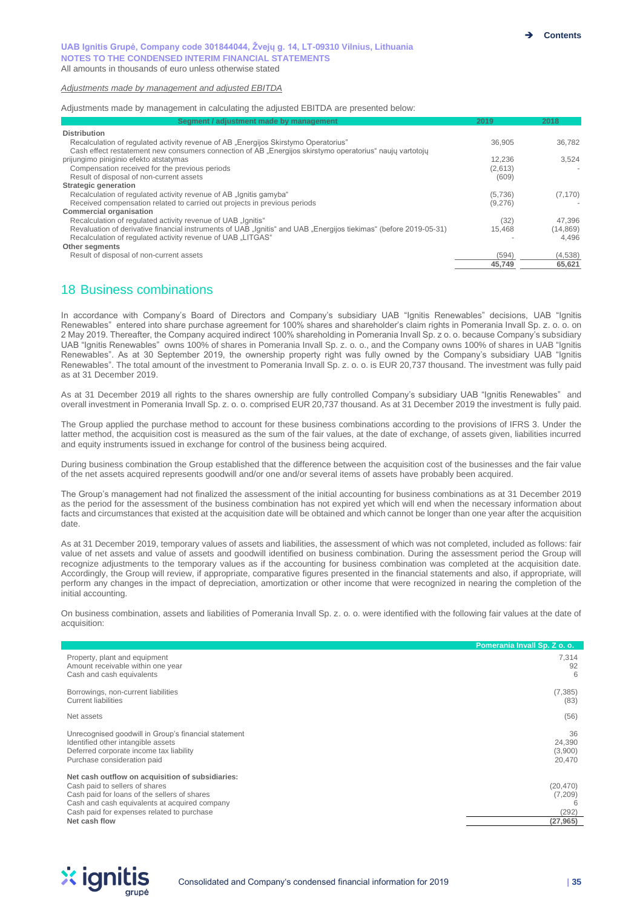*Adjustments made by management and adjusted EBITDA*

Adjustments made by management in calculating the adjusted EBITDA are presented below:

| Segment / adjustment made by management | 2019 | 2018 |
|---|---|---|
| **Distribution** | | |
| Recalculation of regulated activity revenue of AB „Energijos Skirstymo Operatorius" | 36,905 | 36,782 |
| Cash effect restatement new consumers connection of AB „Energijos skirstymo operatorius" naujų vartotojų prijungimo pinginio efekto atstatymas | 12,236 | 3,524 |
| Compensation received for the previous periods | (2,613) | - |
| Result of disposal of non-current assets | (609) | |
| **Strategic generation** | | |
| Recalculation of regulated activity revenue of AB „Ignitis gamyba" | (5,736) | (7,170) |
| Received compensation related to carried out projects in previous periods | (9,276) | - |
| **Commercial organisation** | | |
| Recalculation of regulated activity revenue of UAB „Ignitis" | (32) | 47,396 |
| Revaluation of derivative financial instruments of UAB „Ignitis" and UAB „Energijos tiekimas" (before 2019-05-31) | 15,468 | (14,869) |
| Recalculation of regulated activity revenue of UAB „LITGAS" | - | 4,496 |
| **Other segments** | | |
| Result of disposal of non-current assets | (594) | (4,538) |
| | **45,749** | **65,621** |

## 18 Business combinations

In accordance with Company's Board of Directors and Company's subsidiary UAB "Ignitis Renewables" decisions, UAB "Ignitis Renewables" entered into share purchase agreement for 100% shares and shareholder's claim rights in Pomerania Invall Sp. z. o. o. on 2 May 2019. Thereafter, the Company acquired indirect 100% shareholding in Pomerania Invall Sp. z o. o. because Company's subsidiary UAB "Ignitis Renewables" owns 100% of shares in Pomerania Invall Sp. z. o. o., and the Company owns 100% of shares in UAB "Ignitis Renewables". As at 30 September 2019, the ownership property right was fully owned by the Company's subsidiary UAB "Ignitis Renewables". The total amount of the investment to Pomerania Invall Sp. z. o. o. is EUR 20,737 thousand. The investment was fully paid as at 31 December 2019.

As at 31 December 2019 all rights to the shares ownership are fully controlled Company's subsidiary UAB "Ignitis Renewables" and overall investment in Pomerania Invall Sp. z. o. o. comprised EUR 20,737 thousand. As at 31 December 2019 the investment is fully paid.

The Group applied the purchase method to account for these business combinations according to the provisions of IFRS 3. Under the latter method, the acquisition cost is measured as the sum of the fair values, at the date of exchange, of assets given, liabilities incurred and equity instruments issued in exchange for control of the business being acquired.

During business combination the Group established that the difference between the acquisition cost of the businesses and the fair value of the net assets acquired represents goodwill and/or one and/or several items of assets have probably been acquired.

The Group's management had not finalized the assessment of the initial accounting for business combinations as at 31 December 2019 as the period for the assessment of the business combination has not expired yet which will end when the necessary information about facts and circumstances that existed at the acquisition date will be obtained and which cannot be longer than one year after the acquisition date.

As at 31 December 2019, temporary values of assets and liabilities, the assessment of which was not completed, included as follows: fair value of net assets and value of assets and goodwill identified on business combination. During the assessment period the Group will recognize adjustments to the temporary values as if the accounting for business combination was completed at the acquisition date. Accordingly, the Group will review, if appropriate, comparative figures presented in the financial statements and also, if appropriate, will perform any changes in the impact of depreciation, amortization or other income that were recognized in nearing the completion of the initial accounting.

On business combination, assets and liabilities of Pomerania Invall Sp. z. o. o. were identified with the following fair values at the date of acquisition:

| | Pomerania Invall Sp. Z o. o. |
|---|---|
| Property, plant and equipment | 7,314 |
| Amount receivable within one year | 92 |
| Cash and cash equivalents | 6 |
| Borrowings, non-current liabilities | (7,385) |
| Current liabilities | (83) |
| Net assets | (56) |
| Unrecognised goodwill in Group's financial statement | 36 |
| Identified other intangible assets | 24,390 |
| Deferred corporate income tax liability | (3,900) |
| Purchase consideration paid | 20,470 |
| **Net cash outflow on acquisition of subsidiaries:** | |
| Cash paid to sellers of shares | (20,470) |
| Cash paid for loans of the sellers of shares | (7,209) |
| Cash and cash equivalents at acquired company | 6 |
| Cash paid for expenses related to purchase | (292) |
| **Net cash flow** | **(27,965)** |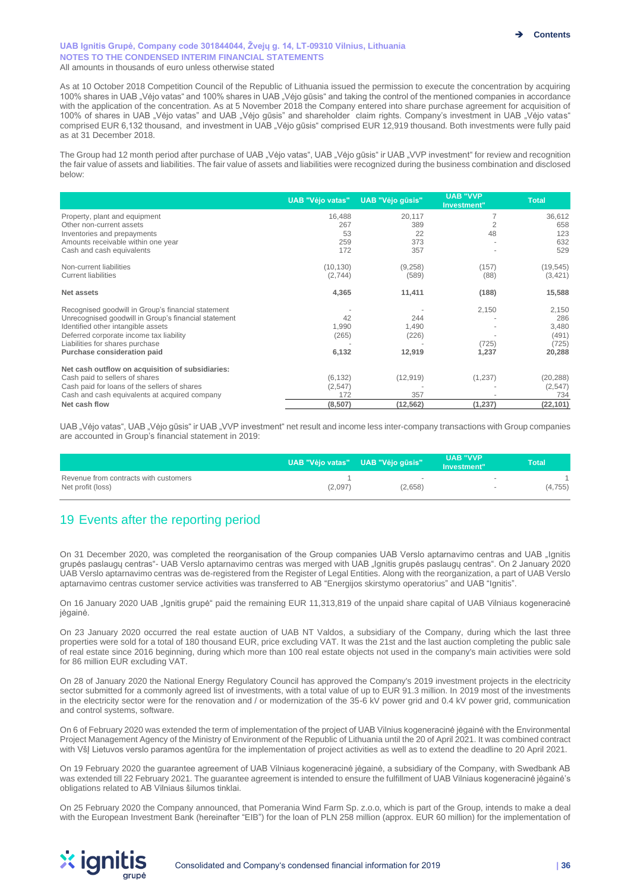As at 10 October 2018 Competition Council of the Republic of Lithuania issued the permission to execute the concentration by acquiring 100% shares in UAB „Vėjo vatas“ and 100% shares in UAB „Vėjo gūsis“ and taking the control of the mentioned companies in accordance with the application of the concentration. As at 5 November 2018 the Company entered into share purchase agreement for acquisition of 100% of shares in UAB „Vėjo vatas" and UAB „Vėjo gūsis" and shareholder claim rights. Company's investment in UAB „Vėjo vatas" comprised EUR 6,132 thousand, and investment in UAB „Vėjo gūsis“ comprised EUR 12,919 thousand. Both investments were fully paid as at 31 December 2018.

The Group had 12 month period after purchase of UAB „Vėjo vatas", UAB „Vėjo gūsis" ir UAB „VVP investment" for review and recognition the fair value of assets and liabilities. The fair value of assets and liabilities were recognized during the business combination and disclosed below:

| | UAB "Vėjo vatas" | UAB "Vėjo gūsis" | UAB "VVP Investment" | Total |
|---|---|---|---|---|
| Property, plant and equipment | 16,488 | 20,117 | 7 | 36,612 |
| Other non-current assets | 267 | 389 | 2 | 658 |
| Inventories and prepayments | 53 | 22 | 48 | 123 |
| Amounts receivable within one year | 259 | 373 | - | 632 |
| Cash and cash equivalents | 172 | 357 | - | 529 |
| Non-current liabilities | (10,130) | (9,258) | (157) | (19,545) |
| Current liabilities | (2,744) | (589) | (88) | (3,421) |
| **Net assets** | **4,365** | **11,411** | **(188)** | **15,588** |
| Recognised goodwill in Group's financial statement | - | - | 2,150 | 2,150 |
| Unrecognised goodwill in Group's financial statement | 42 | 244 | - | 286 |
| Identified other intangible assets | 1,990 | 1,490 | - | 3,480 |
| Deferred corporate income tax liability | (265) | (226) | - | (491) |
| Liabilities for shares purchase | - | - | (725) | (725) |
| **Purchase consideration paid** | **6,132** | **12,919** | **1,237** | **20,288** |
| **Net cash outflow on acquisition of subsidiaries:** | | | | |
| Cash paid to sellers of shares | (6,132) | (12,919) | (1,237) | (20,288) |
| Cash paid for loans of the sellers of shares | (2,547) | - | - | (2,547) |
| Cash and cash equivalents at acquired company | 172 | 357 | - | 734 |
| **Net cash flow** | **(8,507)** | **(12,562)** | **(1,237)** | **(22,101)** |

UAB „Vėjo vatas“, UAB „Vėjo gūsis“ ir UAB „VVP investment“ net result and income less inter-company transactions with Group companies are accounted in Group's financial statement in 2019:

| | UAB "Vėjo vatas" | UAB "Vėjo gūsis" | UAB "VVP Investment" | Total |
|---|---|---|---|---|
| Revenue from contracts with customers | 1 | - | - | 1 |
| Net profit (loss) | (2,097) | (2,658) | - | (4,755) |

## 19 Events after the reporting period

On 31 December 2020, was completed the reorganisation of the Group companies UAB Verslo aptarnavimo centras and UAB „Ignitis grupės paslaugų centras“- UAB Verslo aptarnavimo centras was merged with UAB „Ignitis grupės paslaugų centras“. On 2 January 2020 UAB Verslo aptarnavimo centras was de-registered from the Register of Legal Entities. Along with the reorganization, a part of UAB Verslo aptarnavimo centras customer service activities was transferred to AB "Energijos skirstymo operatorius" and UAB "Ignitis".

On 16 January 2020 UAB „Ignitis grupė" paid the remaining EUR 11,313,819 of the unpaid share capital of UAB Vilniaus kogeneracinė jėgainė.

On 23 January 2020 occurred the real estate auction of UAB NT Valdos, a subsidiary of the Company, during which the last three properties were sold for a total of 180 thousand EUR, price excluding VAT. It was the 21st and the last auction completing the public sale of real estate since 2016 beginning, during which more than 100 real estate objects not used in the company's main activities were sold for 86 million EUR excluding VAT.

On 28 of January 2020 the National Energy Regulatory Council has approved the Company's 2019 investment projects in the electricity sector submitted for a commonly agreed list of investments, with a total value of up to EUR 91.3 million. In 2019 most of the investments in the electricity sector were for the renovation and / or modernization of the 35-6 kV power grid and 0.4 kV power grid, communication and control systems, software.

On 6 of February 2020 was extended the term of implementation of the project of UAB Vilnius kogeneracinė jėgainė with the Environmental Project Management Agency of the Ministry of Environment of the Republic of Lithuania until the 20 of April 2021. It was combined contract with VšĮ Lietuvos verslo paramos agentūra for the implementation of project activities as well as to extend the deadline to 20 April 2021.

On 19 February 2020 the guarantee agreement of UAB Vilniaus kogeneracinė jėgainė, a subsidiary of the Company, with Swedbank AB was extended till 22 February 2021. The guarantee agreement is intended to ensure the fulfillment of UAB Vilniaus kogeneracinė jėgainė's obligations related to AB Vilniaus šilumos tinklai.

On 25 February 2020 the Company announced, that Pomerania Wind Farm Sp. z.o.o, which is part of the Group, intends to make a deal with the European Investment Bank (hereinafter "EIB") for the loan of PLN 258 million (approx. EUR 60 million) for the implementation of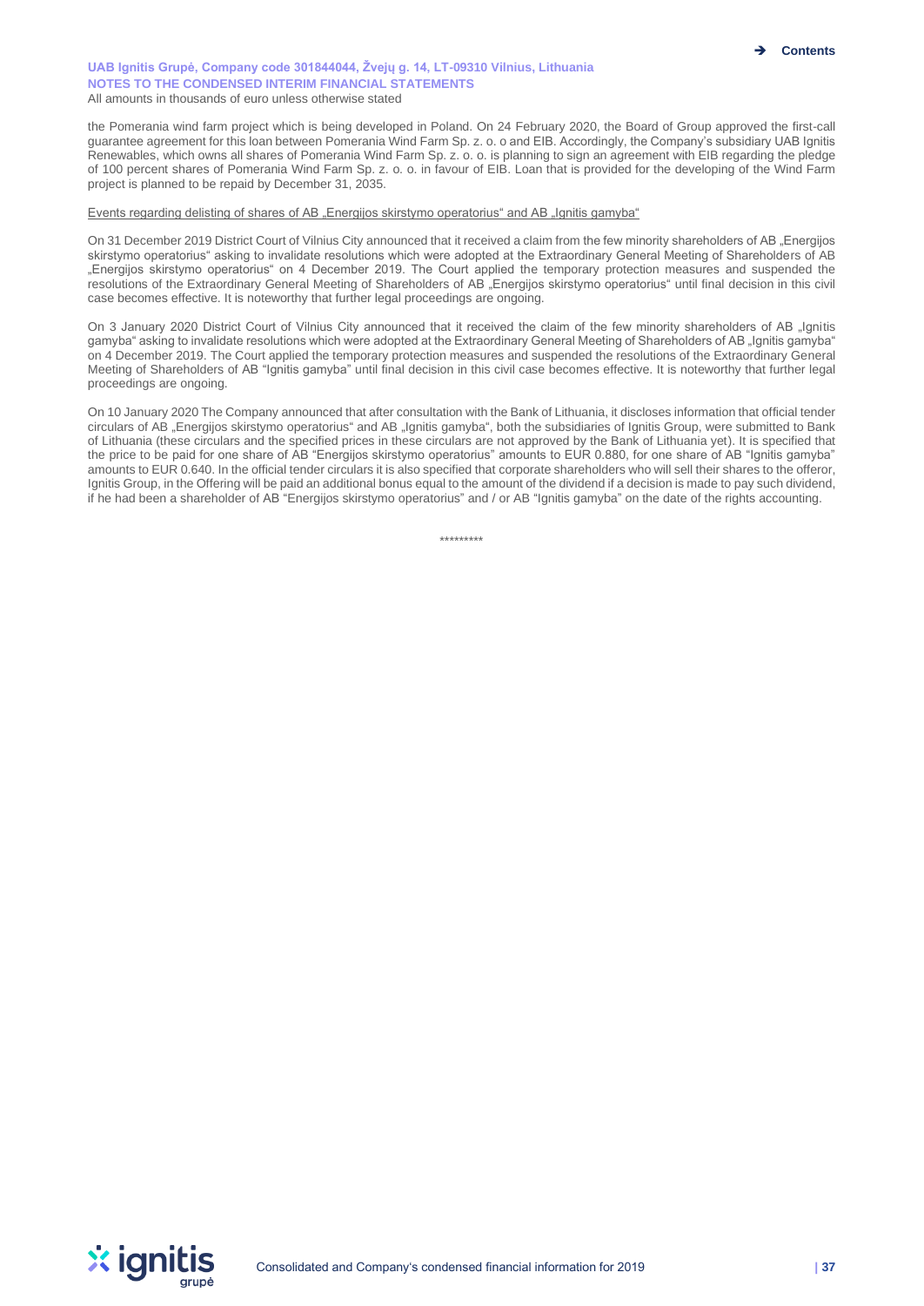the Pomerania wind farm project which is being developed in Poland. On 24 February 2020, the Board of Group approved the first-call guarantee agreement for this loan between Pomerania Wind Farm Sp. z. o. o and EIB. Accordingly, the Company's subsidiary UAB Ignitis Renewables, which owns all shares of Pomerania Wind Farm Sp. z. o. o. is planning to sign an agreement with EIB regarding the pledge of 100 percent shares of Pomerania Wind Farm Sp. z. o. o. in favour of EIB. Loan that is provided for the developing of the Wind Farm project is planned to be repaid by December 31, 2035.

Events regarding delisting of shares of AB „Energijos skirstymo operatorius“ and AB „Ignitis gamyba“

On 31 December 2019 District Court of Vilnius City announced that it received a claim from the few minority shareholders of AB „Energijos skirstymo operatorius“ asking to invalidate resolutions which were adopted at the Extraordinary General Meeting of Shareholders of AB „Energijos skirstymo operatorius“ on 4 December 2019. The Court applied the temporary protection measures and suspended the resolutions of the Extraordinary General Meeting of Shareholders of AB „Energijos skirstymo operatorius“ until final decision in this civil case becomes effective. It is noteworthy that further legal proceedings are ongoing.

On 3 January 2020 District Court of Vilnius City announced that it received the claim of the few minority shareholders of AB „Ignitis gamyba“ asking to invalidate resolutions which were adopted at the Extraordinary General Meeting of Shareholders of AB „Ignitis gamyba“ on 4 December 2019. The Court applied the temporary protection measures and suspended the resolutions of the Extraordinary General Meeting of Shareholders of AB "Ignitis gamyba" until final decision in this civil case becomes effective. It is noteworthy that further legal proceedings are ongoing.

On 10 January 2020 The Company announced that after consultation with the Bank of Lithuania, it discloses information that official tender circulars of AB „Energijos skirstymo operatorius“ and AB „Ignitis gamyba“, both the subsidiaries of Ignitis Group, were submitted to Bank of Lithuania (these circulars and the specified prices in these circulars are not approved by the Bank of Lithuania yet). It is specified that the price to be paid for one share of AB "Energijos skirstymo operatorius" amounts to EUR 0.880, for one share of AB "Ignitis gamyba" amounts to EUR 0.640. In the official tender circulars it is also specified that corporate shareholders who will sell their shares to the offeror, Ignitis Group, in the Offering will be paid an additional bonus equal to the amount of the dividend if a decision is made to pay such dividend, if he had been a shareholder of AB "Energijos skirstymo operatorius" and / or AB "Ignitis gamyba" on the date of the rights accounting.

*********